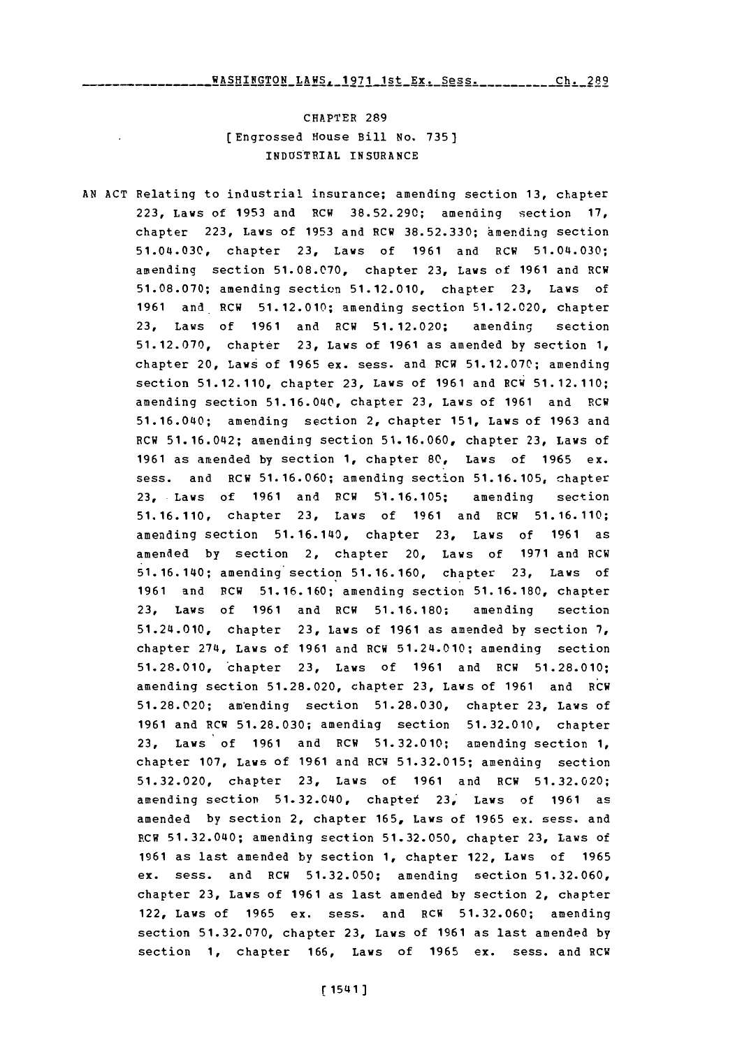# CHAPTER 289

## [Engrossed House Bill No. 735]

## INDUSTRIAL INSURANCE

AN ACT Relating to industrial insurance; amending section 13, chapter 223, Laws of 1953 and RCW 38.52.290; amending section 17, chapter 223, Laws of 1953 and RCW 38.52.330; amending section 51.04.030, chapter 23, Laws of 1961 and RCW 51.04.030; amending section 51.08.070, chapter 23, Laws of 1961 and RCW 51.08.070; amending section 51.12.010, chapter 23, Laws of 1961 and RCW 51.12.010; amending section 51.12.020, chapter 23, Laws of 1961 and RCW 51.12.020; amending section 51.12.070, chapter 23, Laws of 1961 as amended by section 1, chapter 20, Laws of 1965 ex. sess. and RCW 51.12.070; amending section 51.12.110, chapter 23, Laws of 1961 and RCW 51.12.110; amending section 51.16.040, chapter 23, Laws of 1961 and RCW 51.16.040; amending section 2, chapter 151, Laws of 1963 and RCW 51.16.042; amending section 51.16.060, chapter 23, Laws of 1961 as amended by section 1, chapter 80, Laws of 1965 ex. sess. and RCW 51.16.060; amending section 51.16.105, chapter 23, Laws of 1961 and RCW 51.16.105; amending section 51.16.110, chapter 23, Laws of 1961 and RCW 51.16.110; amending section 51.16.140, chapter 23, Laws of 1961 as amended by section 2, chapter 20, Laws of 1971 and RCW 51.16.140; amending section 51.16.160, chapter 23, Laws of 1961 and RCW 51.16.160; amending section 51.16.180, chapter 23, Laws of 1961 and RCW 51.16.180; amending section 51.24.010, chapter 23, Laws of 1961 as amended by section 7, chapter 274, Laws of 1961 and RCW 51.24.010; amending section 51.28.010, chapter 23, Laws of 1961 and RCW 51.28.010; amending section 51.28.020, chapter 23, Laws of 1961 and RCW 51.28.020; amending section 51.28.030, chapter 23, Laws of 1961 and RCW 51.28.030; amending section 51.32.010, chapter 23, Laws of 1961 and RCW 51.32.010; amending section 1, chapter 107, Laws of 1961 and RCW 51.32.015; amending section 51.32.020, chapter 23, Laws of 1961 and RCW 51.32.020; amending section 51.32.040, chapter 23, Laws of 1961 as amended by section 2, chapter 165, Laws of 1965 ex. sess. and RCW 51.32.040; amending section 51.32.050, chapter 23, Laws of 1961 as last amended by section 1, chapter 122, Laws of 1965 ex. sess. and RCW 51.32.050; amending section 51.32.060, chapter 23, Laws of 1961 as last amended by section 2, chapter 122, Laws of 1965 ex. sess. and RCW 51.32.060; amending section 51.32.070, chapter 23, Laws of 1961 as last amended by section 1, chapter 166, Laws of 1965 ex. sess. and RCW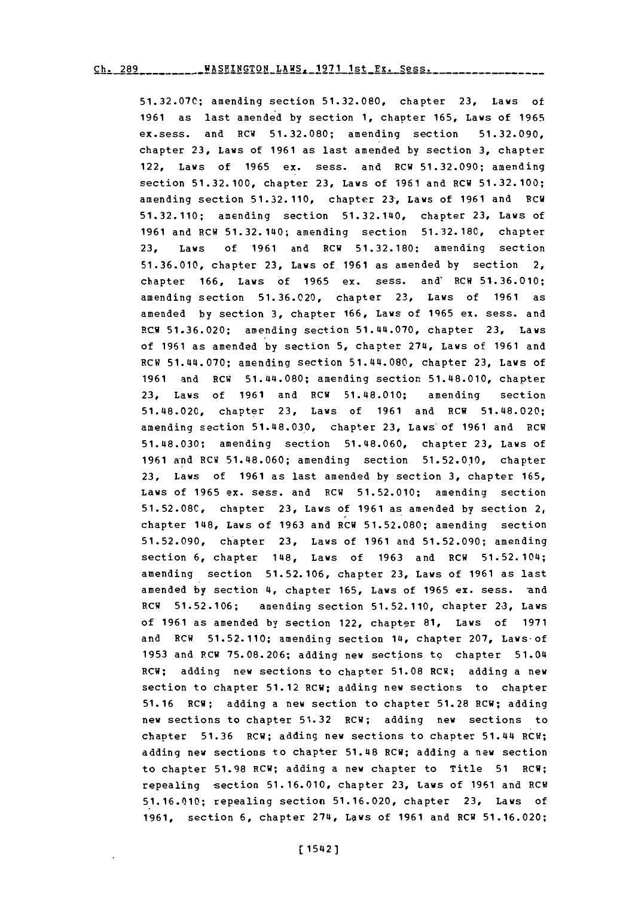51.32.070; amending section 51.32.080, chapter 23, Laws of 1961 as last amended by section 1, chapter 165, Laws of 1965 ex.sess. and RCW 51.32.080; amending section 51.32.090, chapter 23, Laws of 1961 as last amended by section 3, chapter 122, Laws of 1965 ex. sess. and RCW 51.32.090; amending section 51.32.100, chapter 23, Laws of 1961 and RCW 51.32.100; amending section 51.32.110, chapter 23, Laws of 1961 and RCW 51.32.110; amending section 51.32.140, chapter 23, Laws of 1961 and RCW 51.32.140; amending section 51.32.180, chapter 23, Laws of 1961 and RCW 51.32.180; amending section 51.36.010, chapter 23, Laws of 1961 as amended by section 2, chapter 166, Laws of 1965 ex. sess. and RCW 51.36.010; amending section 51.36.020, chapter 23, Laws of 1961 as amended by section 3, chapter 166, Laws of 1965 ex. sess. and RCW 51.36.020; amending section 51.44.070, chapter 23, Laws of 1961 as amended by section 5, chapter 274, Laws of 1961 and RCW 51.44.070; amending section 51.44.080, chapter 23, Laws of 1961 and RCW 51.44.080; amending section 51.48.010, chapter 23, Laws of 1961 and RCW 51.48.010; amending section 51.48.020, chapter 23, Laws of 1961 and RCW 51.48.020; amending section 51.48.030, chapter 23, Laws of 1961 and RCW 51.48.030; amending section 51.48.060, chapter 23, Laws of 1961 and RCW 51.48.060; amending section 51.52.010, chapter 23, Laws of 1961 as last amended by section 3, chapter 165, Laws of 1965 ex. sess. and RCW 51.52.010; amending section 51.52.080, chapter 23, Laws of 1961 as amended by section 2, chapter 148, Laws of 1963 and RCW 51.52.080; amending section 51.52.090, chapter 23, Laws of 1961 and 51.52.090; amending section 6, chapter 148, Laws of 1963 and RCW 51.52.104; amending section 51.52.106, chapter 23, Laws of 1961 as last amended by section 4, chapter 165, Laws of 1965 ex. sess. and RCW 51.52.106; amending section 51.52.110, chapter 23, Laws of 1961 as amended by section 122, chapter 81, Laws of 1971 and RCW 51.52.110; amending section 14, chapter 207, Laws of 1953 and RCW 75.08.206; adding new sections to chapter 51.04 RCW; adding new sections to chapter 51.08 RCW; adding a new section to chapter 51.12 RCW; adding new sections to chapter 51.16 RCW; adding a new section to chapter 51.28 RCW; adding new sections to chapter 51.32 RCW; adding new sections to chapter 51.36 RCW; adding new sections to chapter 51.44 RCW; adding new sections to chapter 51.48 RCW; adding a new section to chapter 51.98 RCW; adding a new chapter to Title 51 RCW; repealing section 51.16.010, chapter 23, Laws of 1961 and RCW 51.16.010; repealing section 51.16.020, chapter 23, Laws of 1961, section 6, chapter 274, Laws of 1961 and RCW 51.16.020;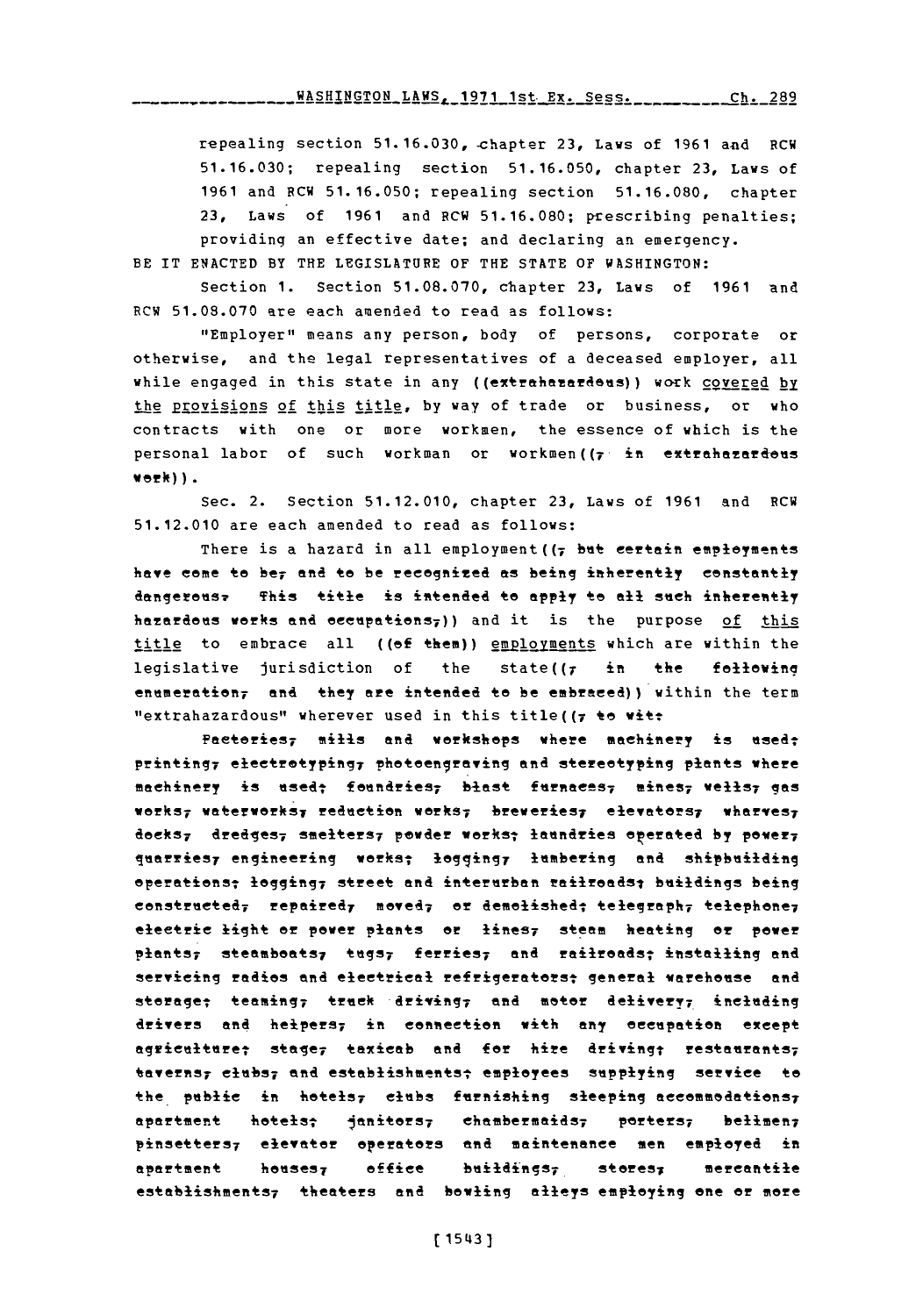repealing section 51.16.030, chapter 23, Laws of 1961 and RCW 51.16.030; repealing section 51.16.050, chapter 23, Laws of 1961 and RCW 51.16.050; repealing section 51.16.080, chapter 23, Laws of 1961 and RCW 51.16.080; prescribing penalties; providing an effective date; and declaring an emergency.

BE IT ENACTED BY THE LEGISLATURE OF THE STATE OF WASHINGTON:

Section 1. Section 51.08.070, chapter 23, Laws of 1961 and RCW 51.08.070 are each amended to read as follows:

"Employer" means any person, body of persons, corporate or otherwise, and the legal representatives of a deceased employer, all while engaged in this state in any ((extrahazardous)) work covered by the provisions of this title, by way of trade or business, or who contracts with one or more workmen, the essence of which is the personal labor of such workman or workmen((, in extrahazardous work)).

Sec. 2. Section 51.12.010, chapter 23, Laws of 1961 and RCW 51.12.010 are each amended to read as follows:

There is a hazard in all employment((, but certain employments have come to be, and to be recognized as being inherently constantly dangerous. This title is intended to apply to all such inherently hazardous works and occupations,)) and it is the purpose of this title to embrace all ((of them)) employments which are within the legislative jurisdiction of the state((, in the following enumeration, and they are intended to be embraced)) within the term "extrahazardous" wherever used in this title((, to wit:

Factories, mills and workshops where machinery is used; printing, electrotyping, photoengraving and stereotyping plants where machinery is used; foundries, blast furnaces, mines, wells, gas works, waterworks, reduction works, breweries, elevators, wharves, docks, dredges, smelters, powder works; laundries operated by power, quarries, engineering works; logging, lumbering and shipbuilding operations; logging, street and interurban railroads; buildings being constructed, repaired, moved, or demolished; telegraph, telephone, electric light or power plants or lines, steam heating or power plants, steamboats, tugs, ferries, and railroads; installing and servicing radios and electrical refrigerators; general warehouse and storage; teaming, truck driving, and motor delivery, including drivers and helpers, in connection with any occupation except agriculture; stage, taxicab and for hire driving; restaurants, taverns, clubs, and establishments; employees supplying service to the public in hotels, clubs furnishing sleeping accommodations, apartment hotels; janitors, chambermaids, porters, bellmen, pinsetters, elevator operators and maintenance men employed in apartment houses, office buildings, stores, mercantile establishments, theaters and bowling alleys employing one or more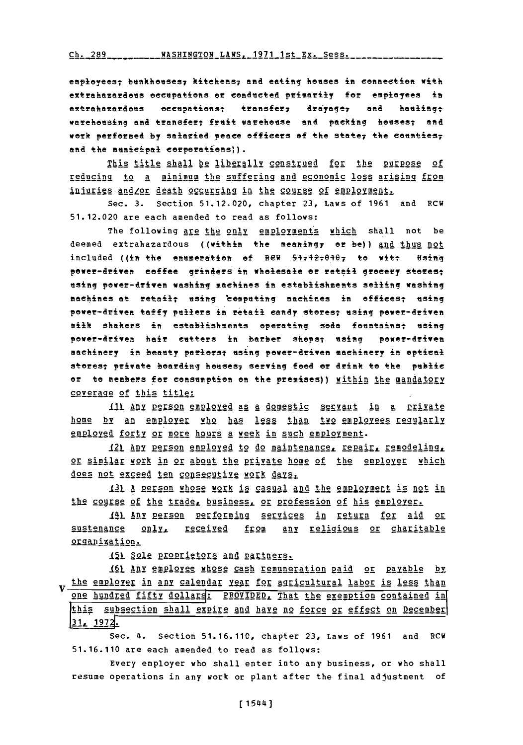employees; bunkhouses, kitchens, and eating houses in connection with extrahazardous occupations or conducted primarily for employees in extrahazardous occupations; transfer, drayage, and hauling; warehousing and transfer; fruit warehouse and packing houses; and work performed by salaried peace officers of the state, the counties, and the municipal corporations;)).

This title shall be liberally construed for the purpose of reducing to a minimum the suffering and economic loss arising from injuries and/or death occurring in the course of employment.

Sec. 3. Section 51.12.020, chapter 23, Laws of 1961 and RCW 51.12.020 are each amended to read as follows:

The following are the only employments which shall not be deemed extrahazardous ((within the meaning, or be)) and thus not included ((in the enumeration of RCW 51.12.010, to wit: Using power-driven coffee grinders in wholesale or retail grocery stores; using power-driven washing machines in establishments selling washing machines at retail; using computing machines in offices; using power-driven taffy pullers in retail candy stores; using power-driven milk shakers in establishments operating soda fountains; using power-driven hair cutters in barber shops; using power-driven machinery in beauty parlors; using power-driven machinery in optical stores; private boarding houses, serving food or drink to the public or to members for consumption on the premises)) within the mandatory coverage of this title:

(1) Any person employed as a domestic servant in a private home by an employer who has less than two employees regularly employed forty or more hours a week in such employment.

(2) Any person employed to do maintenance, repair, remodeling, or similar work in or about the private home of the employer which does not exceed ten consecutive work days.

(3) A person whose work is casual and the employment is not in the course of the trade, business, or profession of his employer.

(4) Any person performing services in return for aid or sustenance only, received from any religious or charitable organization.

(5) Sole proprietors and partners.

(6) Any employee whose cash remuneration paid or payable by the employer in any calendar year for agricultural labor is less than one hundred fifty dollars: PROVIDED, That the exemption contained in this subsection shall expire and have no force or effect on December 31, 1972.

Sec. 4. Section 51.16.110, chapter 23, Laws of 1961 and RCW 51.16.110 are each amended to read as follows:

Every employer who shall enter into any business, or who shall resume operations in any work or plant after the final adjustment of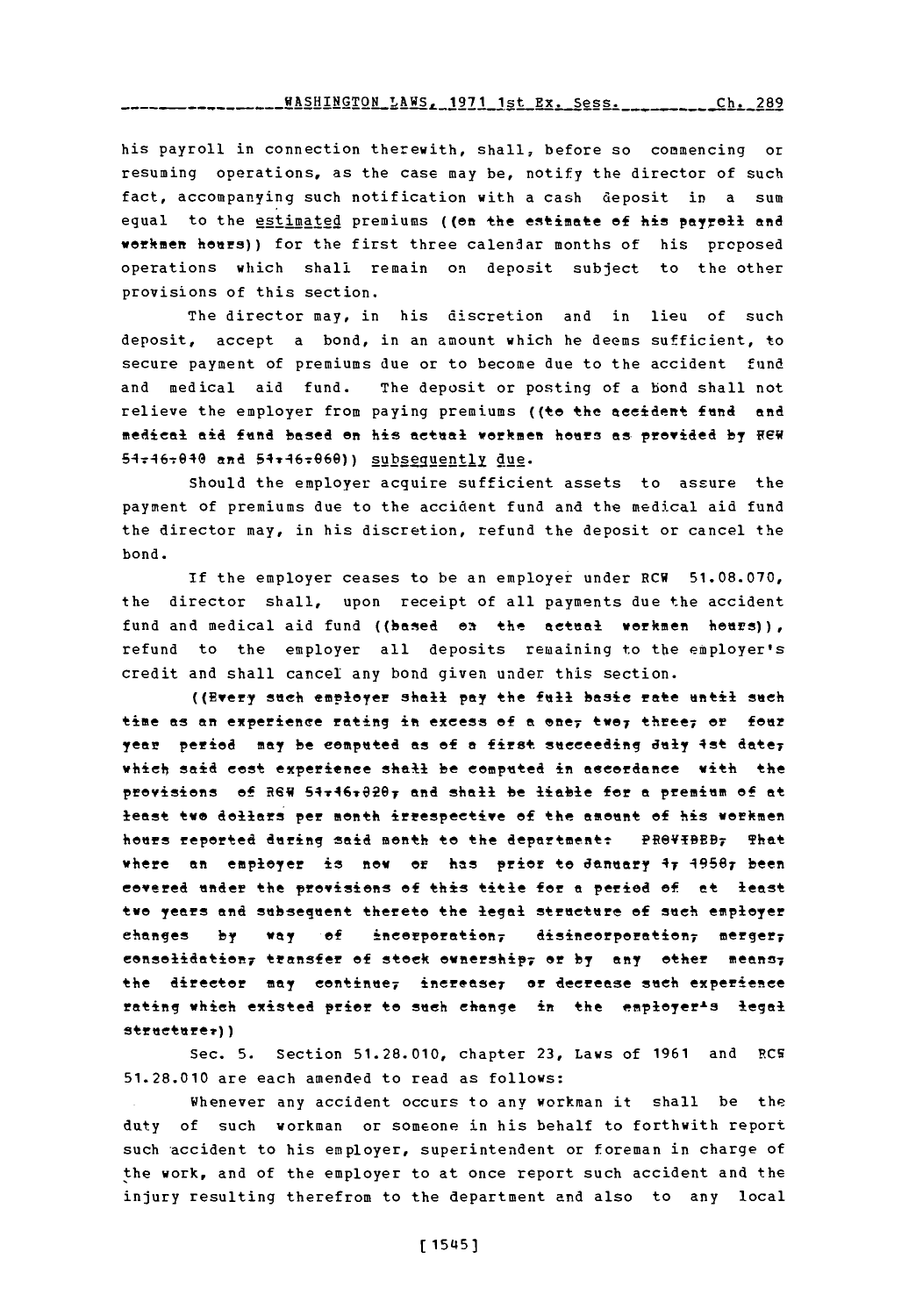his payroll in connection therewith, shall, before so commencing or resuming operations, as the case may be, notify the director of such fact, accompanying such notification with a cash deposit in a sum equal to the estimated premiums ((on the estimate of his payroll and workmen hours)) for the first three calendar months of his proposed operations which shall remain on deposit subject to the other provisions of this section.

The director may, in his discretion and in lieu of such deposit, accept a bond, in an amount which he deems sufficient, to secure payment of premiums due or to become due to the accident fund and medical aid fund. The deposit or posting of a bond shall not relieve the employer from paying premiums ((to the accident fund and medical aid fund based on his actual workmen hours as provided by RCW 51.16.040 and 51.16.060)) subsequently due.

Should the employer acquire sufficient assets to assure the payment of premiums due to the accident fund and the medical aid fund the director may, in his discretion, refund the deposit or cancel the bond.

If the employer ceases to be an employer under RCW 51.08.070, the director shall, upon receipt of all payments due the accident fund and medical aid fund ((based on the actual workmen hours)), refund to the employer all deposits remaining to the employer's credit and shall cancel any bond given under this section.

((Every such employer shall pay the full basic rate until such time as an experience rating in excess of a one, two, three, or four year period may be computed as of a first succeeding July 1st date, which said cost experience shall be computed in accordance with the provisions of RCW 51.16.020, and shall be liable for a premium of at least two dollars per month irrespective of the amount of his workmen hours reported during said month to the department: PROVIDED, That where an employer is now or has prior to January 1, 1958, been covered under the provisions of this title for a period of at least two years and subsequent thereto the legal structure of such employer changes by way of incorporation, disincorporation, merger, consolidation, transfer of stock ownership, or by any other means, the director may continue, increase, or decrease such experience rating which existed prior to such change in the employer's legal structure.))

Sec. 5. Section 51.28.010, chapter 23, Laws of 1961 and RCW 51.28.010 are each amended to read as follows:

Whenever any accident occurs to any workman it shall be the duty of such workman or someone in his behalf to forthwith report such accident to his employer, superintendent or foreman in charge of the work, and of the employer to at once report such accident and the injury resulting therefrom to the department and also to any local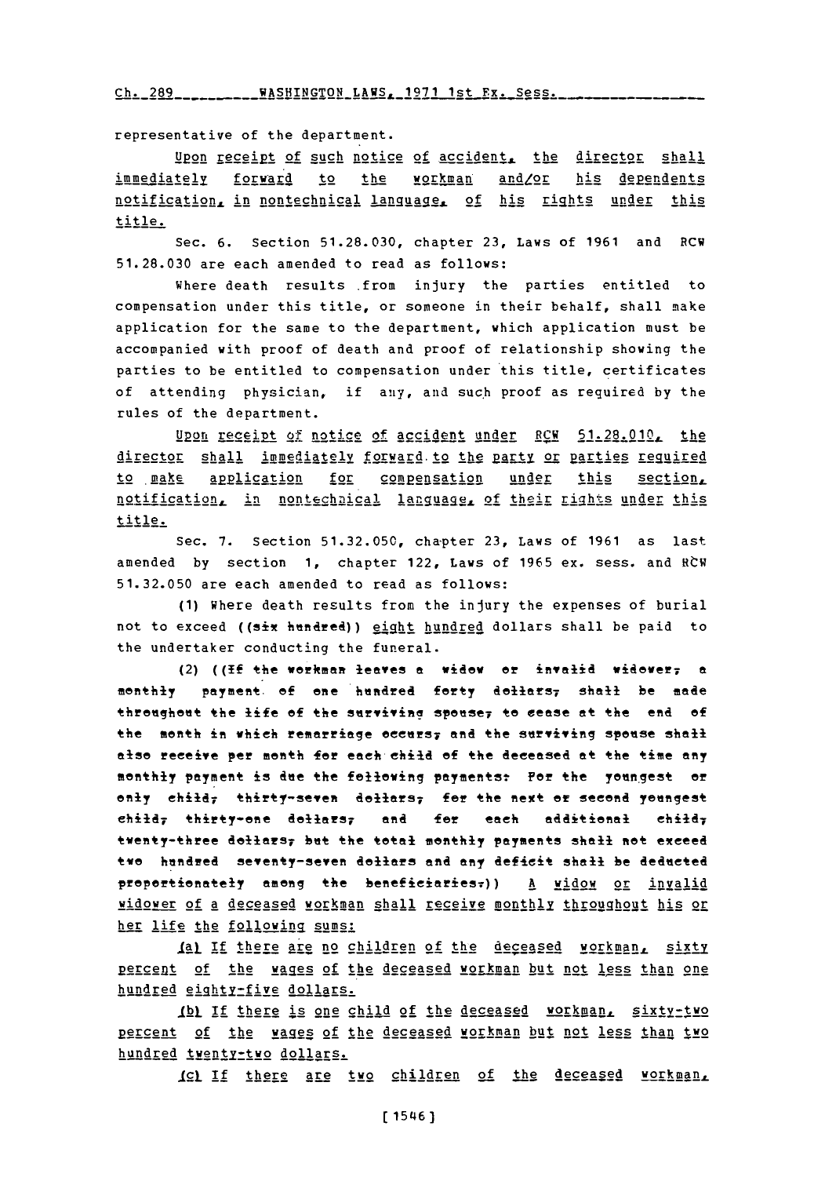representative of the department.

Upon receipt of such notice of accident, the director shall immediately forward to the workman and/or his dependents notification, in nontechnical language, of his rights under this title.

Sec. 6. Section 51.28.030, chapter 23, Laws of 1961 and RCW 51.28.030 are each amended to read as follows:

Where death results from injury the parties entitled to compensation under this title, or someone in their behalf, shall make application for the same to the department, which application must be accompanied with proof of death and proof of relationship showing the parties to be entitled to compensation under this title, certificates of attending physician, if any, and such proof as required by the rules of the department.

Upon receipt of notice of accident under RCW 51.28.010, the director shall immediately forward to the party or parties required to make application for compensation under this section, notification, in nontechnical language, of their rights under this title.

Sec. 7. Section 51.32.050, chapter 23, Laws of 1961 as last amended by section 1, chapter 122, Laws of 1965 ex. sess. and RCW 51.32.050 are each amended to read as follows:

(1) Where death results from the injury the expenses of burial not to exceed ((six hundred)) eight hundred dollars shall be paid to the undertaker conducting the funeral.

(2) ((If the workman leaves a widow or invalid widower, a monthly payment of one hundred forty dollars, shall be made throughout the life of the surviving spouse, to cease at the end of the month in which remarriage occurs, and the surviving spouse shall also receive per month for each child of the deceased at the time any monthly payment is due the following payments: For the youngest or only child, thirty-seven dollars, for the next or second youngest child, thirty-one dollars, and for each additional child, twenty-three dollars, but the total monthly payments shall not exceed two hundred seventy-seven dollars and any deficit shall be deducted proportionately among the beneficiaries.)) A widow or invalid widower of a deceased workman shall receive monthly throughout his or her life the following sums:

(a) If there are no children of the deceased workman, sixty percent of the wages of the deceased workman but not less than one hundred eighty-five dollars.

(b) If there is one child of the deceased workman, sixty-two percent of the wages of the deceased workman but not less than two hundred twenty-two dollars.

(c) If there are two children of the deceased workman,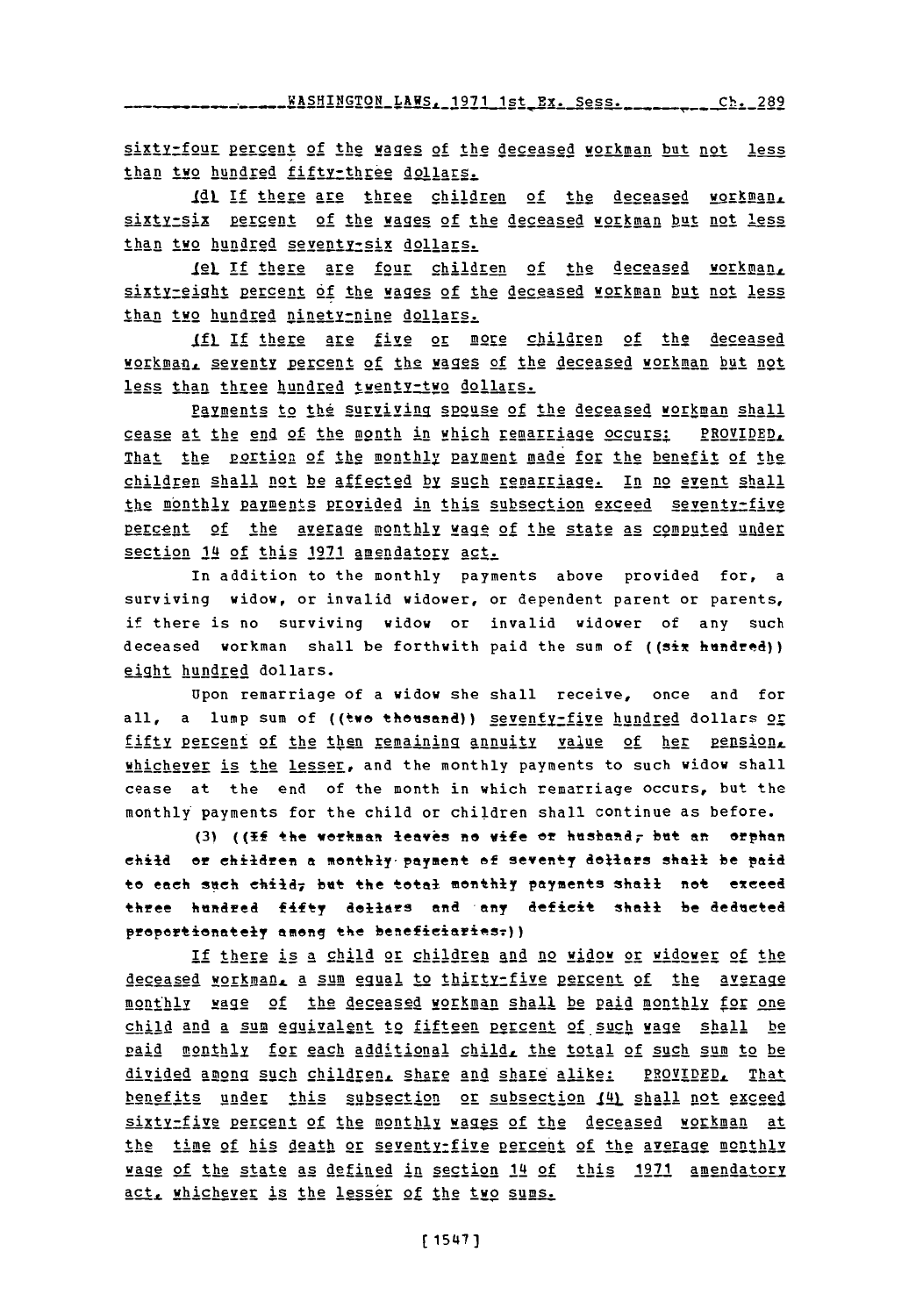sixty-four percent of the wages of the deceased workman but not less than two hundred fifty-three dollars.

(d) If there are three children of the deceased workman, sixty-six percent of the wages of the deceased workman but not less than two hundred seventy-six dollars.

(e) If there are four children of the deceased workman, sixty-eight percent of the wages of the deceased workman but not less than two hundred ninety-nine dollars.

(f) If there are five or more children of the deceased workman, seventy percent of the wages of the deceased workman but not less than three hundred twenty-two dollars.

Payments to the surviving spouse of the deceased workman shall cease at the end of the month in which remarriage occurs: PROVIDED, That the portion of the monthly payment made for the benefit of the children shall not be affected by such remarriage. In no event shall the monthly payments provided in this subsection exceed seventy-five percent of the average monthly wage of the state as computed under section 14 of this 1971 amendatory act.

In addition to the monthly payments above provided for, a surviving widow, or invalid widower, or dependent parent or parents, if there is no surviving widow or invalid widower of any such deceased workman shall be forthwith paid the sum of ((six hundred)) eight hundred dollars.

Upon remarriage of a widow she shall receive, once and for all, a lump sum of ((two thousand)) seventy-five hundred dollars or fifty percent of the then remaining annuity value of her pension, whichever is the lesser, and the monthly payments to such widow shall cease at the end of the month in which remarriage occurs, but the monthly payments for the child or children shall continue as before.

(3) ((If the workman leaves no wife or husband, but an orphan child or children a monthly payment of seventy dollars shall be paid to each such child, but the total monthly payments shall not exceed three hundred fifty dollars and any deficit shall be deducted proportionately among the beneficiaries.))

If there is a child or children and no widow or widower of the deceased workman, a sum equal to thirty-five percent of the average monthly wage of the deceased workman shall be paid monthly for one child and a sum equivalent to fifteen percent of such wage shall be paid monthly for each additional child, the total of such sum to be divided among such children, share and share alike: PROVIDED, That benefits under this subsection or subsection (4) shall not exceed sixty-five percent of the monthly wages of the deceased workman at the time of his death or seventy-five percent of the average monthly wage of the state as defined in section 14 of this 1971 amendatory act, whichever is the lesser of the two sums.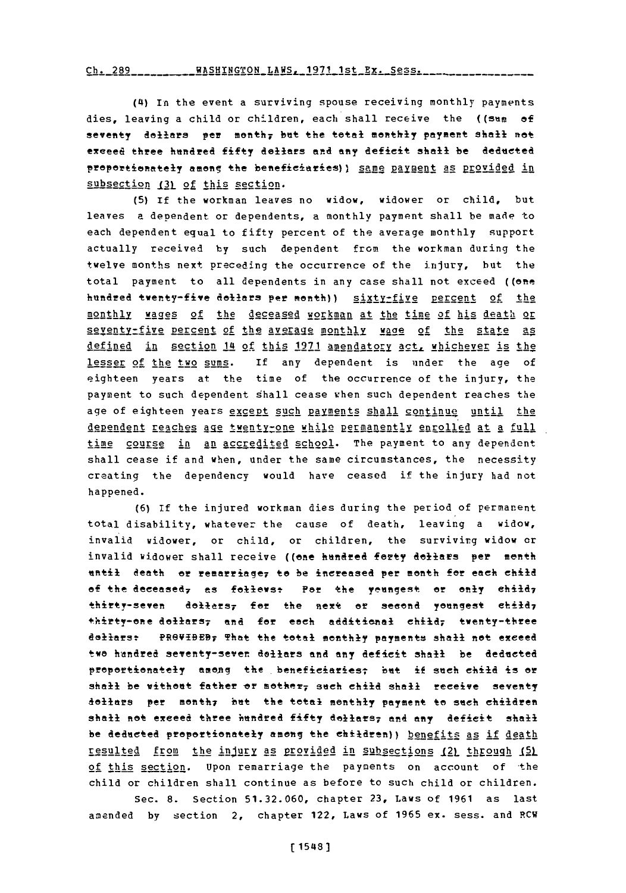(4) In the event a surviving spouse receiving monthly payments dies, leaving a child or children, each shall receive the ((sum of seventy dollars per month, but the total monthly payment shall not exceed three hundred fifty dollars and any deficit shall be deducted proportionately among the beneficiaries)) same payment as provided in subsection (3) of this section.

(5) If the workman leaves no widow, widower or child, but leaves a dependent or dependents, a monthly payment shall be made to each dependent equal to fifty percent of the average monthly support actually received by such dependent from the workman during the twelve months next preceding the occurrence of the injury, but the total payment to all dependents in any case shall not exceed ((one hundred twenty-five dollars per month)) sixty-five percent of the monthly wages of the deceased workman at the time of his death or seventy-five percent of the average monthly wage of the state as defined in section 14 of this 1971 amendatory act, whichever is the lesser of the two sums. If any dependent is under the age of eighteen years at the time of the occurrence of the injury, the payment to such dependent shall cease when such dependent reaches the age of eighteen years except such payments shall continue until the dependent reaches age twenty-one while permanently enrolled at a full time course in an accredited school. The payment to any dependent shall cease if and when, under the same circumstances, the necessity creating the dependency would have ceased if the injury had not happened.

(6) If the injured workman dies during the period of permanent total disability, whatever the cause of death, leaving a widow, invalid widower, or child, or children, the surviving widow or invalid widower shall receive ((one hundred forty dollars per month until death or remarriage, to be increased per month for each child of the deceased, as follows: For the youngest or only child, thirty-seven dollars, for the next or second youngest child, thirty-one dollars, and for each additional child, twenty-three dollars: PROVIDED, That the total monthly payments shall not exceed two hundred seventy-seven dollars and any deficit shall be deducted proportionately among the beneficiaries; but if such child is or shall be without father or mother, such child shall receive seventy dollars per month, but the total monthly payment to such children shall not exceed three hundred fifty dollars, and any deficit shall be deducted proportionately among the children)) benefits as if death resulted from the injury as provided in subsections (2) through (5) of this section. Upon remarriage the payments on account of the child or children shall continue as before to such child or children.

Sec. 8. Section 51.32.060, chapter 23, Laws of 1961 as last amended by section 2, chapter 122, Laws of 1965 ex. sess. and RCW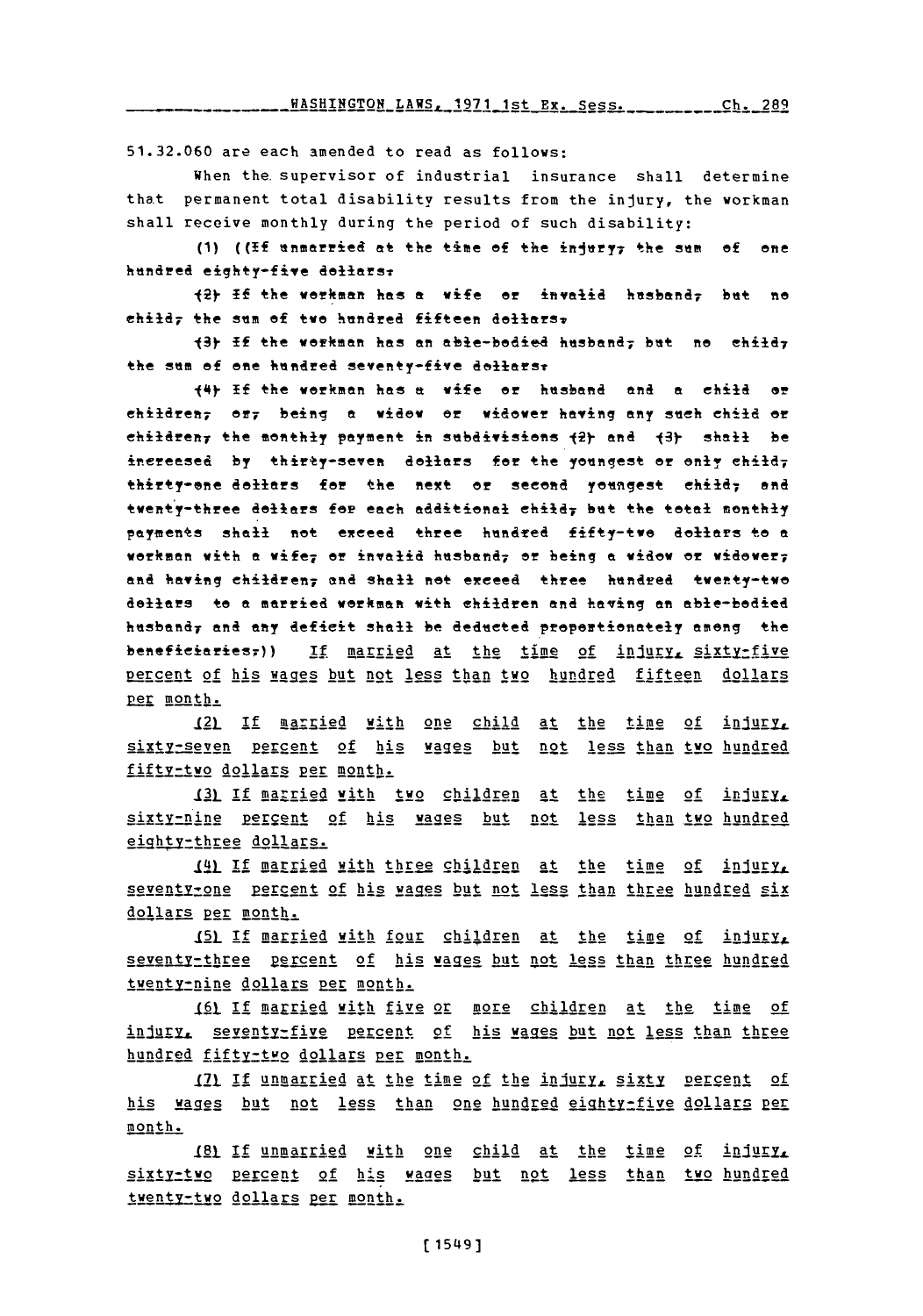51.32.060 are each amended to read as follows:

When the supervisor of industrial insurance shall determine that permanent total disability results from the injury, the workman shall receive monthly during the period of such disability:

(1) ((~~If unmarried at the time of the injury, the sum of one hundred eighty-five dollars.~~

~~(2) If the workman has a wife or invalid husband, but no child, the sum of two hundred fifteen dollars.~~

~~(3) If the workman has an able-bodied husband, but no child, the sum of one hundred seventy-five dollars.~~

~~(4) If the workman has a wife or husband and a child or children, or, being a widow or widower having any such child or children, the monthly payment in subdivisions (2) and (3) shall be increased by thirty-seven dollars for the youngest or only child, thirty-one dollars for the next or second youngest child, and twenty-three dollars for each additional child, but the total monthly payments shall not exceed three hundred fifty-two dollars to a workman with a wife, or invalid husband, or being a widow or widower, and having children, and shall not exceed three hundred twenty-two dollars to a married workman with children and having an able-bodied husband, and any deficit shall be deducted proportionately among the beneficiaries.~~)) <u>If married at the time of injury, sixty-five percent of his wages but not less than two hundred fifteen dollars per month.</u>

<u>(2) If married with one child at the time of injury, sixty-seven percent of his wages but not less than two hundred fifty-two dollars per month.</u>

<u>(3) If married with two children at the time of injury, sixty-nine percent of his wages but not less than two hundred eighty-three dollars.</u>

<u>(4) If married with three children at the time of injury, seventy-one percent of his wages but not less than three hundred six dollars per month.</u>

<u>(5) If married with four children at the time of injury, seventy-three percent of his wages but not less than three hundred twenty-nine dollars per month.</u>

<u>(6) If married with five or more children at the time of injury, seventy-five percent of his wages but not less than three hundred fifty-two dollars per month.</u>

<u>(7) If unmarried at the time of the injury, sixty percent of his wages but not less than one hundred eighty-five dollars per month.</u>

<u>(8) If unmarried with one child at the time of injury, sixty-two percent of his wages but not less than two hundred twenty-two dollars per month.</u>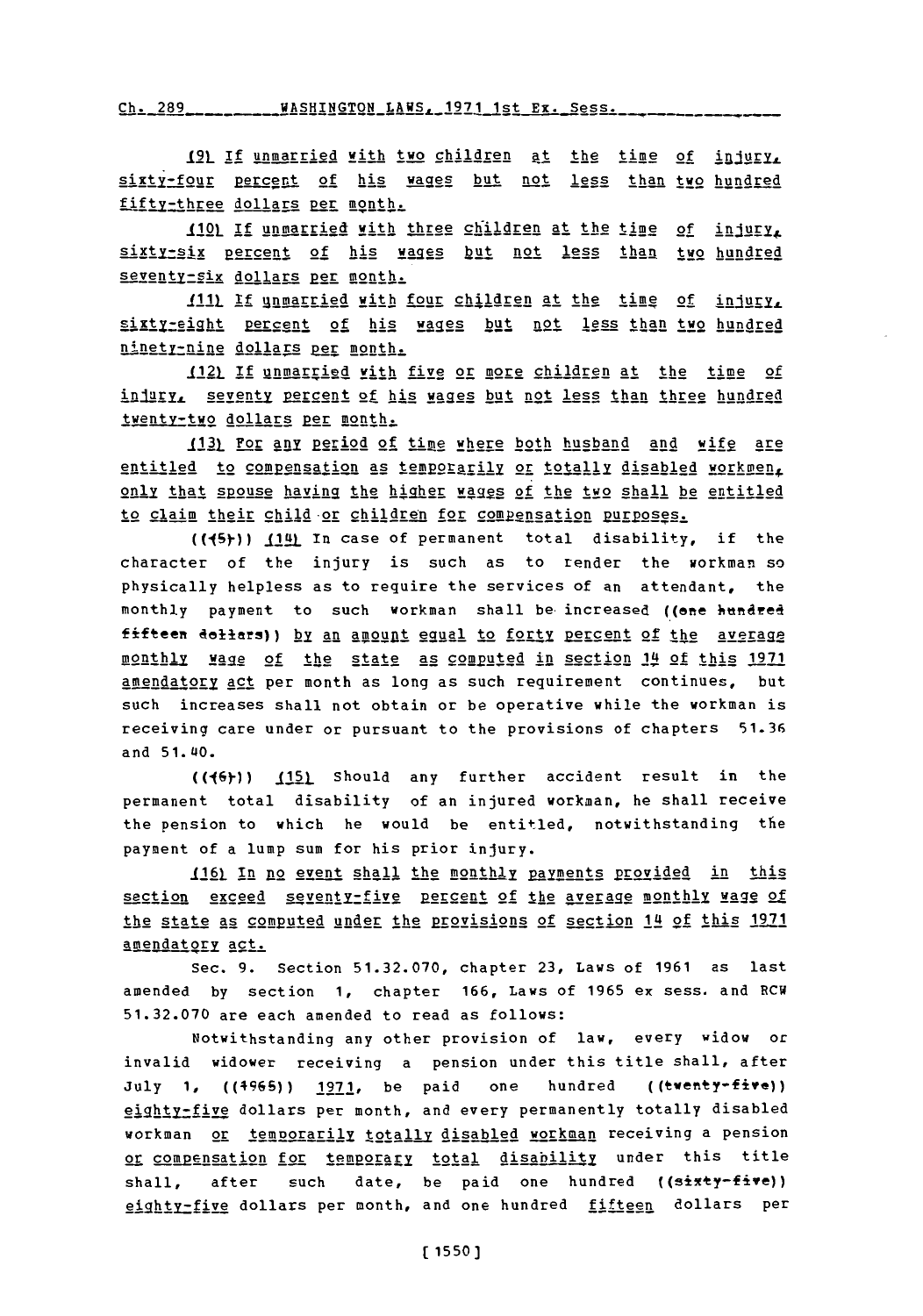(9) If unmarried with two children at the time of injury, sixty-four percent of his wages but not less than two hundred fifty-three dollars per month.

(10) If unmarried with three children at the time of injury, sixty-six percent of his wages but not less than two hundred seventy-six dollars per month.

(11) If unmarried with four children at the time of injury, sixty-eight percent of his wages but not less than two hundred ninety-nine dollars per month.

(12) If unmarried with five or more children at the time of injury, seventy percent of his wages but not less than three hundred twenty-two dollars per month.

(13) For any period of time where both husband and wife are entitled to compensation as temporarily or totally disabled workmen, only that spouse having the higher wages of the two shall be entitled to claim their child or children for compensation purposes.

((~~(5)~~)) (14) In case of permanent total disability, if the character of the injury is such as to render the workman so physically helpless as to require the services of an attendant, the monthly payment to such workman shall be increased ((~~one hundred fifteen dollars~~)) by an amount equal to forty percent of the average monthly wage of the state as computed in section 14 of this 1971 amendatory act per month as long as such requirement continues, but such increases shall not obtain or be operative while the workman is receiving care under or pursuant to the provisions of chapters 51.36 and 51.40.

((~~(6)~~)) (15) Should any further accident result in the permanent total disability of an injured workman, he shall receive the pension to which he would be entitled, notwithstanding the payment of a lump sum for his prior injury.

(16) In no event shall the monthly payments provided in this section exceed seventy-five percent of the average monthly wage of the state as computed under the provisions of section 14 of this 1971 amendatory act.

Sec. 9. Section 51.32.070, chapter 23, Laws of 1961 as last amended by section 1, chapter 166, Laws of 1965 ex sess. and RCW 51.32.070 are each amended to read as follows:

Notwithstanding any other provision of law, every widow or invalid widower receiving a pension under this title shall, after July 1, ((~~1965~~)) 1971, be paid one hundred ((~~twenty-five~~)) eighty-five dollars per month, and every permanently totally disabled workman or temporarily totally disabled workman receiving a pension or compensation for temporary total disability under this title shall, after such date, be paid one hundred ((~~sixty-five~~)) eighty-five dollars per month, and one hundred fifteen dollars per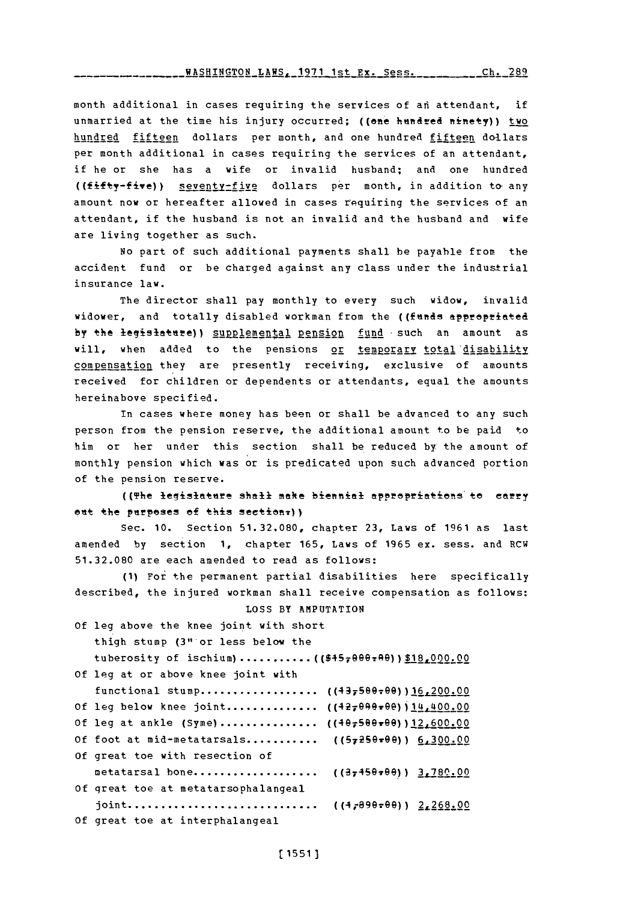month additional in cases requiring the services of an attendant, if unmarried at the time his injury occurred; ((one hundred ninety)) two hundred fifteen dollars per month, and one hundred fifteen dollars per month additional in cases requiring the services of an attendant, if he or she has a wife or invalid husband; and one hundred ((fifty-five)) seventy-five dollars per month, in addition to any amount now or hereafter allowed in cases requiring the services of an attendant, if the husband is not an invalid and the husband and wife are living together as such.

No part of such additional payments shall be payable from the accident fund or be charged against any class under the industrial insurance law.

The director shall pay monthly to every such widow, invalid widower, and totally disabled workman from the ((funds appropriated by the legislature)) supplemental pension fund such an amount as will, when added to the pensions or temporary total disability compensation they are presently receiving, exclusive of amounts received for children or dependents or attendants, equal the amounts hereinabove specified.

In cases where money has been or shall be advanced to any such person from the pension reserve, the additional amount to be paid to him or her under this section shall be reduced by the amount of monthly pension which was or is predicated upon such advanced portion of the pension reserve.

((The legislature shall make biennial appropriations to carry out the purposes of this section.))

Sec. 10. Section 51.32.080, chapter 23, Laws of 1961 as last amended by section 1, chapter 165, Laws of 1965 ex. sess. and RCW 51.32.080 are each amended to read as follows:

(1) For the permanent partial disabilities here specifically described, the injured workman shall receive compensation as follows:

LOSS BY AMPUTATION

| | |
|---|---|
| Of leg above the knee joint with short thigh stump (3" or less below the tuberosity of ischium) | (($15,000.00)) $18,000.00 |
| Of leg at or above knee joint with functional stump | ((13,500.00)) 16,200.00 |
| Of leg below knee joint | ((12,000.00)) 14,400.00 |
| Of leg at ankle (Syme) | ((10,500.00)) 12,600.00 |
| Of foot at mid-metatarsals | ((5,250.00)) 6,300.00 |
| Of great toe with resection of metatarsal bone | ((3,150.00)) 3,780.00 |
| Of great toe at metatarsophalangeal joint | ((1,890.00)) 2,268.00 |
| Of great toe at interphalangeal | |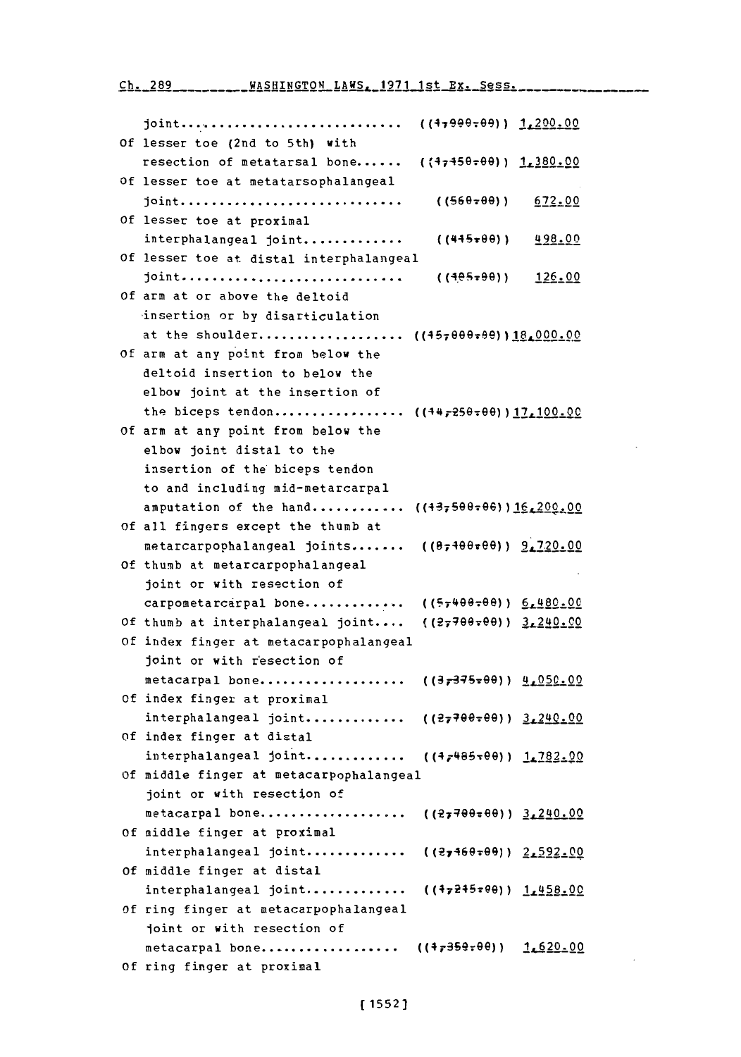joint............................ ((1,000.00)) 1,200.00

Of lesser toe (2nd to 5th) with resection of metatarsal bone...... ((1,150.00)) 1,380.00

Of lesser toe at metatarsophalangeal joint............................ ((560.00)) 672.00

Of lesser toe at proximal interphalangeal joint............ ((415.00)) 498.00

Of lesser toe at distal interphalangeal joint............................ ((105.00)) 126.00

Of arm at or above the deltoid insertion or by disarticulation at the shoulder.................. ((15,000.00)) 18,000.00

Of arm at any point from below the deltoid insertion to below the elbow joint at the insertion of the biceps tendon................ ((14,250.00)) 17,100.00

Of arm at any point from below the elbow joint distal to the insertion of the biceps tendon to and including mid-metarcarpal amputation of the hand........... ((13,500.00)) 16,200.00

Of all fingers except the thumb at metarcarpophalangeal joints....... ((8,100.00)) 9,720.00

Of thumb at metarcarpophalangeal joint or with resection of carpometarcarpal bone............ ((5,400.00)) 6,480.00

Of thumb at interphalangeal joint.... ((2,700.00)) 3,240.00

Of index finger at metacarpophalangeal joint or with resection of metacarpal bone.................. ((3,375.00)) 4,050.00

Of index finger at proximal interphalangeal joint............ ((2,700.00)) 3,240.00

Of index finger at distal interphalangeal joint............ ((1,485.00)) 1,782.00

Of middle finger at metacarpophalangeal joint or with resection of metacarpal bone.................. ((2,700.00)) 3,240.00

Of middle finger at proximal interphalangeal joint............ ((2,160.00)) 2,592.00

Of middle finger at distal interphalangeal joint............ ((1,215.00)) 1,458.00

Of ring finger at metacarpophalangeal joint or with resection of metacarpal bone.................. ((1,350.00)) 1,620.00

Of ring finger at proximal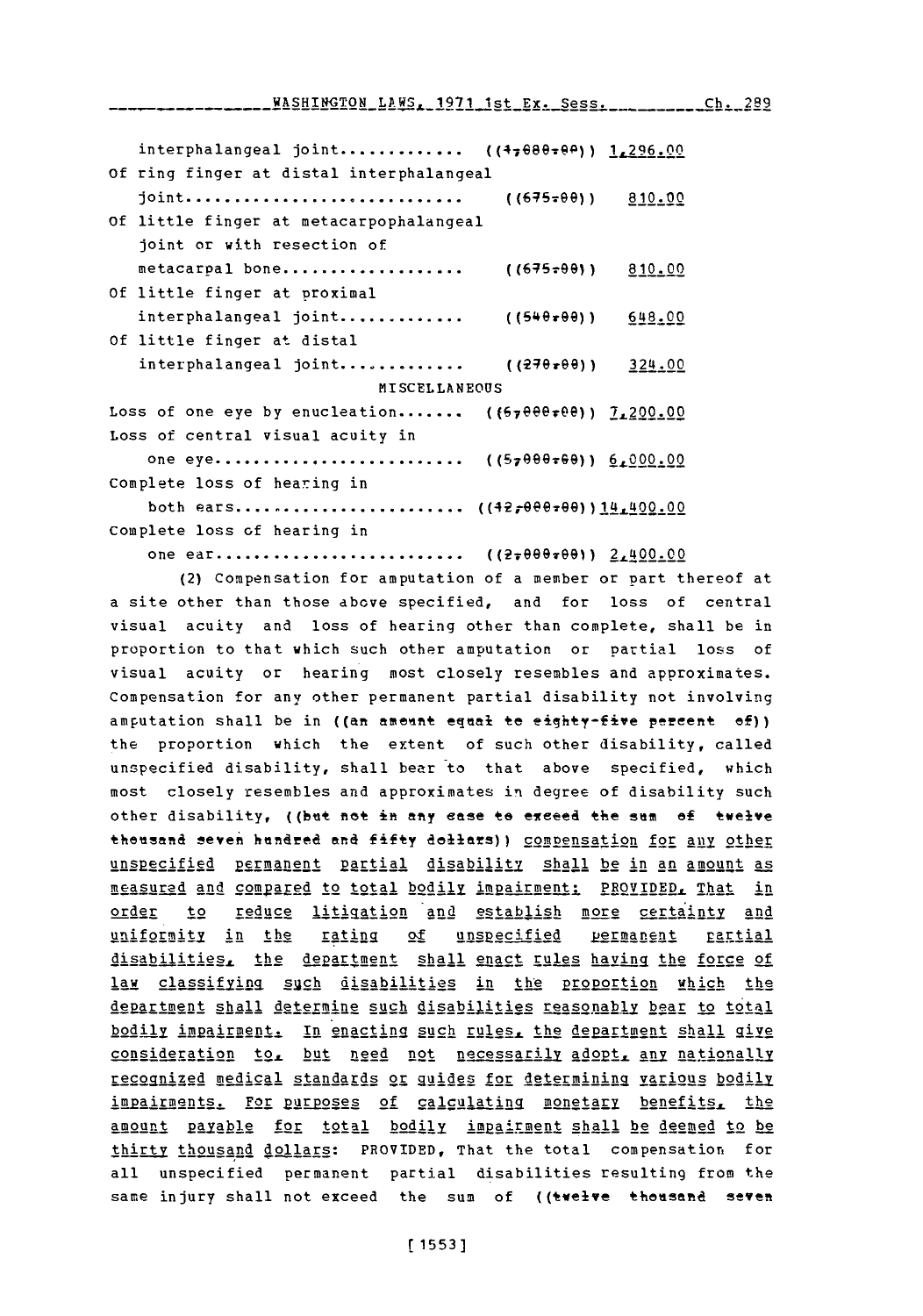interphalangeal joint............ ((1,080.00)) 1,296.00
Of ring finger at distal interphalangeal
joint............................ ((675.00)) 810.00
Of little finger at metacarpophalangeal
joint or with resection of
metacarpal bone.................. ((675.00)) 810.00
Of little finger at proximal
interphalangeal joint............ ((540.00)) 648.00
Of little finger at distal
interphalangeal joint............ ((270.00)) 324.00

MISCELLANEOUS

Loss of one eye by enucleation....... ((6,000.00)) 7,200.00
Loss of central visual acuity in
one eye.......................... ((5,000.00)) 6,000.00
Complete loss of hearing in
both ears........................ ((12,000.00)) 14,400.00
Complete loss of hearing in
one ear.......................... ((2,000.00)) 2,400.00

(2) Compensation for amputation of a member or part thereof at a site other than those above specified, and for loss of central visual acuity and loss of hearing other than complete, shall be in proportion to that which such other amputation or partial loss of visual acuity or hearing most closely resembles and approximates. Compensation for any other permanent partial disability not involving amputation shall be in ((an amount equal to eighty-five percent of)) the proportion which the extent of such other disability, called unspecified disability, shall bear to that above specified, which most closely resembles and approximates in degree of disability such other disability, ((but not in any case to exceed the sum of twelve thousand seven hundred and fifty dollars)) compensation for any other unspecified permanent partial disability shall be in an amount as measured and compared to total bodily impairment: PROVIDED, That in order to reduce litigation and establish more certainty and uniformity in the rating of unspecified permanent partial disabilities, the department shall enact rules having the force of law classifying such disabilities in the proportion which the department shall determine such disabilities reasonably bear to total bodily impairment. In enacting such rules, the department shall give consideration to, but need not necessarily adopt, any nationally recognized medical standards or guides for determining various bodily impairments. For purposes of calculating monetary benefits, the amount payable for total bodily impairment shall be deemed to be thirty thousand dollars: PROVIDED, That the total compensation for all unspecified permanent partial disabilities resulting from the same injury shall not exceed the sum of ((twelve thousand seven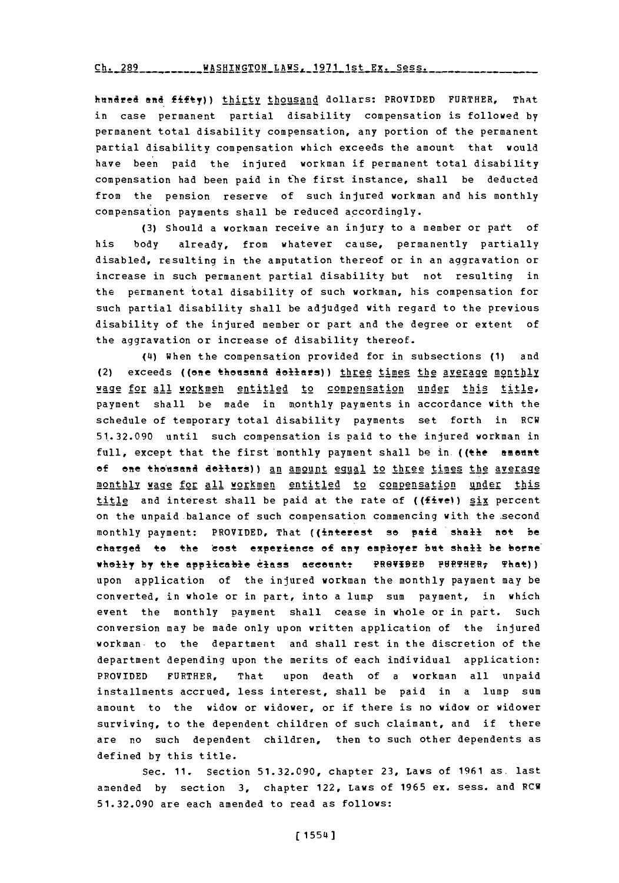~~hundred and fifty~~)) thirty thousand dollars: PROVIDED FURTHER, That in case permanent partial disability compensation is followed by permanent total disability compensation, any portion of the permanent partial disability compensation which exceeds the amount that would have been paid the injured workman if permanent total disability compensation had been paid in the first instance, shall be deducted from the pension reserve of such injured workman and his monthly compensation payments shall be reduced accordingly.

(3) Should a workman receive an injury to a member or part of his body already, from whatever cause, permanently partially disabled, resulting in the amputation thereof or in an aggravation or increase in such permanent partial disability but not resulting in the permanent total disability of such workman, his compensation for such partial disability shall be adjudged with regard to the previous disability of the injured member or part and the degree or extent of the aggravation or increase of disability thereof.

(4) When the compensation provided for in subsections (1) and (2) exceeds ((~~one thousand dollars~~)) three times the average monthly wage for all workmen entitled to compensation under this title, payment shall be made in monthly payments in accordance with the schedule of temporary total disability payments set forth in RCW 51.32.090 until such compensation is paid to the injured workman in full, except that the first monthly payment shall be in ((~~the amount of one thousand dollars~~)) an amount equal to three times the average monthly wage for all workmen entitled to compensation under this title and interest shall be paid at the rate of ((~~five~~)) six percent on the unpaid balance of such compensation commencing with the second monthly payment: PROVIDED, That ((~~interest so paid shall not be charged to the cost experience of any employer but shall be borne wholly by the applicable class account: PROVIDED FURTHER, That~~)) upon application of the injured workman the monthly payment may be converted, in whole or in part, into a lump sum payment, in which event the monthly payment shall cease in whole or in part. Such conversion may be made only upon written application of the injured workman to the department and shall rest in the discretion of the department depending upon the merits of each individual application: PROVIDED FURTHER, That upon death of a workman all unpaid installments accrued, less interest, shall be paid in a lump sum amount to the widow or widower, or if there is no widow or widower surviving, to the dependent children of such claimant, and if there are no such dependent children, then to such other dependents as defined by this title.

Sec. 11. Section 51.32.090, chapter 23, Laws of 1961 as last amended by section 3, chapter 122, Laws of 1965 ex. sess. and RCW 51.32.090 are each amended to read as follows: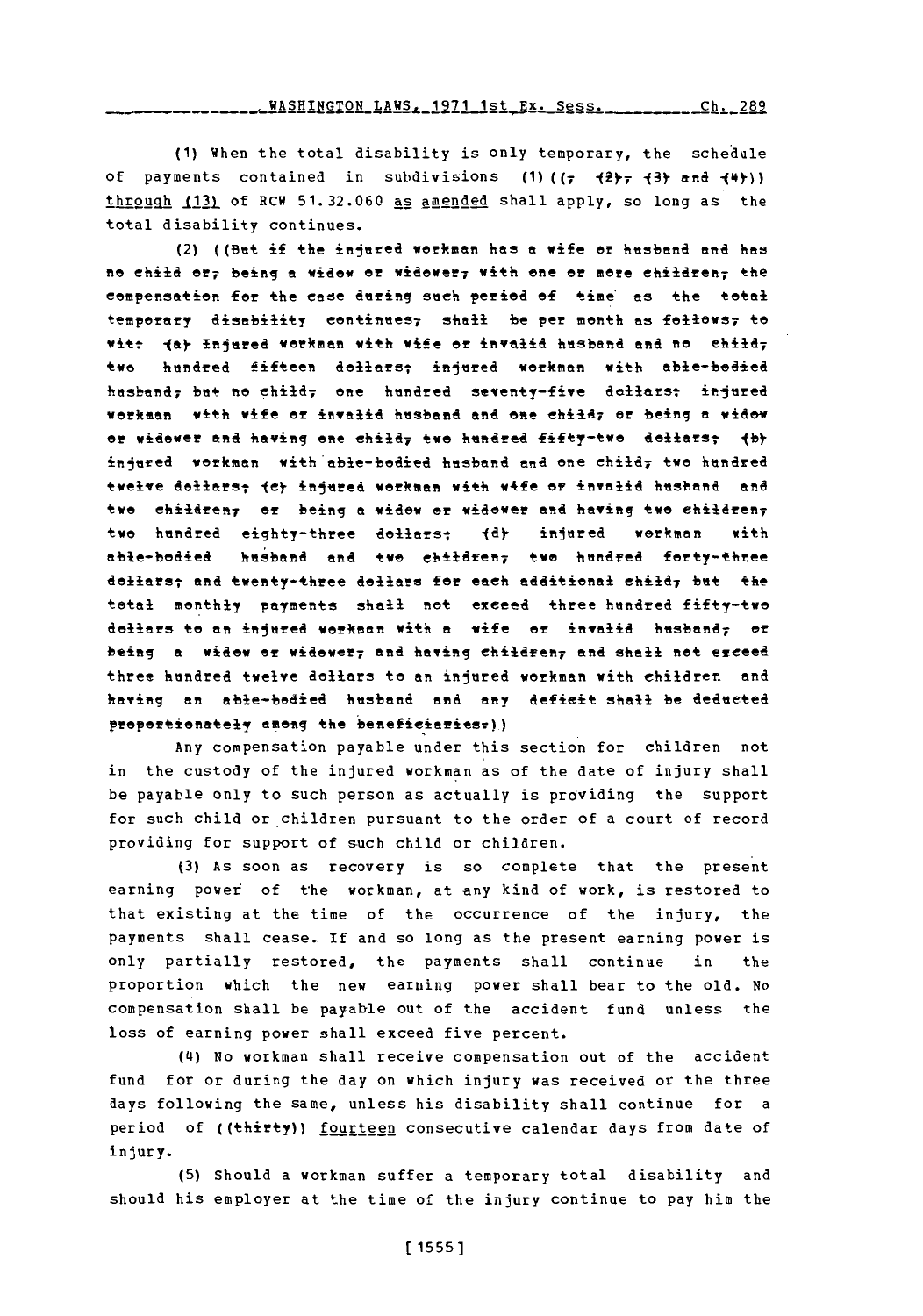(1) When the total disability is only temporary, the schedule of payments contained in subdivisions (1) ((, (2), (3) and (4))) through (13) of RCW 51.32.060 as amended shall apply, so long as the total disability continues.

(2) ((But if the injured workman has a wife or husband and has no child or, being a widow or widower, with one or more children, the compensation for the case during such period of time as the total temporary disability continues, shall be per month as follows, to wit: (a) Injured workman with wife or invalid husband and no child, two hundred fifteen dollars; injured workman with able-bodied husband, but no child, one hundred seventy-five dollars; injured workman with wife or invalid husband and one child, or being a widow or widower and having one child, two hundred fifty-two dollars; (b) injured workman with able-bodied husband and one child, two hundred twelve dollars; (c) injured workman with wife or invalid husband and two children, or being a widow or widower and having two children, two hundred eighty-three dollars; (d) injured workman with able-bodied husband and two children, two hundred forty-three dollars; and twenty-three dollars for each additional child, but the total monthly payments shall not exceed three hundred fifty-two dollars to an injured workman with a wife or invalid husband, or being a widow or widower, and having children, and shall not exceed three hundred twelve dollars to an injured workman with children and having an able-bodied husband and any deficit shall be deducted proportionately among the beneficiaries.))

Any compensation payable under this section for children not in the custody of the injured workman as of the date of injury shall be payable only to such person as actually is providing the support for such child or children pursuant to the order of a court of record providing for support of such child or children.

(3) As soon as recovery is so complete that the present earning power of the workman, at any kind of work, is restored to that existing at the time of the occurrence of the injury, the payments shall cease. If and so long as the present earning power is only partially restored, the payments shall continue in the proportion which the new earning power shall bear to the old. No compensation shall be payable out of the accident fund unless the loss of earning power shall exceed five percent.

(4) No workman shall receive compensation out of the accident fund for or during the day on which injury was received or the three days following the same, unless his disability shall continue for a period of ((thirty)) fourteen consecutive calendar days from date of injury.

(5) Should a workman suffer a temporary total disability and should his employer at the time of the injury continue to pay him the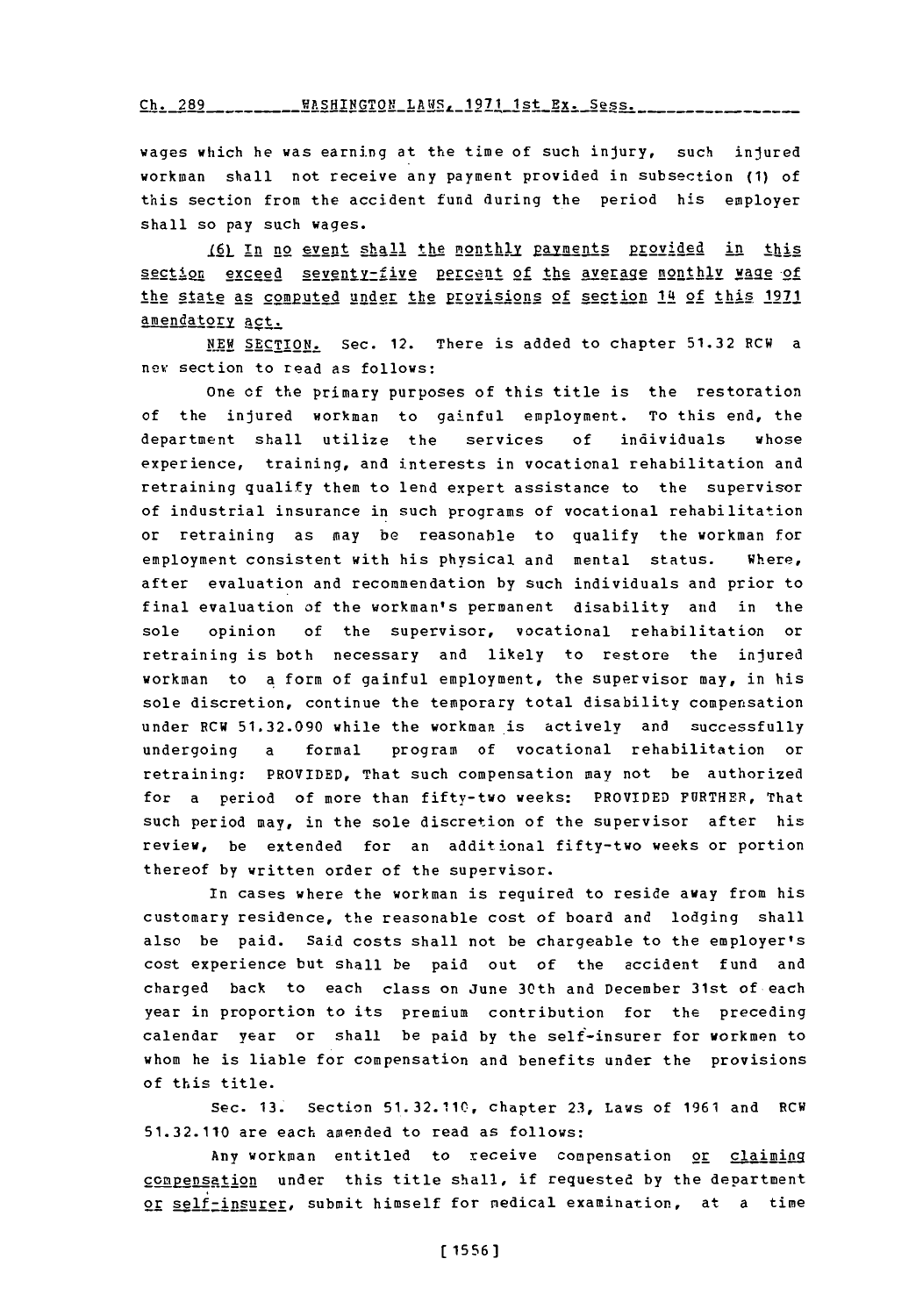wages which he was earning at the time of such injury, such injured workman shall not receive any payment provided in subsection (1) of this section from the accident fund during the period his employer shall so pay such wages.

(6) In no event shall the monthly payments provided in this section exceed seventy-five percent of the average monthly wage of the state as computed under the provisions of section 14 of this 1971 amendatory act.

NEW SECTION. Sec. 12. There is added to chapter 51.32 RCW a new section to read as follows:

One of the primary purposes of this title is the restoration of the injured workman to gainful employment. To this end, the department shall utilize the services of individuals whose experience, training, and interests in vocational rehabilitation and retraining qualify them to lend expert assistance to the supervisor of industrial insurance in such programs of vocational rehabilitation or retraining as may be reasonable to qualify the workman for employment consistent with his physical and mental status. Where, after evaluation and recommendation by such individuals and prior to final evaluation of the workman's permanent disability and in the sole opinion of the supervisor, vocational rehabilitation or retraining is both necessary and likely to restore the injured workman to a form of gainful employment, the supervisor may, in his sole discretion, continue the temporary total disability compensation under RCW 51.32.090 while the workman is actively and successfully undergoing a formal program of vocational rehabilitation or retraining: PROVIDED, That such compensation may not be authorized for a period of more than fifty-two weeks: PROVIDED FURTHER, That such period may, in the sole discretion of the supervisor after his review, be extended for an additional fifty-two weeks or portion thereof by written order of the supervisor.

In cases where the workman is required to reside away from his customary residence, the reasonable cost of board and lodging shall also be paid. Said costs shall not be chargeable to the employer's cost experience but shall be paid out of the accident fund and charged back to each class on June 30th and December 31st of each year in proportion to its premium contribution for the preceding calendar year or shall be paid by the self-insurer for workmen to whom he is liable for compensation and benefits under the provisions of this title.

Sec. 13. Section 51.32.110, chapter 23, Laws of 1961 and RCW 51.32.110 are each amended to read as follows:

Any workman entitled to receive compensation or claiming compensation under this title shall, if requested by the department or self-insurer, submit himself for medical examination, at a time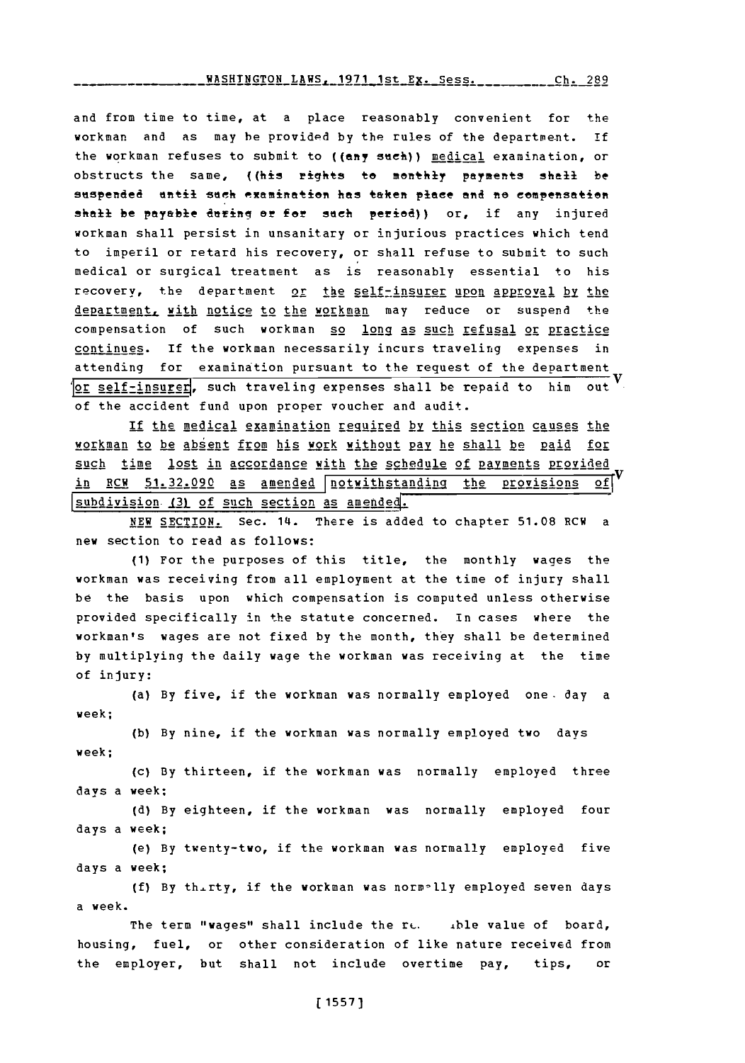and from time to time, at a place reasonably convenient for the workman and as may be provided by the rules of the department. If the workman refuses to submit to ((any such)) medical examination, or obstructs the same, ((his rights to monthly payments shall be suspended until such examination has taken place and no compensation shall be payable during or for such period)) or, if any injured workman shall persist in unsanitary or injurious practices which tend to imperil or retard his recovery, or shall refuse to submit to such medical or surgical treatment as is reasonably essential to his recovery, the department or the self-insurer upon approval by the department, with notice to the workman may reduce or suspend the compensation of such workman so long as such refusal or practice continues. If the workman necessarily incurs traveling expenses in attending for examination pursuant to the request of the department or self-insurer, such traveling expenses shall be repaid to him out of the accident fund upon proper voucher and audit.

If the medical examination required by this section causes the workman to be absent from his work without pay he shall be paid for such time lost in accordance with the schedule of payments provided in RCW 51.32.090 as amended notwithstanding the provisions of subdivision (3) of such section as amended.

NEW SECTION. Sec. 14. There is added to chapter 51.08 RCW a new section to read as follows:

(1) For the purposes of this title, the monthly wages the workman was receiving from all employment at the time of injury shall be the basis upon which compensation is computed unless otherwise provided specifically in the statute concerned. In cases where the workman's wages are not fixed by the month, they shall be determined by multiplying the daily wage the workman was receiving at the time of injury:

(a) By five, if the workman was normally employed one day a week;

(b) By nine, if the workman was normally employed two days week;

(c) By thirteen, if the workman was normally employed three days a week;

(d) By eighteen, if the workman was normally employed four days a week;

(e) By twenty-two, if the workman was normally employed five days a week;

(f) By thirty, if the workman was normally employed seven days a week.

The term "wages" shall include the reasonable value of board, housing, fuel, or other consideration of like nature received from the employer, but shall not include overtime pay, tips, or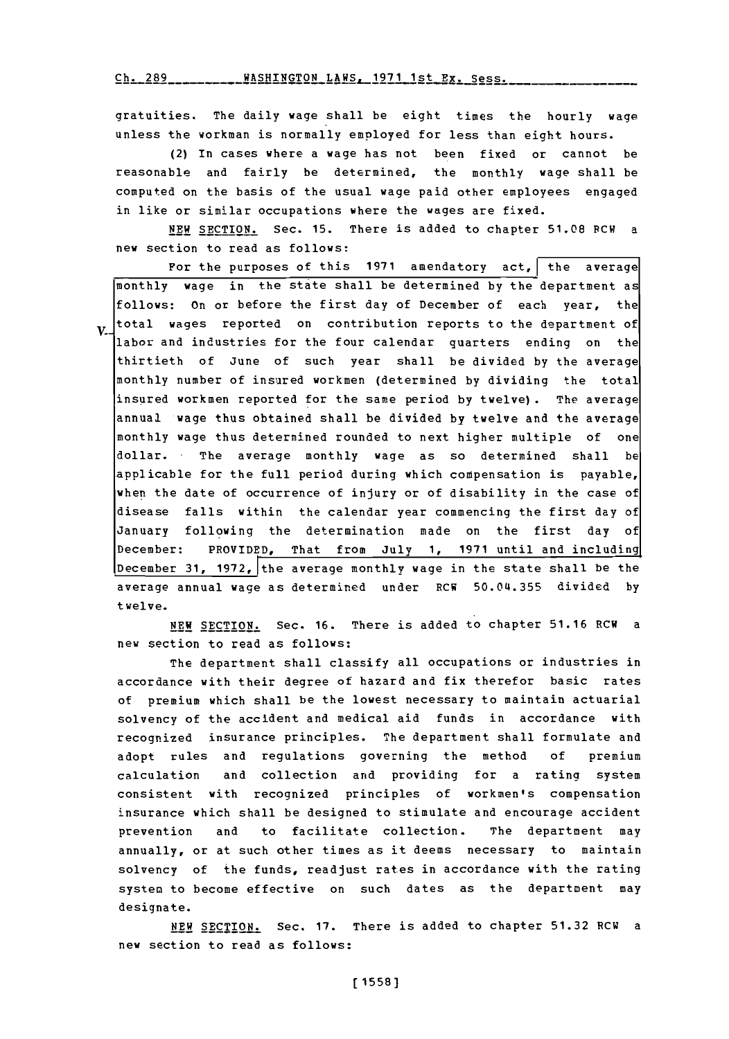gratuities. The daily wage shall be eight times the hourly wage unless the workman is normally employed for less than eight hours.

(2) In cases where a wage has not been fixed or cannot be reasonable and fairly be determined, the monthly wage shall be computed on the basis of the usual wage paid other employees engaged in like or similar occupations where the wages are fixed.

NEW SECTION. Sec. 15. There is added to chapter 51.08 RCW a new section to read as follows:

For the purposes of this 1971 amendatory act, the average monthly wage in the state shall be determined by the department as follows: On or before the first day of December of each year, the total wages reported on contribution reports to the department of labor and industries for the four calendar quarters ending on the thirtieth of June of such year shall be divided by the average monthly number of insured workmen (determined by dividing the total insured workmen reported for the same period by twelve). The average annual wage thus obtained shall be divided by twelve and the average monthly wage thus determined rounded to next higher multiple of one dollar. The average monthly wage as so determined shall be applicable for the full period during which compensation is payable, when the date of occurrence of injury or of disability in the case of disease falls within the calendar year commencing the first day of January following the determination made on the first day of December: PROVIDED, That from July 1, 1971 until and including December 31, 1972, the average monthly wage in the state shall be the average annual wage as determined under RCW 50.04.355 divided by twelve.

NEW SECTION. Sec. 16. There is added to chapter 51.16 RCW a new section to read as follows:

The department shall classify all occupations or industries in accordance with their degree of hazard and fix therefor basic rates of premium which shall be the lowest necessary to maintain actuarial solvency of the accident and medical aid funds in accordance with recognized insurance principles. The department shall formulate and adopt rules and regulations governing the method of premium calculation and collection and providing for a rating system consistent with recognized principles of workmen's compensation insurance which shall be designed to stimulate and encourage accident prevention and to facilitate collection. The department may annually, or at such other times as it deems necessary to maintain solvency of the funds, readjust rates in accordance with the rating system to become effective on such dates as the department may designate.

NEW SECTION. Sec. 17. There is added to chapter 51.32 RCW a new section to read as follows: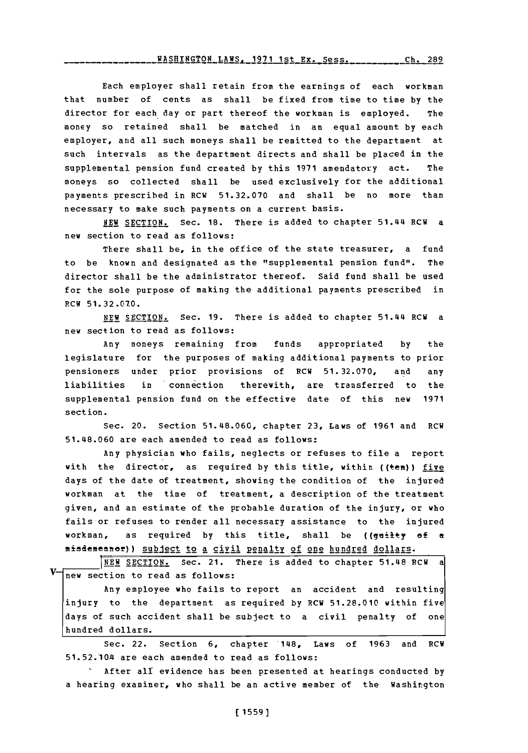Each employer shall retain from the earnings of each workman that number of cents as shall be fixed from time to time by the director for each day or part thereof the workman is employed. The money so retained shall be matched in an equal amount by each employer, and all such moneys shall be remitted to the department at such intervals as the department directs and shall be placed in the supplemental pension fund created by this 1971 amendatory act. The moneys so collected shall be used exclusively for the additional payments prescribed in RCW 51.32.070 and shall be no more than necessary to make such payments on a current basis.

NEW SECTION. Sec. 18. There is added to chapter 51.44 RCW a new section to read as follows:

There shall be, in the office of the state treasurer, a fund to be known and designated as the "supplemental pension fund". The director shall be the administrator thereof. Said fund shall be used for the sole purpose of making the additional payments prescribed in RCW 51.32.070.

NEW SECTION. Sec. 19. There is added to chapter 51.44 RCW a new section to read as follows:

Any moneys remaining from funds appropriated by the legislature for the purposes of making additional payments to prior pensioners under prior provisions of RCW 51.32.070, and any liabilities in connection therewith, are transferred to the supplemental pension fund on the effective date of this new 1971 section.

Sec. 20. Section 51.48.060, chapter 23, Laws of 1961 and RCW 51.48.060 are each amended to read as follows:

Any physician who fails, neglects or refuses to file a report with the director, as required by this title, within ((ten)) five days of the date of treatment, showing the condition of the injured workman at the time of treatment, a description of the treatment given, and an estimate of the probable duration of the injury, or who fails or refuses to render all necessary assistance to the injured workman, as required by this title, shall be ((guilty of a misdemeanor)) subject to a civil penalty of one hundred dollars.

V— NEW SECTION. Sec. 21. There is added to chapter 51.48 RCW a new section to read as follows:

Any employee who fails to report an accident and resulting injury to the department as required by RCW 51.28.010 within five days of such accident shall be subject to a civil penalty of one hundred dollars.

Sec. 22. Section 6, chapter 148, Laws of 1963 and RCW 51.52.104 are each amended to read as follows:

After all evidence has been presented at hearings conducted by a hearing examiner, who shall be an active member of the Washington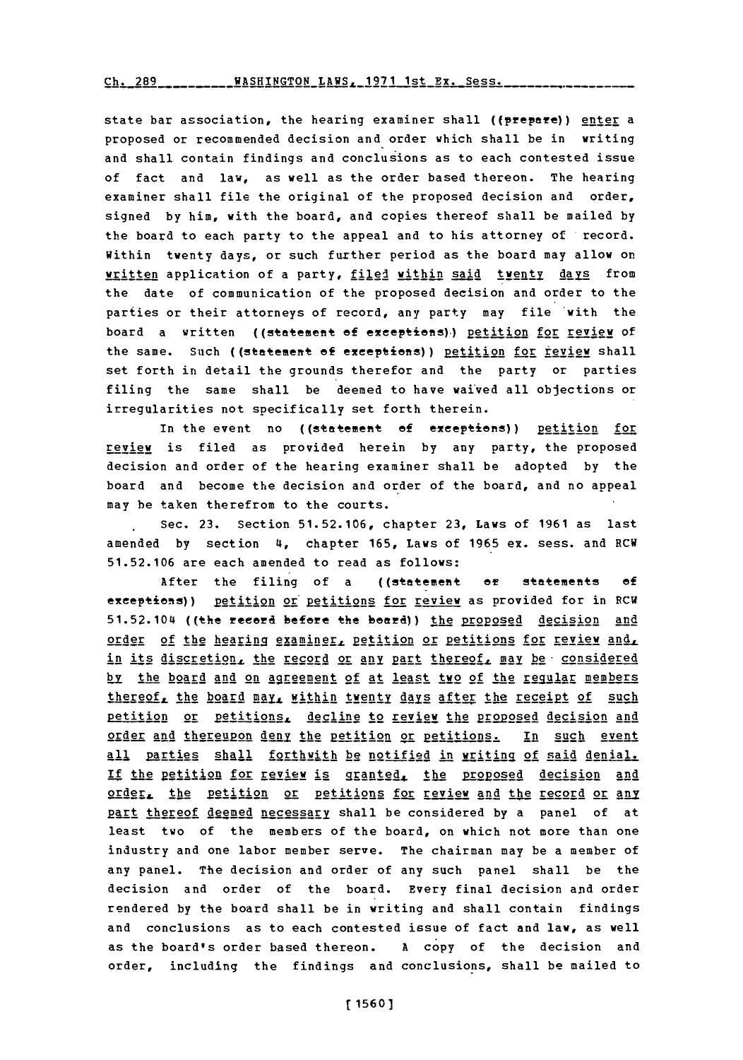state bar association, the hearing examiner shall ((prepare)) enter a proposed or recommended decision and order which shall be in writing and shall contain findings and conclusions as to each contested issue of fact and law, as well as the order based thereon. The hearing examiner shall file the original of the proposed decision and order, signed by him, with the board, and copies thereof shall be mailed by the board to each party to the appeal and to his attorney of record. Within twenty days, or such further period as the board may allow on written application of a party, filed within said twenty days from the date of communication of the proposed decision and order to the parties or their attorneys of record, any party may file with the board a written ((statement of exceptions)) petition for review of the same. Such ((statement of exceptions)) petition for review shall set forth in detail the grounds therefor and the party or parties filing the same shall be deemed to have waived all objections or irregularities not specifically set forth therein.

In the event no ((statement of exceptions)) petition for review is filed as provided herein by any party, the proposed decision and order of the hearing examiner shall be adopted by the board and become the decision and order of the board, and no appeal may be taken therefrom to the courts.

Sec. 23. Section 51.52.106, chapter 23, Laws of 1961 as last amended by section 4, chapter 165, Laws of 1965 ex. sess. and RCW 51.52.106 are each amended to read as follows:

After the filing of a ((statement or statements of exceptions)) petition or petitions for review as provided for in RCW 51.52.104 ((the record before the board)) the proposed decision and order of the hearing examiner, petition or petitions for review and, in its discretion, the record or any part thereof, may be considered by the board and on agreement of at least two of the regular members thereof, the board may, within twenty days after the receipt of such petition or petitions, decline to review the proposed decision and order and thereupon deny the petition or petitions. In such event all parties shall forthwith be notified in writing of said denial. If the petition for review is granted, the proposed decision and order, the petition or petitions for review and the record or any part thereof deemed necessary shall be considered by a panel of at least two of the members of the board, on which not more than one industry and one labor member serve. The chairman may be a member of any panel. The decision and order of any such panel shall be the decision and order of the board. Every final decision and order rendered by the board shall be in writing and shall contain findings and conclusions as to each contested issue of fact and law, as well as the board's order based thereon. A copy of the decision and order, including the findings and conclusions, shall be mailed to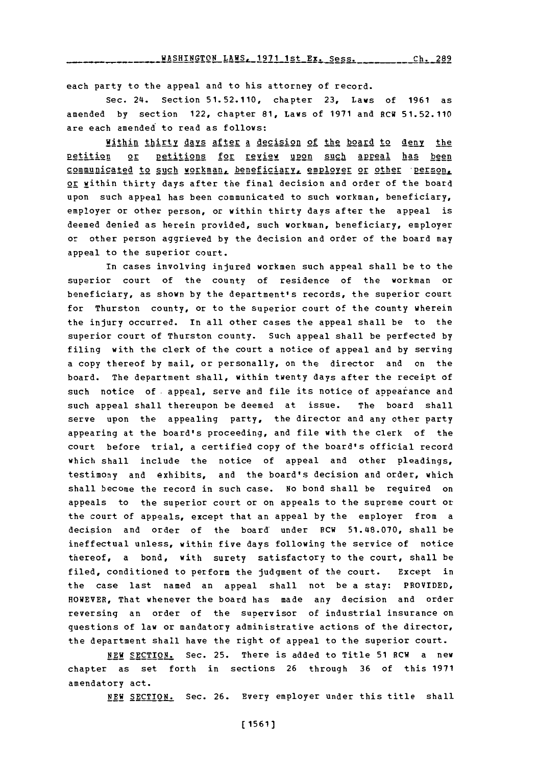each party to the appeal and to his attorney of record.

Sec. 24. Section 51.52.110, chapter 23, Laws of 1961 as amended by section 122, chapter 81, Laws of 1971 and RCW 51.52.110 are each amended to read as follows:

Within thirty days after a decision of the board to deny the petition or petitions for review upon such appeal has been communicated to such workman, beneficiary, employer or other person, or within thirty days after the final decision and order of the board upon such appeal has been communicated to such workman, beneficiary, employer or other person, or within thirty days after the appeal is deemed denied as herein provided, such workman, beneficiary, employer or other person aggrieved by the decision and order of the board may appeal to the superior court.

In cases involving injured workmen such appeal shall be to the superior court of the county of residence of the workman or beneficiary, as shown by the department's records, the superior court for Thurston county, or to the superior court of the county wherein the injury occurred. In all other cases the appeal shall be to the superior court of Thurston county. Such appeal shall be perfected by filing with the clerk of the court a notice of appeal and by serving a copy thereof by mail, or personally, on the director and on the board. The department shall, within twenty days after the receipt of such notice of appeal, serve and file its notice of appearance and such appeal shall thereupon be deemed at issue. The board shall serve upon the appealing party, the director and any other party appearing at the board's proceeding, and file with the clerk of the court before trial, a certified copy of the board's official record which shall include the notice of appeal and other pleadings, testimony and exhibits, and the board's decision and order, which shall become the record in such case. No bond shall be required on appeals to the superior court or on appeals to the supreme court or the court of appeals, except that an appeal by the employer from a decision and order of the board under RCW 51.48.070, shall be ineffectual unless, within five days following the service of notice thereof, a bond, with surety satisfactory to the court, shall be filed, conditioned to perform the judgment of the court. Except in the case last named an appeal shall not be a stay: PROVIDED, HOWEVER, That whenever the board has made any decision and order reversing an order of the supervisor of industrial insurance on questions of law or mandatory administrative actions of the director, the department shall have the right of appeal to the superior court.

NEW SECTION. Sec. 25. There is added to Title 51 RCW a new chapter as set forth in sections 26 through 36 of this 1971 amendatory act.

NEW SECTION. Sec. 26. Every employer under this title shall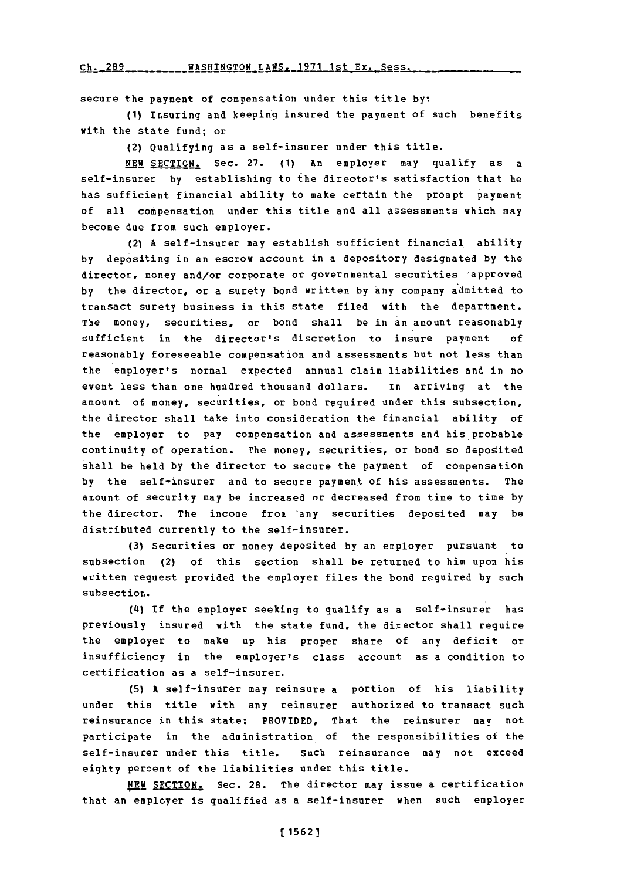secure the payment of compensation under this title by:

(1) Insuring and keeping insured the payment of such benefits with the state fund; or

(2) Qualifying as a self-insurer under this title.

NEW SECTION. Sec. 27. (1) An employer may qualify as a self-insurer by establishing to the director's satisfaction that he has sufficient financial ability to make certain the prompt payment of all compensation under this title and all assessments which may become due from such employer.

(2) A self-insurer may establish sufficient financial ability by depositing in an escrow account in a depository designated by the director, money and/or corporate or governmental securities approved by the director, or a surety bond written by any company admitted to transact surety business in this state filed with the department. The money, securities, or bond shall be in an amount reasonably sufficient in the director's discretion to insure payment of reasonably foreseeable compensation and assessments but not less than the employer's normal expected annual claim liabilities and in no event less than one hundred thousand dollars. In arriving at the amount of money, securities, or bond required under this subsection, the director shall take into consideration the financial ability of the employer to pay compensation and assessments and his probable continuity of operation. The money, securities, or bond so deposited shall be held by the director to secure the payment of compensation by the self-insurer and to secure payment of his assessments. The amount of security may be increased or decreased from time to time by the director. The income from any securities deposited may be distributed currently to the self-insurer.

(3) Securities or money deposited by an employer pursuant to subsection (2) of this section shall be returned to him upon his written request provided the employer files the bond required by such subsection.

(4) If the employer seeking to qualify as a self-insurer has previously insured with the state fund, the director shall require the employer to make up his proper share of any deficit or insufficiency in the employer's class account as a condition to certification as a self-insurer.

(5) A self-insurer may reinsure a portion of his liability under this title with any reinsurer authorized to transact such reinsurance in this state: PROVIDED, That the reinsurer may not participate in the administration of the responsibilities of the self-insurer under this title. Such reinsurance may not exceed eighty percent of the liabilities under this title.

NEW SECTION. Sec. 28. The director may issue a certification that an employer is qualified as a self-insurer when such employer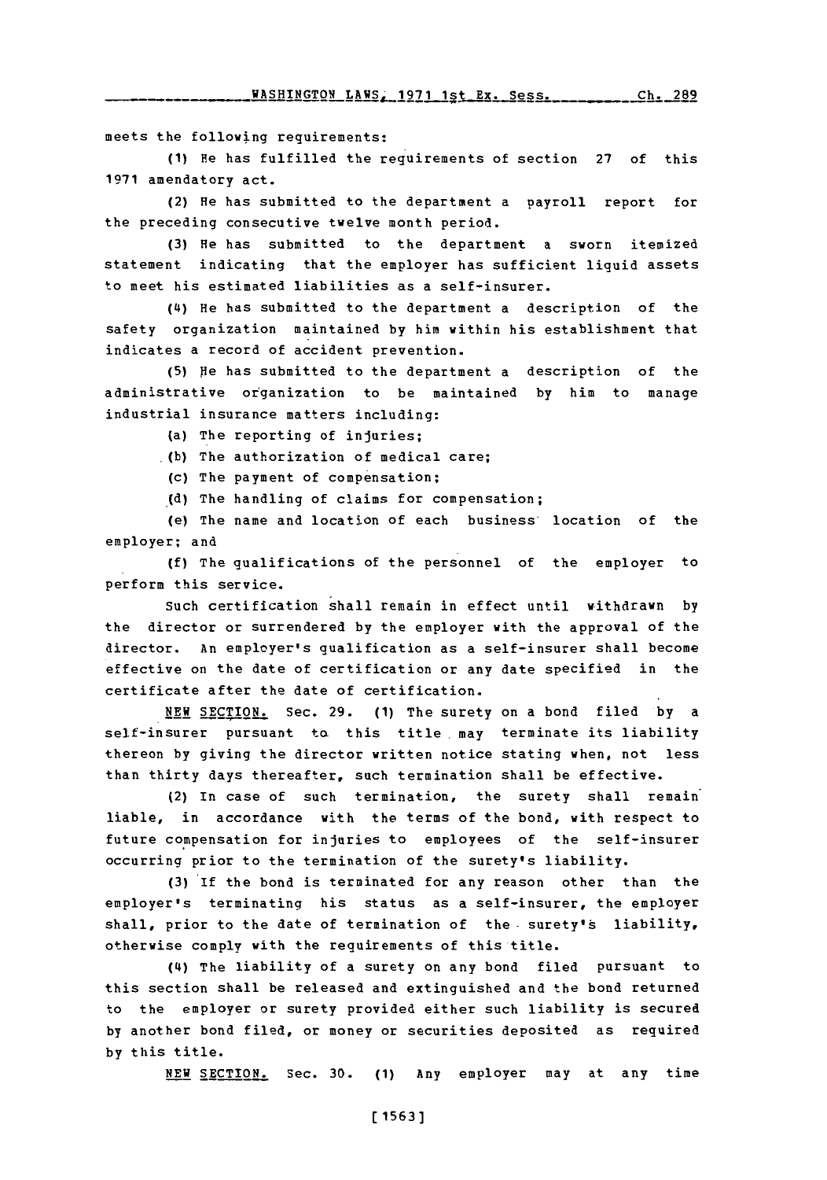meets the following requirements:

(1) He has fulfilled the requirements of section 27 of this 1971 amendatory act.

(2) He has submitted to the department a payroll report for the preceding consecutive twelve month period.

(3) He has submitted to the department a sworn itemized statement indicating that the employer has sufficient liquid assets to meet his estimated liabilities as a self-insurer.

(4) He has submitted to the department a description of the safety organization maintained by him within his establishment that indicates a record of accident prevention.

(5) He has submitted to the department a description of the administrative organization to be maintained by him to manage industrial insurance matters including:

(a) The reporting of injuries;

(b) The authorization of medical care;

(c) The payment of compensation;

(d) The handling of claims for compensation;

(e) The name and location of each business location of the employer; and

(f) The qualifications of the personnel of the employer to perform this service.

Such certification shall remain in effect until withdrawn by the director or surrendered by the employer with the approval of the director. An employer's qualification as a self-insurer shall become effective on the date of certification or any date specified in the certificate after the date of certification.

NEW SECTION. Sec. 29. (1) The surety on a bond filed by a self-insurer pursuant to this title may terminate its liability thereon by giving the director written notice stating when, not less than thirty days thereafter, such termination shall be effective.

(2) In case of such termination, the surety shall remain liable, in accordance with the terms of the bond, with respect to future compensation for injuries to employees of the self-insurer occurring prior to the termination of the surety's liability.

(3) If the bond is terminated for any reason other than the employer's terminating his status as a self-insurer, the employer shall, prior to the date of termination of the surety's liability, otherwise comply with the requirements of this title.

(4) The liability of a surety on any bond filed pursuant to this section shall be released and extinguished and the bond returned to the employer or surety provided either such liability is secured by another bond filed, or money or securities deposited as required by this title.

NEW SECTION. Sec. 30. (1) Any employer may at any time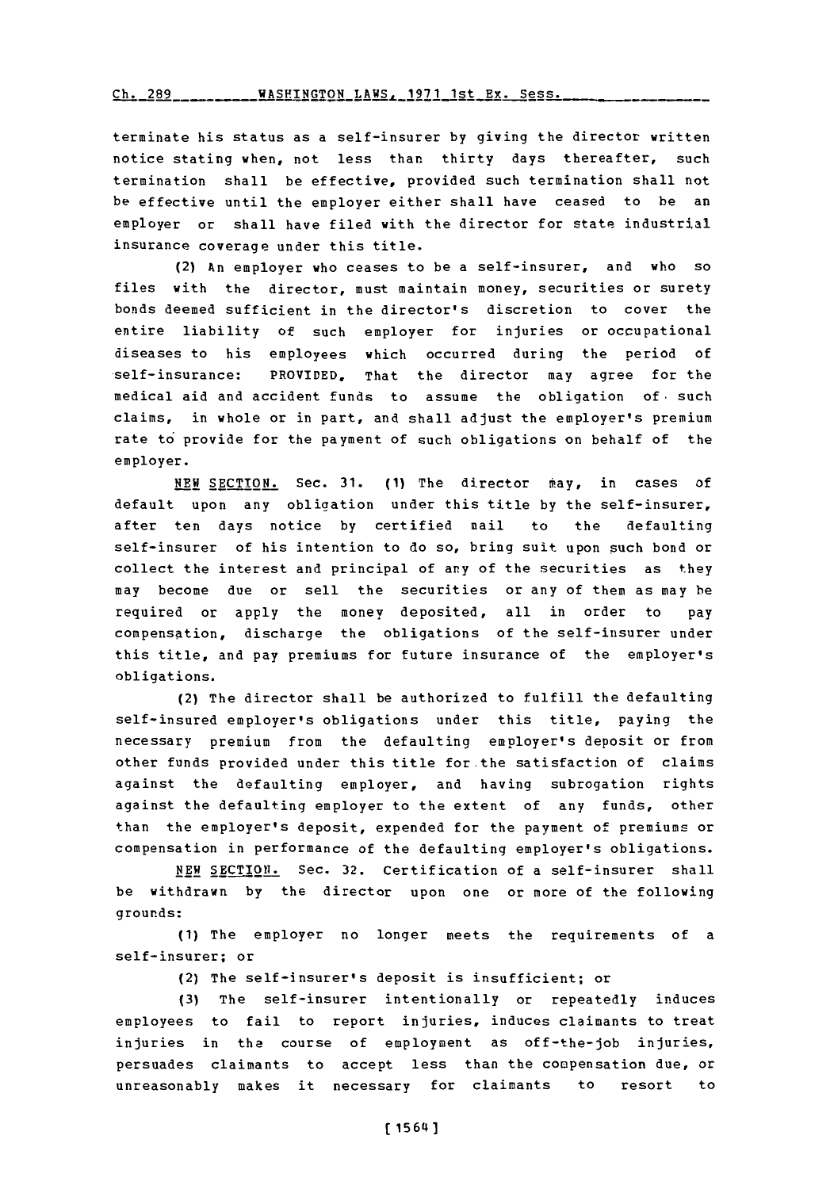terminate his status as a self-insurer by giving the director written notice stating when, not less than thirty days thereafter, such termination shall be effective, provided such termination shall not be effective until the employer either shall have ceased to be an employer or shall have filed with the director for state industrial insurance coverage under this title.

(2) An employer who ceases to be a self-insurer, and who so files with the director, must maintain money, securities or surety bonds deemed sufficient in the director's discretion to cover the entire liability of such employer for injuries or occupational diseases to his employees which occurred during the period of self-insurance: PROVIDED, That the director may agree for the medical aid and accident funds to assume the obligation of such claims, in whole or in part, and shall adjust the employer's premium rate to provide for the payment of such obligations on behalf of the employer.

NEW SECTION. Sec. 31. (1) The director may, in cases of default upon any obligation under this title by the self-insurer, after ten days notice by certified mail to the defaulting self-insurer of his intention to do so, bring suit upon such bond or collect the interest and principal of any of the securities as they may become due or sell the securities or any of them as may be required or apply the money deposited, all in order to pay compensation, discharge the obligations of the self-insurer under this title, and pay premiums for future insurance of the employer's obligations.

(2) The director shall be authorized to fulfill the defaulting self-insured employer's obligations under this title, paying the necessary premium from the defaulting employer's deposit or from other funds provided under this title for the satisfaction of claims against the defaulting employer, and having subrogation rights against the defaulting employer to the extent of any funds, other than the employer's deposit, expended for the payment of premiums or compensation in performance of the defaulting employer's obligations.

NEW SECTION. Sec. 32. Certification of a self-insurer shall be withdrawn by the director upon one or more of the following grounds:

(1) The employer no longer meets the requirements of a self-insurer; or

(2) The self-insurer's deposit is insufficient; or

(3) The self-insurer intentionally or repeatedly induces employees to fail to report injuries, induces claimants to treat injuries in the course of employment as off-the-job injuries, persuades claimants to accept less than the compensation due, or unreasonably makes it necessary for claimants to resort to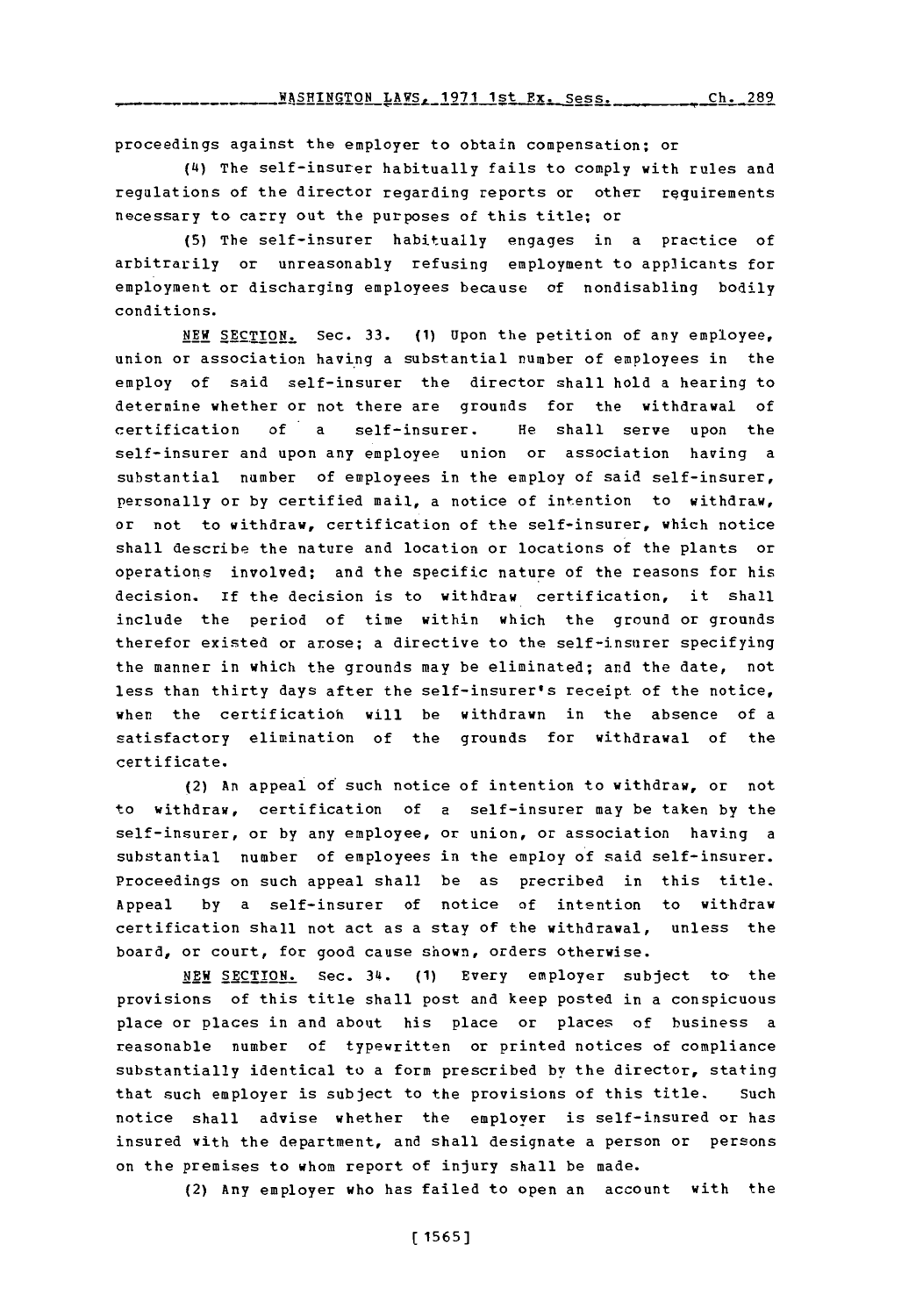proceedings against the employer to obtain compensation; or

(4) The self-insurer habitually fails to comply with rules and regulations of the director regarding reports or other requirements necessary to carry out the purposes of this title; or

(5) The self-insurer habitually engages in a practice of arbitrarily or unreasonably refusing employment to applicants for employment or discharging employees because of nondisabling bodily conditions.

NEW SECTION. Sec. 33. (1) Upon the petition of any employee, union or association having a substantial number of employees in the employ of said self-insurer the director shall hold a hearing to determine whether or not there are grounds for the withdrawal of certification of a self-insurer. He shall serve upon the self-insurer and upon any employee union or association having a substantial number of employees in the employ of said self-insurer, personally or by certified mail, a notice of intention to withdraw, or not to withdraw, certification of the self-insurer, which notice shall describe the nature and location or locations of the plants or operations involved; and the specific nature of the reasons for his decision. If the decision is to withdraw certification, it shall include the period of time within which the ground or grounds therefor existed or arose; a directive to the self-insurer specifying the manner in which the grounds may be eliminated; and the date, not less than thirty days after the self-insurer's receipt of the notice, when the certification will be withdrawn in the absence of a satisfactory elimination of the grounds for withdrawal of the certificate.

(2) An appeal of such notice of intention to withdraw, or not to withdraw, certification of a self-insurer may be taken by the self-insurer, or by any employee, or union, or association having a substantial number of employees in the employ of said self-insurer. Proceedings on such appeal shall be as precribed in this title. Appeal by a self-insurer of notice of intention to withdraw certification shall not act as a stay of the withdrawal, unless the board, or court, for good cause shown, orders otherwise.

NEW SECTION. Sec. 34. (1) Every employer subject to the provisions of this title shall post and keep posted in a conspicuous place or places in and about his place or places of business a reasonable number of typewritten or printed notices of compliance substantially identical to a form prescribed by the director, stating that such employer is subject to the provisions of this title. Such notice shall advise whether the employer is self-insured or has insured with the department, and shall designate a person or persons on the premises to whom report of injury shall be made.

(2) Any employer who has failed to open an account with the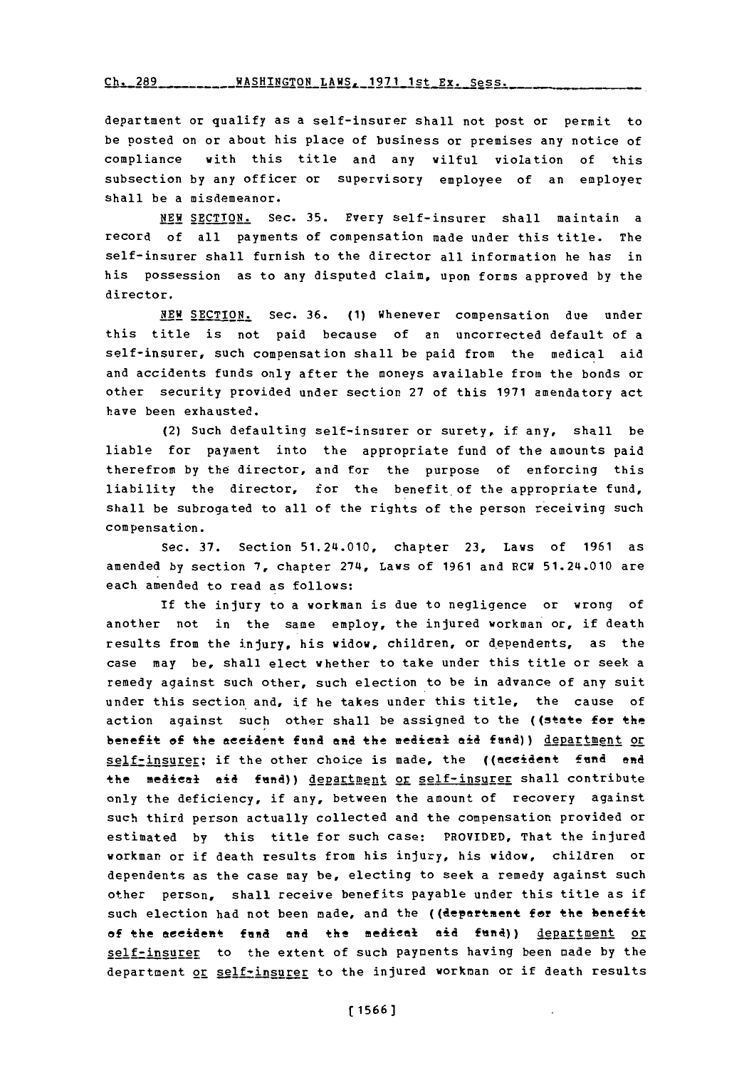department or qualify as a self-insurer shall not post or permit to be posted on or about his place of business or premises any notice of compliance with this title and any wilful violation of this subsection by any officer or supervisory employee of an employer shall be a misdemeanor.

NEW SECTION. Sec. 35. Every self-insurer shall maintain a record of all payments of compensation made under this title. The self-insurer shall furnish to the director all information he has in his possession as to any disputed claim, upon forms approved by the director.

NEW SECTION. Sec. 36. (1) Whenever compensation due under this title is not paid because of an uncorrected default of a self-insurer, such compensation shall be paid from the medical aid and accidents funds only after the moneys available from the bonds or other security provided under section 27 of this 1971 amendatory act have been exhausted.

(2) Such defaulting self-insurer or surety, if any, shall be liable for payment into the appropriate fund of the amounts paid therefrom by the director, and for the purpose of enforcing this liability the director, for the benefit of the appropriate fund, shall be subrogated to all of the rights of the person receiving such compensation.

Sec. 37. Section 51.24.010, chapter 23, Laws of 1961 as amended by section 7, chapter 274, Laws of 1961 and RCW 51.24.010 are each amended to read as follows:

If the injury to a workman is due to negligence or wrong of another not in the same employ, the injured workman or, if death results from the injury, his widow, children, or dependents, as the case may be, shall elect whether to take under this title or seek a remedy against such other, such election to be in advance of any suit under this section and, if he takes under this title, the cause of action against such other shall be assigned to the ((state for the benefit of the accident fund and the medical aid fund)) department or self-insurer; if the other choice is made, the ((accident fund and the medical aid fund)) department or self-insurer shall contribute only the deficiency, if any, between the amount of recovery against such third person actually collected and the compensation provided or estimated by this title for such case: PROVIDED, That the injured workman or if death results from his injury, his widow, children or dependents as the case may be, electing to seek a remedy against such other person, shall receive benefits payable under this title as if such election had not been made, and the ((department for the benefit of the accident fund and the medical aid fund)) department or self-insurer to the extent of such payments having been made by the department or self-insurer to the injured workman or if death results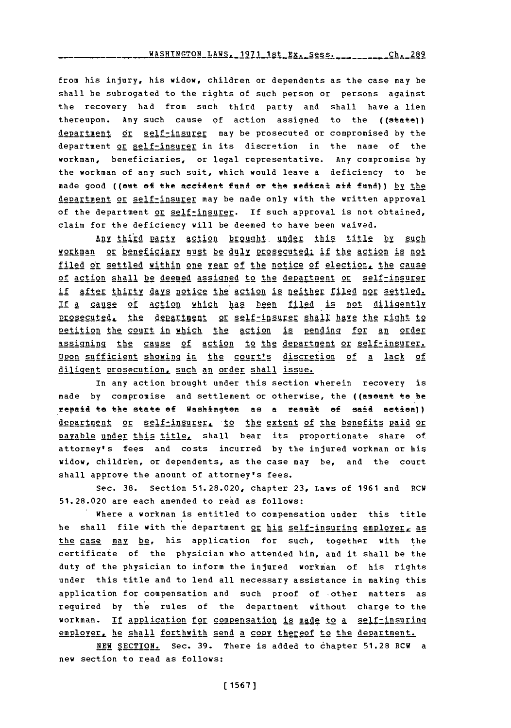from his injury, his widow, children or dependents as the case may be shall be subrogated to the rights of such person or persons against the recovery had from such third party and shall have a lien thereupon. Any such cause of action assigned to the ((state)) department or self-insurer may be prosecuted or compromised by the department or self-insurer in its discretion in the name of the workman, beneficiaries, or legal representative. Any compromise by the workman of any such suit, which would leave a deficiency to be made good ((out of the accident fund or the medical aid fund)) by the department or self-insurer may be made only with the written approval of the department or self-insurer. If such approval is not obtained, claim for the deficiency will be deemed to have been waived.

Any third party action brought under this title by such workman or beneficiary must be duly prosecuted; if the action is not filed or settled within one year of the notice of election, the cause of action shall be deemed assigned to the department or self-insurer if after thirty days notice the action is neither filed nor settled. If a cause of action which has been filed is not diligently prosecuted, the department or self-insurer shall have the right to petition the court in which the action is pending for an order assigning the cause of action to the department or self-insurer. Upon sufficient showing in the court's discretion of a lack of diligent prosecution, such an order shall issue.

In any action brought under this section wherein recovery is made by compromise and settlement or otherwise, the ((amount to be repaid to the state of Washington as a result of said action)) department or self-insurer, to the extent of the benefits paid or payable under this title, shall bear its proportionate share of attorney's fees and costs incurred by the injured workman or his widow, children, or dependents, as the case may be, and the court shall approve the amount of attorney's fees.

Sec. 38. Section 51.28.020, chapter 23, Laws of 1961 and RCW 51.28.020 are each amended to read as follows:

Where a workman is entitled to compensation under this title he shall file with the department or his self-insuring employer, as the case may be, his application for such, together with the certificate of the physician who attended him, and it shall be the duty of the physician to inform the injured workman of his rights under this title and to lend all necessary assistance in making this application for compensation and such proof of other matters as required by the rules of the department without charge to the workman. If application for compensation is made to a self-insuring employer, he shall forthwith send a copy thereof to the department.

NEW SECTION. Sec. 39. There is added to chapter 51.28 RCW a new section to read as follows: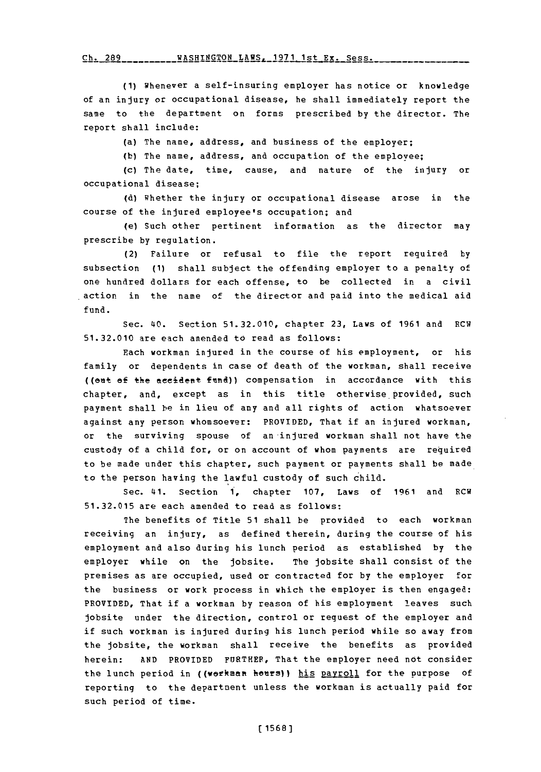(1) Whenever a self-insuring employer has notice or knowledge of an injury or occupational disease, he shall immediately report the same to the department on forms prescribed by the director. The report shall include:

(a) The name, address, and business of the employer;

(b) The name, address, and occupation of the employee;

(c) The date, time, cause, and nature of the injury or occupational disease;

(d) Whether the injury or occupational disease arose in the course of the injured employee's occupation; and

(e) Such other pertinent information as the director may prescribe by regulation.

(2) Failure or refusal to file the report required by subsection (1) shall subject the offending employer to a penalty of one hundred dollars for each offense, to be collected in a civil action in the name of the director and paid into the medical aid fund.

Sec. 40. Section 51.32.010, chapter 23, Laws of 1961 and RCW 51.32.010 are each amended to read as follows:

Each workman injured in the course of his employment, or his family or dependents in case of death of the workman, shall receive ((out of the accident fund)) compensation in accordance with this chapter, and, except as in this title otherwise provided, such payment shall be in lieu of any and all rights of action whatsoever against any person whomsoever: PROVIDED, That if an injured workman, or the surviving spouse of an injured workman shall not have the custody of a child for, or on account of whom payments are required to be made under this chapter, such payment or payments shall be made to the person having the lawful custody of such child.

Sec. 41. Section 1, chapter 107, Laws of 1961 and RCW 51.32.015 are each amended to read as follows:

The benefits of Title 51 shall be provided to each workman receiving an injury, as defined therein, during the course of his employment and also during his lunch period as established by the employer while on the jobsite. The jobsite shall consist of the premises as are occupied, used or contracted for by the employer for the business or work process in which the employer is then engaged: PROVIDED, That if a workman by reason of his employment leaves such jobsite under the direction, control or request of the employer and if such workman is injured during his lunch period while so away from the jobsite, the workman shall receive the benefits as provided herein: AND PROVIDED FURTHER, That the employer need not consider the lunch period in ((workman hours)) his payroll for the purpose of reporting to the department unless the workman is actually paid for such period of time.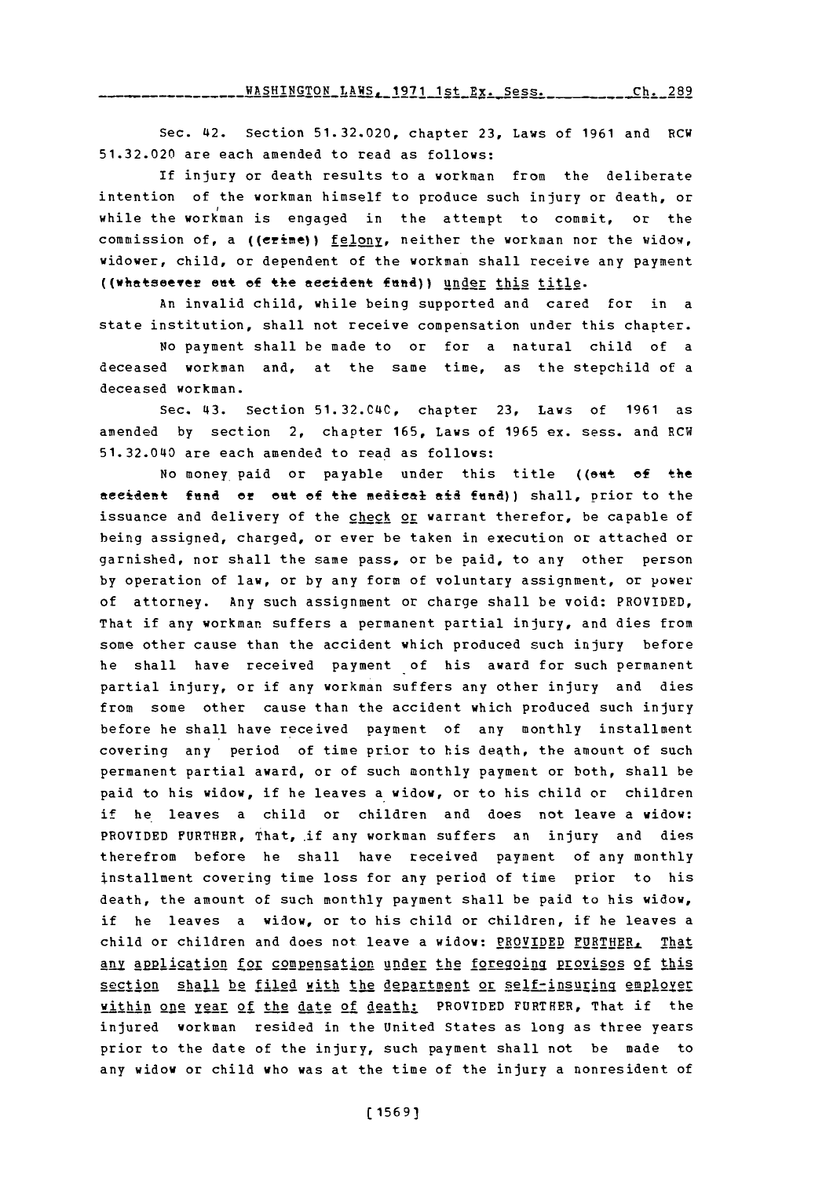Sec. 42. Section 51.32.020, chapter 23, Laws of 1961 and RCW 51.32.020 are each amended to read as follows:

If injury or death results to a workman from the deliberate intention of the workman himself to produce such injury or death, or while the workman is engaged in the attempt to commit, or the commission of, a ((crime)) felony, neither the workman nor the widow, widower, child, or dependent of the workman shall receive any payment ((whatsoever out of the accident fund)) under this title.

An invalid child, while being supported and cared for in a state institution, shall not receive compensation under this chapter.

No payment shall be made to or for a natural child of a deceased workman and, at the same time, as the stepchild of a deceased workman.

Sec. 43. Section 51.32.040, chapter 23, Laws of 1961 as amended by section 2, chapter 165, Laws of 1965 ex. sess. and RCW 51.32.040 are each amended to read as follows:

No money paid or payable under this title ((out of the accident fund or out of the medical aid fund)) shall, prior to the issuance and delivery of the check or warrant therefor, be capable of being assigned, charged, or ever be taken in execution or attached or garnished, nor shall the same pass, or be paid, to any other person by operation of law, or by any form of voluntary assignment, or power of attorney. Any such assignment or charge shall be void: PROVIDED, That if any workman suffers a permanent partial injury, and dies from some other cause than the accident which produced such injury before he shall have received payment of his award for such permanent partial injury, or if any workman suffers any other injury and dies from some other cause than the accident which produced such injury before he shall have received payment of any monthly installment covering any period of time prior to his death, the amount of such permanent partial award, or of such monthly payment or both, shall be paid to his widow, if he leaves a widow, or to his child or children if he leaves a child or children and does not leave a widow: PROVIDED FURTHER, That, if any workman suffers an injury and dies therefrom before he shall have received payment of any monthly installment covering time loss for any period of time prior to his death, the amount of such monthly payment shall be paid to his widow, if he leaves a widow, or to his child or children, if he leaves a child or children and does not leave a widow: PROVIDED FURTHER, That any application for compensation under the foregoing provisos of this section shall be filed with the department or self-insuring employer within one year of the date of death: PROVIDED FURTHER, That if the injured workman resided in the United States as long as three years prior to the date of the injury, such payment shall not be made to any widow or child who was at the time of the injury a nonresident of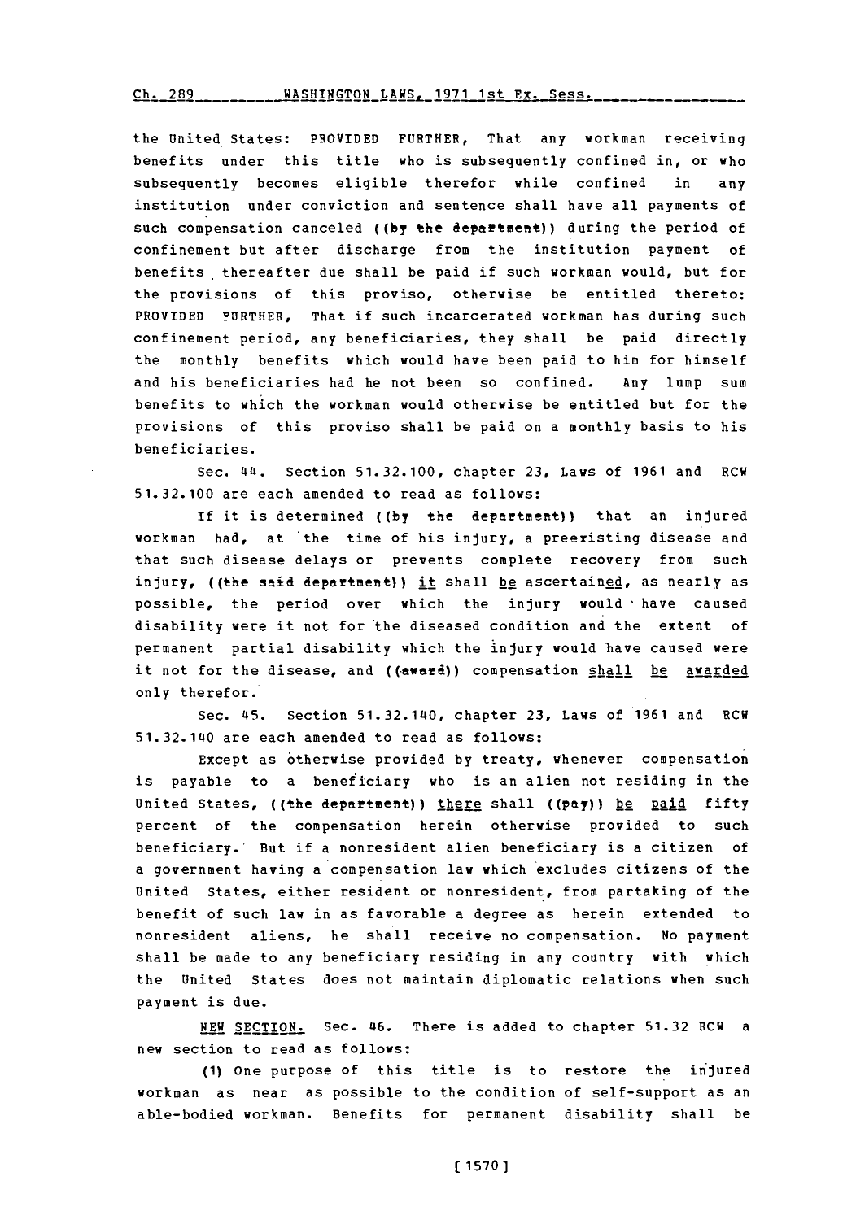the United States: PROVIDED FURTHER, That any workman receiving benefits under this title who is subsequently confined in, or who subsequently becomes eligible therefor while confined in any institution under conviction and sentence shall have all payments of such compensation canceled ((by the department)) during the period of confinement but after discharge from the institution payment of benefits thereafter due shall be paid if such workman would, but for the provisions of this proviso, otherwise be entitled thereto: PROVIDED FURTHER, That if such incarcerated workman has during such confinement period, any beneficiaries, they shall be paid directly the monthly benefits which would have been paid to him for himself and his beneficiaries had he not been so confined. Any lump sum benefits to which the workman would otherwise be entitled but for the provisions of this proviso shall be paid on a monthly basis to his beneficiaries.

Sec. 44. Section 51.32.100, chapter 23, Laws of 1961 and RCW 51.32.100 are each amended to read as follows:

If it is determined ((by the department)) that an injured workman had, at the time of his injury, a preexisting disease and that such disease delays or prevents complete recovery from such injury, ((the said department)) it shall be ascertained, as nearly as possible, the period over which the injury would have caused disability were it not for the diseased condition and the extent of permanent partial disability which the injury would have caused were it not for the disease, and ((award)) compensation shall be awarded only therefor.

Sec. 45. Section 51.32.140, chapter 23, Laws of 1961 and RCW 51.32.140 are each amended to read as follows:

Except as otherwise provided by treaty, whenever compensation is payable to a beneficiary who is an alien not residing in the United States, ((the department)) there shall ((pay)) be paid fifty percent of the compensation herein otherwise provided to such beneficiary. But if a nonresident alien beneficiary is a citizen of a government having a compensation law which excludes citizens of the United States, either resident or nonresident, from partaking of the benefit of such law in as favorable a degree as herein extended to nonresident aliens, he shall receive no compensation. No payment shall be made to any beneficiary residing in any country with which the United States does not maintain diplomatic relations when such payment is due.

NEW SECTION. Sec. 46. There is added to chapter 51.32 RCW a new section to read as follows:

(1) One purpose of this title is to restore the injured workman as near as possible to the condition of self-support as an able-bodied workman. Benefits for permanent disability shall be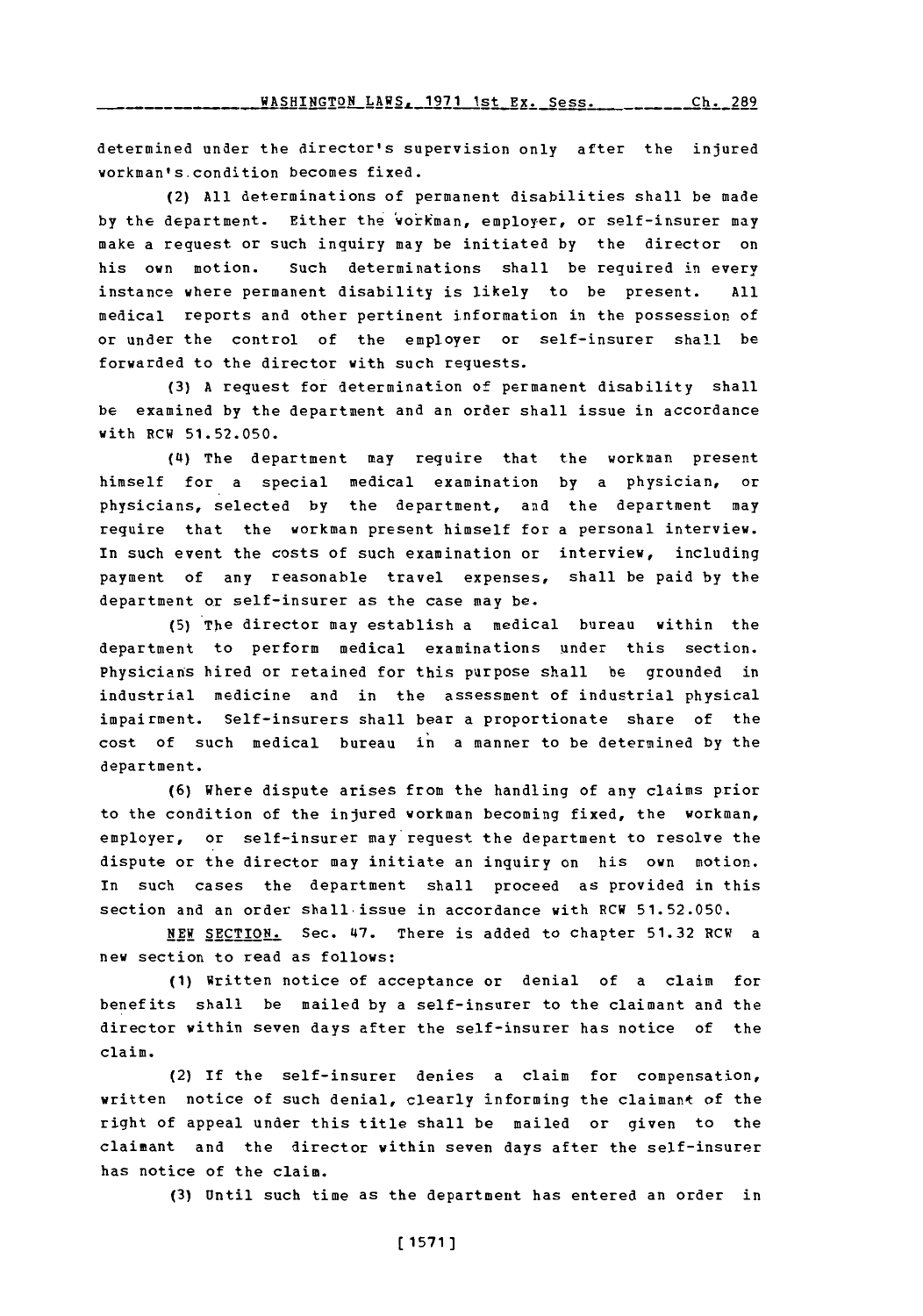determined under the director's supervision only after the injured workman's condition becomes fixed.

(2) All determinations of permanent disabilities shall be made by the department. Either the workman, employer, or self-insurer may make a request or such inquiry may be initiated by the director on his own motion. Such determinations shall be required in every instance where permanent disability is likely to be present. All medical reports and other pertinent information in the possession of or under the control of the employer or self-insurer shall be forwarded to the director with such requests.

(3) A request for determination of permanent disability shall be examined by the department and an order shall issue in accordance with RCW 51.52.050.

(4) The department may require that the workman present himself for a special medical examination by a physician, or physicians, selected by the department, and the department may require that the workman present himself for a personal interview. In such event the costs of such examination or interview, including payment of any reasonable travel expenses, shall be paid by the department or self-insurer as the case may be.

(5) The director may establish a medical bureau within the department to perform medical examinations under this section. Physicians hired or retained for this purpose shall be grounded in industrial medicine and in the assessment of industrial physical impairment. Self-insurers shall bear a proportionate share of the cost of such medical bureau in a manner to be determined by the department.

(6) Where dispute arises from the handling of any claims prior to the condition of the injured workman becoming fixed, the workman, employer, or self-insurer may request the department to resolve the dispute or the director may initiate an inquiry on his own motion. In such cases the department shall proceed as provided in this section and an order shall issue in accordance with RCW 51.52.050.

NEW SECTION. Sec. 47. There is added to chapter 51.32 RCW a new section to read as follows:

(1) Written notice of acceptance or denial of a claim for benefits shall be mailed by a self-insurer to the claimant and the director within seven days after the self-insurer has notice of the claim.

(2) If the self-insurer denies a claim for compensation, written notice of such denial, clearly informing the claimant of the right of appeal under this title shall be mailed or given to the claimant and the director within seven days after the self-insurer has notice of the claim.

(3) Until such time as the department has entered an order in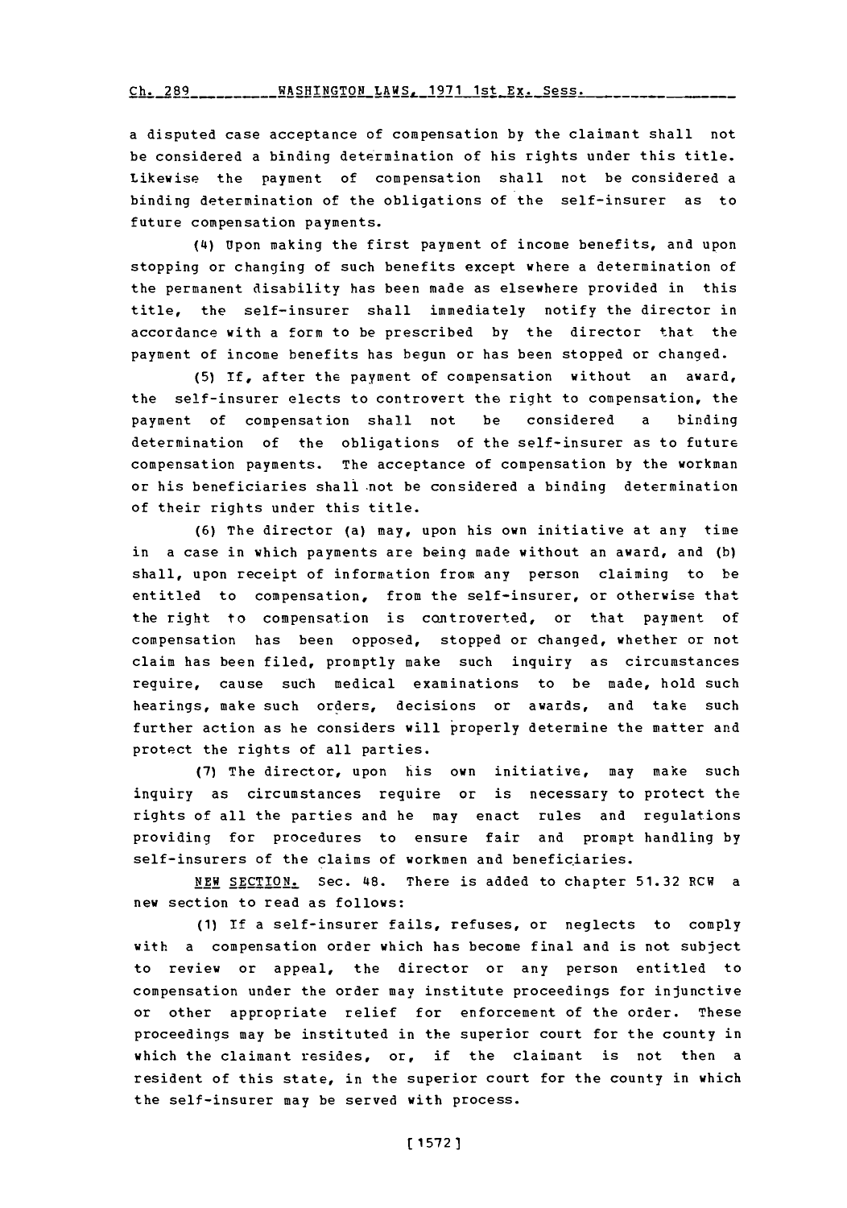a disputed case acceptance of compensation by the claimant shall not be considered a binding determination of his rights under this title. Likewise the payment of compensation shall not be considered a binding determination of the obligations of the self-insurer as to future compensation payments.

(4) Upon making the first payment of income benefits, and upon stopping or changing of such benefits except where a determination of the permanent disability has been made as elsewhere provided in this title, the self-insurer shall immediately notify the director in accordance with a form to be prescribed by the director that the payment of income benefits has begun or has been stopped or changed.

(5) If, after the payment of compensation without an award, the self-insurer elects to controvert the right to compensation, the payment of compensation shall not be considered a binding determination of the obligations of the self-insurer as to future compensation payments. The acceptance of compensation by the workman or his beneficiaries shall not be considered a binding determination of their rights under this title.

(6) The director (a) may, upon his own initiative at any time in a case in which payments are being made without an award, and (b) shall, upon receipt of information from any person claiming to be entitled to compensation, from the self-insurer, or otherwise that the right to compensation is controverted, or that payment of compensation has been opposed, stopped or changed, whether or not claim has been filed, promptly make such inquiry as circumstances require, cause such medical examinations to be made, hold such hearings, make such orders, decisions or awards, and take such further action as he considers will properly determine the matter and protect the rights of all parties.

(7) The director, upon his own initiative, may make such inquiry as circumstances require or is necessary to protect the rights of all the parties and he may enact rules and regulations providing for procedures to ensure fair and prompt handling by self-insurers of the claims of workmen and beneficiaries.

NEW SECTION. Sec. 48. There is added to chapter 51.32 RCW a new section to read as follows:

(1) If a self-insurer fails, refuses, or neglects to comply with a compensation order which has become final and is not subject to review or appeal, the director or any person entitled to compensation under the order may institute proceedings for injunctive or other appropriate relief for enforcement of the order. These proceedings may be instituted in the superior court for the county in which the claimant resides, or, if the claimant is not then a resident of this state, in the superior court for the county in which the self-insurer may be served with process.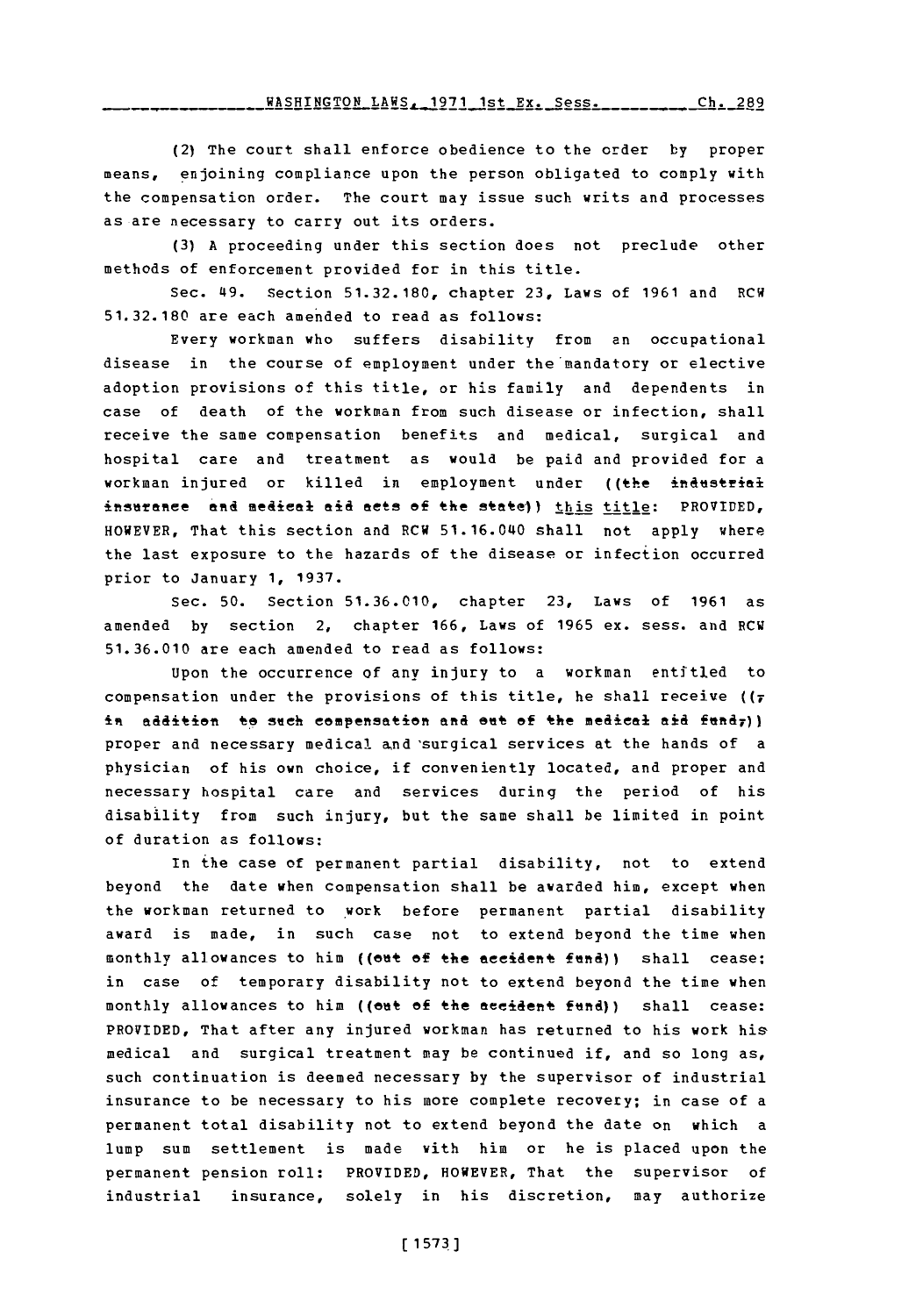(2) The court shall enforce obedience to the order by proper means, enjoining compliance upon the person obligated to comply with the compensation order. The court may issue such writs and processes as are necessary to carry out its orders.

(3) A proceeding under this section does not preclude other methods of enforcement provided for in this title.

Sec. 49. Section 51.32.180, chapter 23, Laws of 1961 and RCW 51.32.180 are each amended to read as follows:

Every workman who suffers disability from an occupational disease in the course of employment under the mandatory or elective adoption provisions of this title, or his family and dependents in case of death of the workman from such disease or infection, shall receive the same compensation benefits and medical, surgical and hospital care and treatment as would be paid and provided for a workman injured or killed in employment under ((the industrial insurance and medical aid acts of the state)) this title: PROVIDED, HOWEVER, That this section and RCW 51.16.040 shall not apply where the last exposure to the hazards of the disease or infection occurred prior to January 1, 1937.

Sec. 50. Section 51.36.010, chapter 23, Laws of 1961 as amended by section 2, chapter 166, Laws of 1965 ex. sess. and RCW 51.36.010 are each amended to read as follows:

Upon the occurrence of any injury to a workman entitled to compensation under the provisions of this title, he shall receive ((, in addition to such compensation and out of the medical aid fund,)) proper and necessary medical and surgical services at the hands of a physician of his own choice, if conveniently located, and proper and necessary hospital care and services during the period of his disability from such injury, but the same shall be limited in point of duration as follows:

In the case of permanent partial disability, not to extend beyond the date when compensation shall be awarded him, except when the workman returned to work before permanent partial disability award is made, in such case not to extend beyond the time when monthly allowances to him ((out of the accident fund)) shall cease; in case of temporary disability not to extend beyond the time when monthly allowances to him ((out of the accident fund)) shall cease: PROVIDED, That after any injured workman has returned to his work his medical and surgical treatment may be continued if, and so long as, such continuation is deemed necessary by the supervisor of industrial insurance to be necessary to his more complete recovery; in case of a permanent total disability not to extend beyond the date on which a lump sum settlement is made with him or he is placed upon the permanent pension roll: PROVIDED, HOWEVER, That the supervisor of industrial insurance, solely in his discretion, may authorize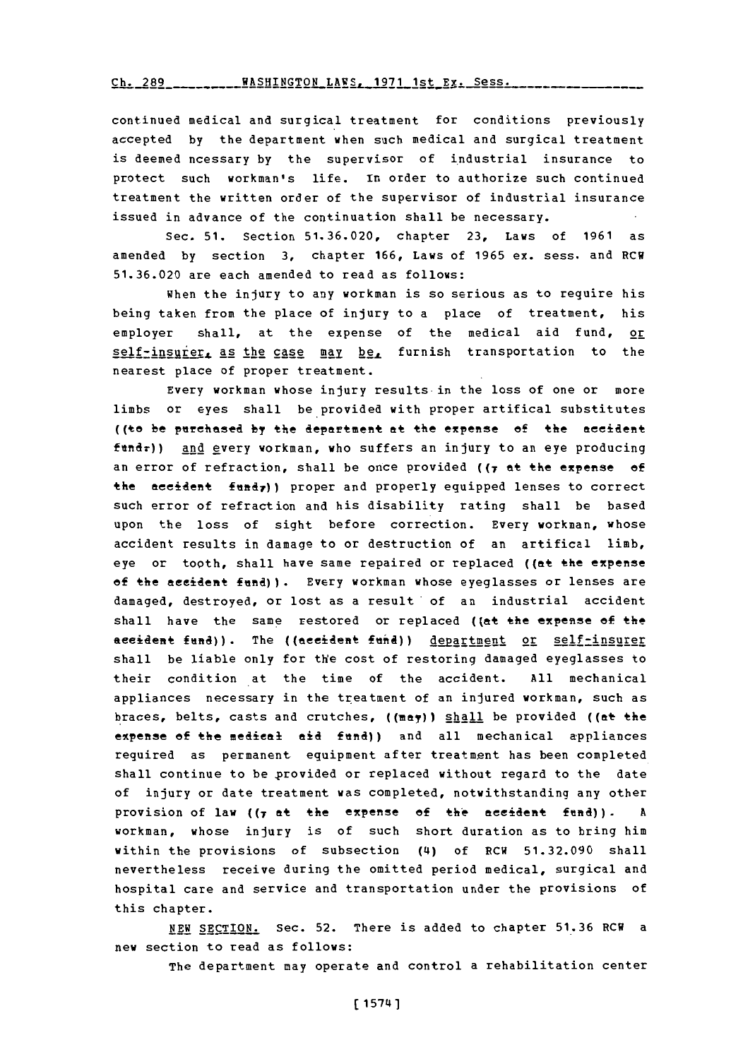continued medical and surgical treatment for conditions previously accepted by the department when such medical and surgical treatment is deemed ncessary by the supervisor of industrial insurance to protect such workman's life. In order to authorize such continued treatment the written order of the supervisor of industrial insurance issued in advance of the continuation shall be necessary.

Sec. 51. Section 51.36.020, chapter 23, Laws of 1961 as amended by section 3, chapter 166, Laws of 1965 ex. sess. and RCW 51.36.020 are each amended to read as follows:

When the injury to any workman is so serious as to require his being taken from the place of injury to a place of treatment, his employer shall, at the expense of the medical aid fund, or self-insurer, as the case may be, furnish transportation to the nearest place of proper treatment.

Every workman whose injury results in the loss of one or more limbs or eyes shall be provided with proper artifical substitutes ((to be purchased by the department at the expense of the accident fund,)) and every workman, who suffers an injury to an eye producing an error of refraction, shall be once provided ((, at the expense of the accident fund,)) proper and properly equipped lenses to correct such error of refraction and his disability rating shall be based upon the loss of sight before correction. Every workman, whose accident results in damage to or destruction of an artifical limb, eye or tooth, shall have same repaired or replaced ((at the expense of the accident fund)). Every workman whose eyeglasses or lenses are damaged, destroyed, or lost as a result of an industrial accident shall have the same restored or replaced ((at the expense of the accident fund)). The ((accident fund)) department or self-insurer shall be liable only for the cost of restoring damaged eyeglasses to their condition at the time of the accident. All mechanical appliances necessary in the treatment of an injured workman, such as braces, belts, casts and crutches, ((may)) shall be provided ((at the expense of the medical aid fund)) and all mechanical appliances required as permanent equipment after treatment has been completed shall continue to be provided or replaced without regard to the date of injury or date treatment was completed, notwithstanding any other provision of law ((, at the expense of the accident fund)). A workman, whose injury is of such short duration as to bring him within the provisions of subsection (4) of RCW 51.32.090 shall nevertheless receive during the omitted period medical, surgical and hospital care and service and transportation under the provisions of this chapter.

NEW SECTION. Sec. 52. There is added to chapter 51.36 RCW a new section to read as follows:

The department may operate and control a rehabilitation center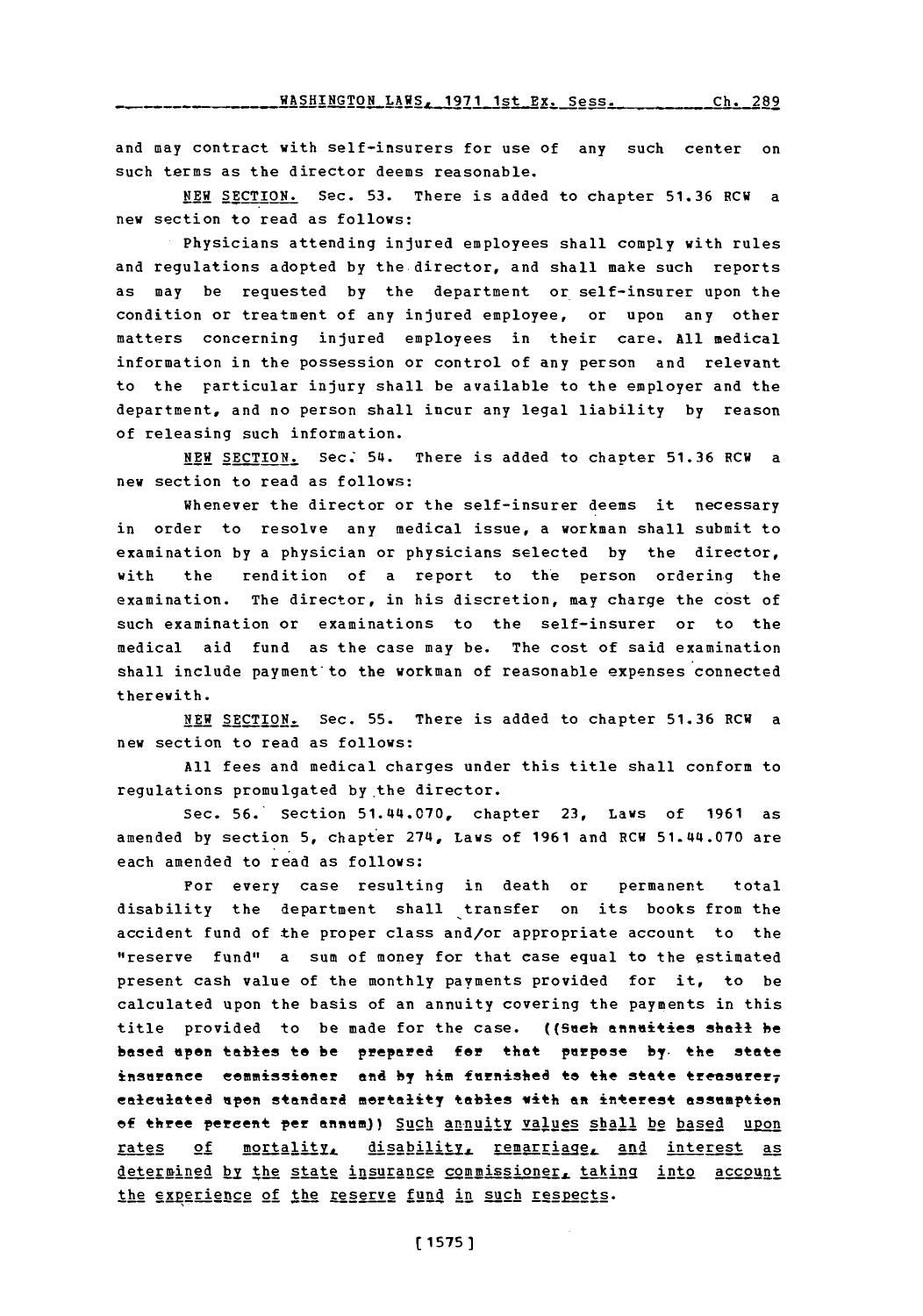and may contract with self-insurers for use of any such center on such terms as the director deems reasonable.

NEW SECTION. Sec. 53. There is added to chapter 51.36 RCW a new section to read as follows:

Physicians attending injured employees shall comply with rules and regulations adopted by the director, and shall make such reports as may be requested by the department or self-insurer upon the condition or treatment of any injured employee, or upon any other matters concerning injured employees in their care. All medical information in the possession or control of any person and relevant to the particular injury shall be available to the employer and the department, and no person shall incur any legal liability by reason of releasing such information.

NEW SECTION. Sec. 54. There is added to chapter 51.36 RCW a new section to read as follows:

Whenever the director or the self-insurer deems it necessary in order to resolve any medical issue, a workman shall submit to examination by a physician or physicians selected by the director, with the rendition of a report to the person ordering the examination. The director, in his discretion, may charge the cost of such examination or examinations to the self-insurer or to the medical aid fund as the case may be. The cost of said examination shall include payment to the workman of reasonable expenses connected therewith.

NEW SECTION. Sec. 55. There is added to chapter 51.36 RCW a new section to read as follows:

All fees and medical charges under this title shall conform to regulations promulgated by the director.

Sec. 56. Section 51.44.070, chapter 23, Laws of 1961 as amended by section 5, chapter 274, Laws of 1961 and RCW 51.44.070 are each amended to read as follows:

For every case resulting in death or permanent total disability the department shall transfer on its books from the accident fund of the proper class and/or appropriate account to the "reserve fund" a sum of money for that case equal to the estimated present cash value of the monthly payments provided for it, to be calculated upon the basis of an annuity covering the payments in this title provided to be made for the case. ((~~Such annuities shall be based upon tables to be prepared for that purpose by the state insurance commissioner and by him furnished to the state treasurer, calculated upon standard mortality tables with an interest assumption of three percent per annum~~)) Such annuity values shall be based upon rates of mortality, disability, remarriage, and interest as determined by the state insurance commissioner, taking into account the experience of the reserve fund in such respects.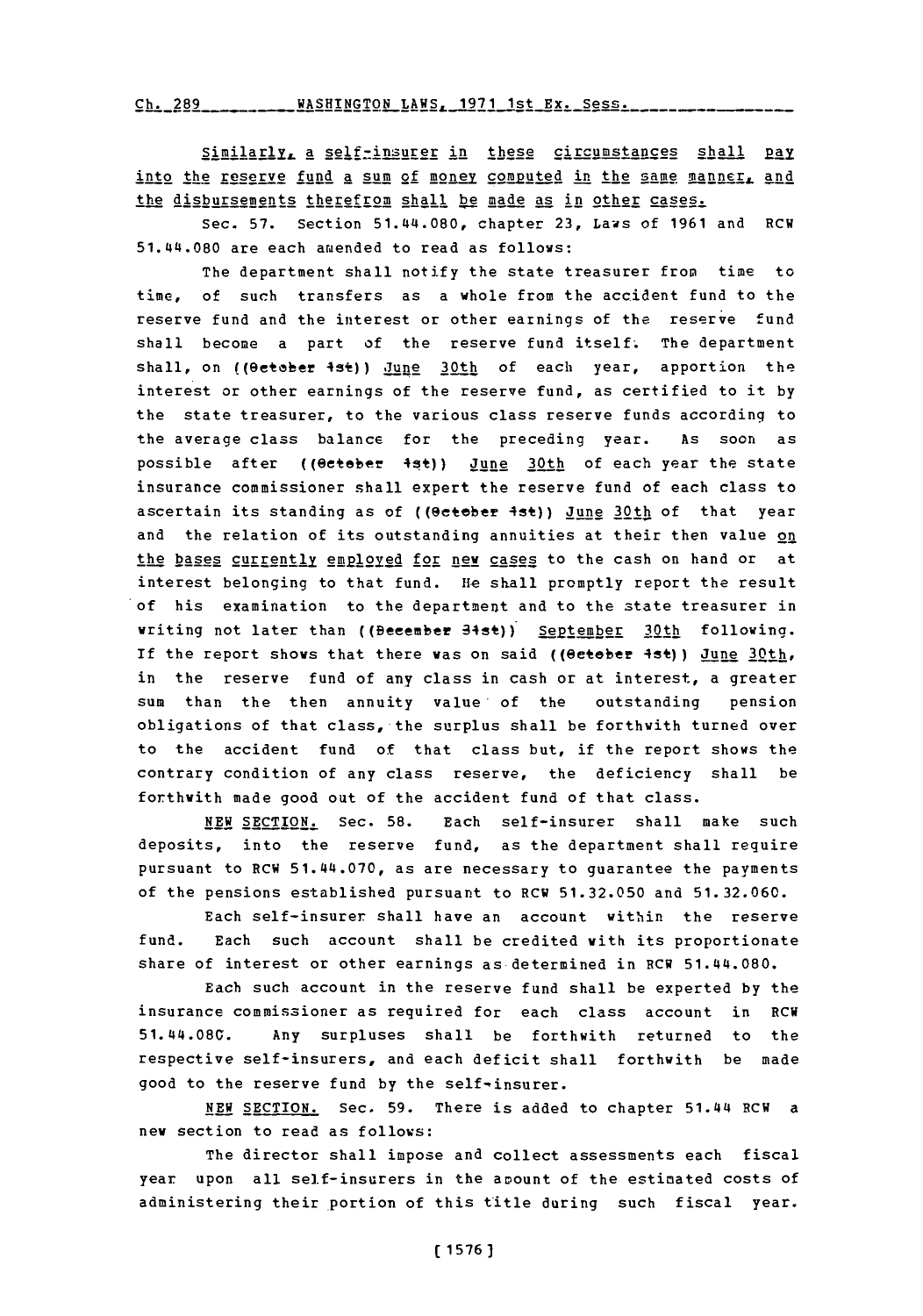Similarly, a self-insurer in these circumstances shall pay into the reserve fund a sum of money computed in the same manner, and the disbursements therefrom shall be made as in other cases.

Sec. 57. Section 51.44.080, chapter 23, Laws of 1961 and RCW 51.44.080 are each amended to read as follows:

The department shall notify the state treasurer from time to time, of such transfers as a whole from the accident fund to the reserve fund and the interest or other earnings of the reserve fund shall become a part of the reserve fund itself. The department shall, on ((October 1st)) June 30th of each year, apportion the interest or other earnings of the reserve fund, as certified to it by the state treasurer, to the various class reserve funds according to the average class balance for the preceding year. As soon as possible after ((October 1st)) June 30th of each year the state insurance commissioner shall expert the reserve fund of each class to ascertain its standing as of ((October 1st)) June 30th of that year and the relation of its outstanding annuities at their then value on the bases currently employed for new cases to the cash on hand or at interest belonging to that fund. He shall promptly report the result of his examination to the department and to the state treasurer in writing not later than ((December 31st)) September 30th following. If the report shows that there was on said ((October 1st)) June 30th, in the reserve fund of any class in cash or at interest, a greater sum than the then annuity value of the outstanding pension obligations of that class, the surplus shall be forthwith turned over to the accident fund of that class but, if the report shows the contrary condition of any class reserve, the deficiency shall be forthwith made good out of the accident fund of that class.

NEW SECTION. Sec. 58. Each self-insurer shall make such deposits, into the reserve fund, as the department shall require pursuant to RCW 51.44.070, as are necessary to guarantee the payments of the pensions established pursuant to RCW 51.32.050 and 51.32.060.

Each self-insurer shall have an account within the reserve fund. Each such account shall be credited with its proportionate share of interest or other earnings as determined in RCW 51.44.080.

Each such account in the reserve fund shall be experted by the insurance commissioner as required for each class account in RCW 51.44.080. Any surpluses shall be forthwith returned to the respective self-insurers, and each deficit shall forthwith be made good to the reserve fund by the self-insurer.

NEW SECTION. Sec. 59. There is added to chapter 51.44 RCW a new section to read as follows:

The director shall impose and collect assessments each fiscal year upon all self-insurers in the amount of the estimated costs of administering their portion of this title during such fiscal year.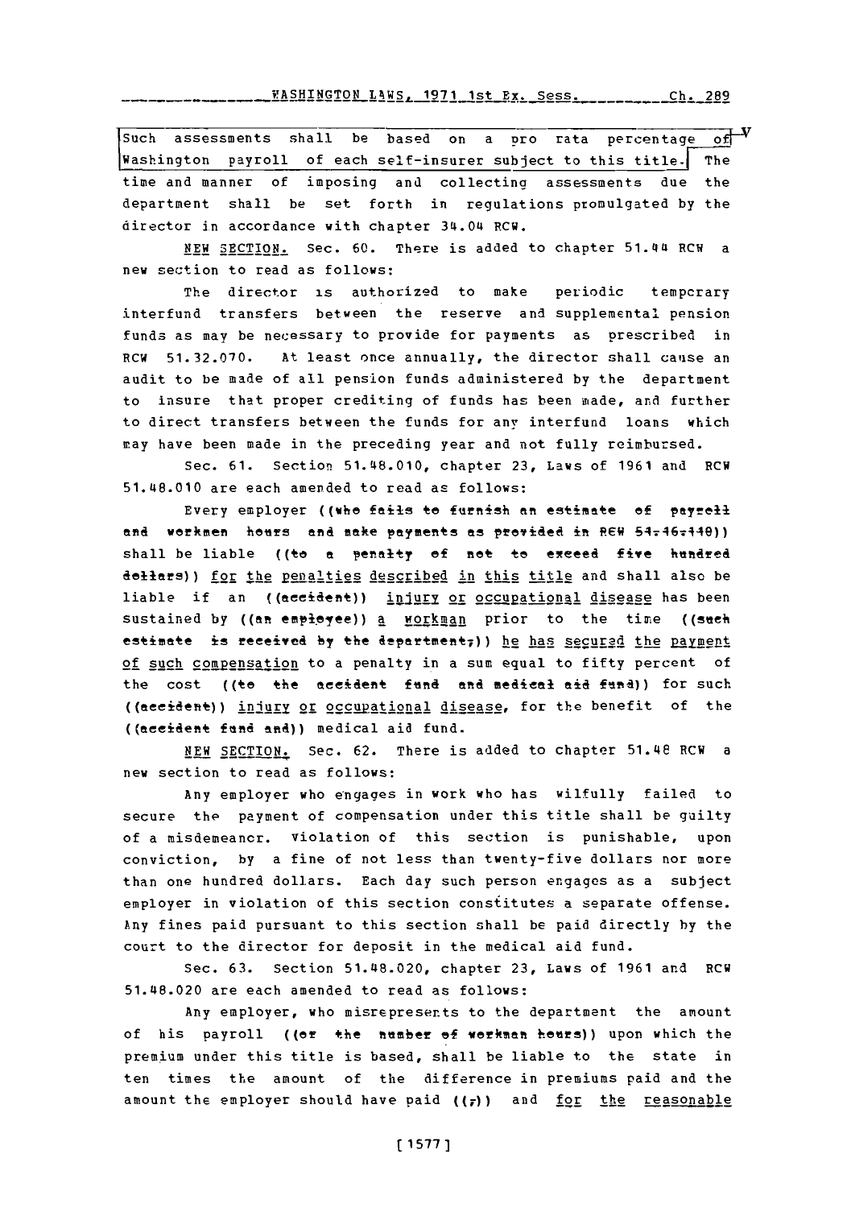Such assessments shall be based on a pro rata percentage of Washington payroll of each self-insurer subject to this title. The time and manner of imposing and collecting assessments due the department shall be set forth in regulations promulgated by the director in accordance with chapter 34.04 RCW.

NEW SECTION. Sec. 60. There is added to chapter 51.44 RCW a new section to read as follows:

The director is authorized to make periodic temporary interfund transfers between the reserve and supplemental pension funds as may be necessary to provide for payments as prescribed in RCW 51.32.070. At least once annually, the director shall cause an audit to be made of all pension funds administered by the department to insure that proper crediting of funds has been made, and further to direct transfers between the funds for any interfund loans which may have been made in the preceding year and not fully reimbursed.

Sec. 61. Section 51.48.010, chapter 23, Laws of 1961 and RCW 51.48.010 are each amended to read as follows:

Every employer ((who fails to furnish an estimate of payroll and workmen hours and make payments as provided in RCW 51.16.140)) shall be liable ((to a penalty of not to exceed five hundred dollars)) for the penalties described in this title and shall also be liable if an ((accident)) injury or occupational disease has been sustained by ((an employee)) a workman prior to the time ((such estimate is received by the department,)) he has secured the payment of such compensation to a penalty in a sum equal to fifty percent of the cost ((to the accident fund and medical aid fund)) for such ((accident)) injury or occupational disease, for the benefit of the ((accident fund and)) medical aid fund.

NEW SECTION. Sec. 62. There is added to chapter 51.48 RCW a new section to read as follows:

Any employer who engages in work who has wilfully failed to secure the payment of compensation under this title shall be guilty of a misdemeanor. Violation of this section is punishable, upon conviction, by a fine of not less than twenty-five dollars nor more than one hundred dollars. Each day such person engages as a subject employer in violation of this section constitutes a separate offense. Any fines paid pursuant to this section shall be paid directly by the court to the director for deposit in the medical aid fund.

Sec. 63. Section 51.48.020, chapter 23, Laws of 1961 and RCW 51.48.020 are each amended to read as follows:

Any employer, who misrepresents to the department the amount of his payroll ((or the number of workman hours)) upon which the premium under this title is based, shall be liable to the state in ten times the amount of the difference in premiums paid and the amount the employer should have paid ((,)) and for the reasonable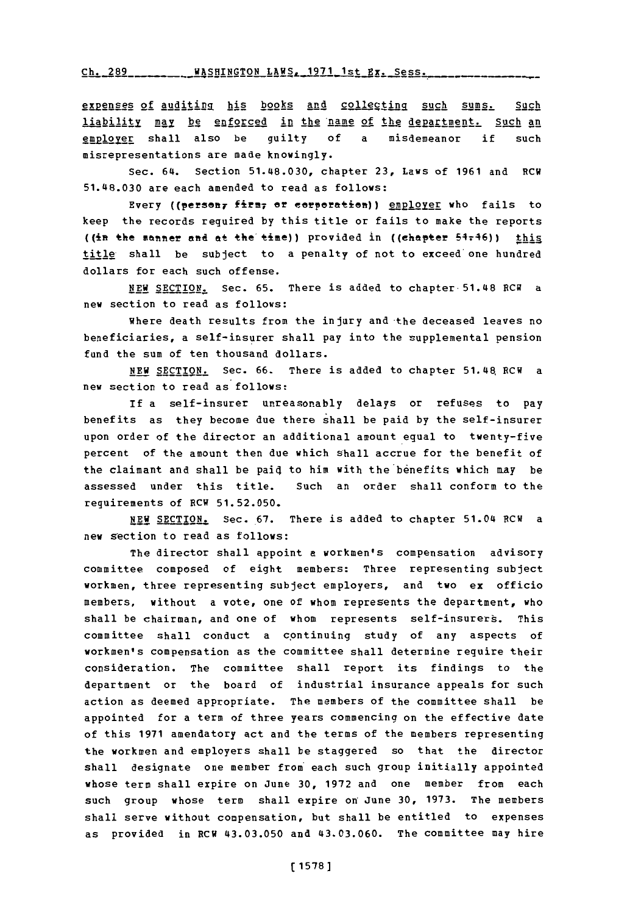expenses of auditing his books and collecting such sums. Such liability may be enforced in the name of the department. Such an employer shall also be guilty of a misdemeanor if such misrepresentations are made knowingly.

Sec. 64. Section 51.48.030, chapter 23, Laws of 1961 and RCW 51.48.030 are each amended to read as follows:

Every ((person, firm, or corporation)) employer who fails to keep the records required by this title or fails to make the reports ((in the manner and at the time)) provided in ((chapter 51.46)) this title shall be subject to a penalty of not to exceed one hundred dollars for each such offense.

NEW SECTION. Sec. 65. There is added to chapter 51.48 RCW a new section to read as follows:

Where death results from the injury and the deceased leaves no beneficiaries, a self-insurer shall pay into the supplemental pension fund the sum of ten thousand dollars.

NEW SECTION. Sec. 66. There is added to chapter 51.48 RCW a new section to read as follows:

If a self-insurer unreasonably delays or refuses to pay benefits as they become due there shall be paid by the self-insurer upon order of the director an additional amount equal to twenty-five percent of the amount then due which shall accrue for the benefit of the claimant and shall be paid to him with the benefits which may be assessed under this title. Such an order shall conform to the requirements of RCW 51.52.050.

NEW SECTION. Sec. 67. There is added to chapter 51.04 RCW a new section to read as follows:

The director shall appoint a workmen's compensation advisory committee composed of eight members: Three representing subject workmen, three representing subject employers, and two ex officio members, without a vote, one of whom represents the department, who shall be chairman, and one of whom represents self-insurers. This committee shall conduct a continuing study of any aspects of workmen's compensation as the committee shall determine require their consideration. The committee shall report its findings to the department or the board of industrial insurance appeals for such action as deemed appropriate. The members of the committee shall be appointed for a term of three years commencing on the effective date of this 1971 amendatory act and the terms of the members representing the workmen and employers shall be staggered so that the director shall designate one member from each such group initially appointed whose term shall expire on June 30, 1972 and one member from each such group whose term shall expire on June 30, 1973. The members shall serve without compensation, but shall be entitled to expenses as provided in RCW 43.03.050 and 43.03.060. The committee may hire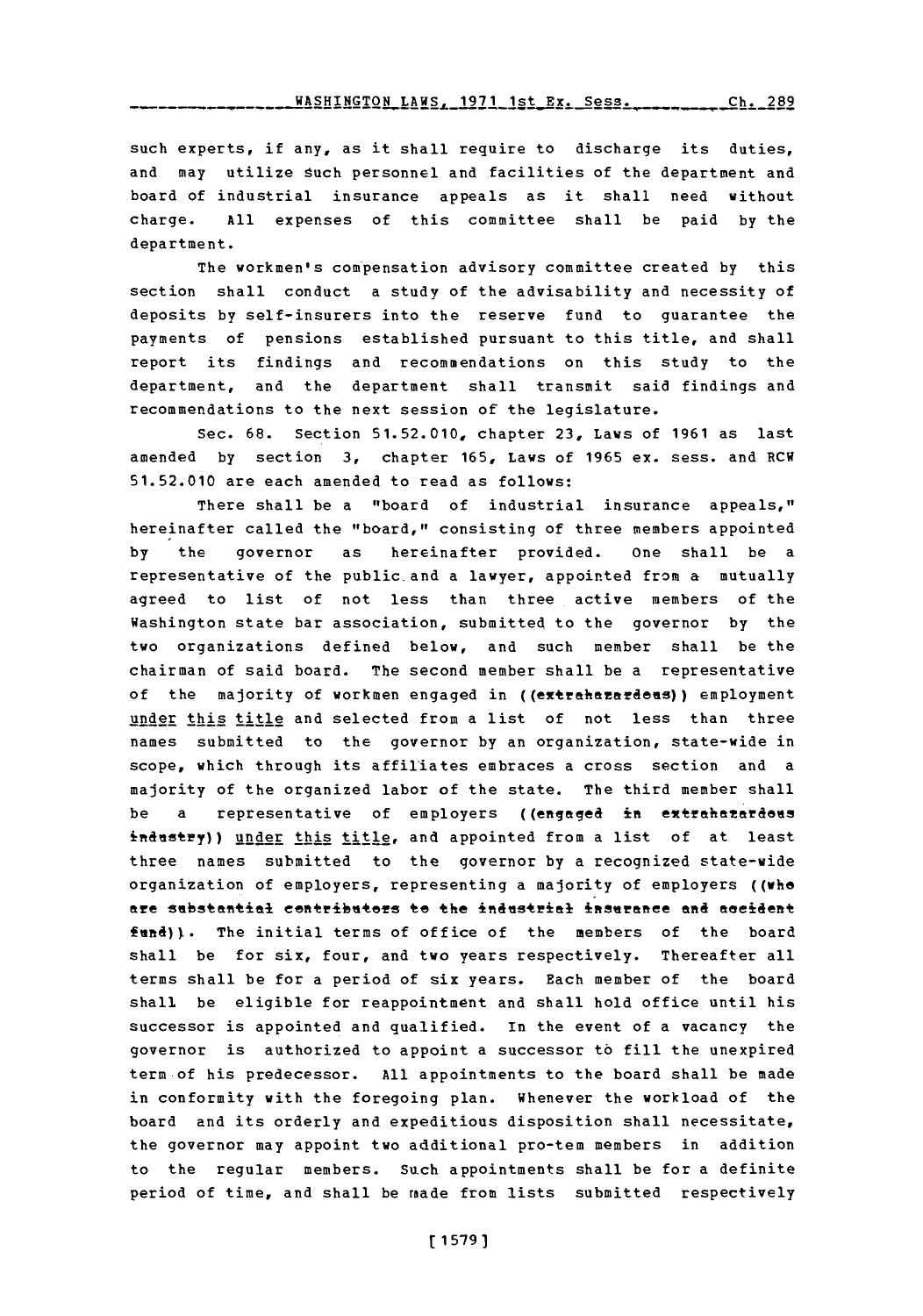such experts, if any, as it shall require to discharge its duties, and may utilize such personnel and facilities of the department and board of industrial insurance appeals as it shall need without charge. All expenses of this committee shall be paid by the department.

The workmen's compensation advisory committee created by this section shall conduct a study of the advisability and necessity of deposits by self-insurers into the reserve fund to guarantee the payments of pensions established pursuant to this title, and shall report its findings and recommendations on this study to the department, and the department shall transmit said findings and recommendations to the next session of the legislature.

Sec. 68. Section 51.52.010, chapter 23, Laws of 1961 as last amended by section 3, chapter 165, Laws of 1965 ex. sess. and RCW 51.52.010 are each amended to read as follows:

There shall be a "board of industrial insurance appeals," hereinafter called the "board," consisting of three members appointed by the governor as hereinafter provided. One shall be a representative of the public and a lawyer, appointed from a mutually agreed to list of not less than three active members of the Washington state bar association, submitted to the governor by the two organizations defined below, and such member shall be the chairman of said board. The second member shall be a representative of the majority of workmen engaged in ((extrahazardous)) employment under this title and selected from a list of not less than three names submitted to the governor by an organization, state-wide in scope, which through its affiliates embraces a cross section and a majority of the organized labor of the state. The third member shall be a representative of employers ((engaged in extrahazardous industry)) under this title, and appointed from a list of at least three names submitted to the governor by a recognized state-wide organization of employers, representing a majority of employers ((who are substantial contributors to the industrial insurance and accident fund)). The initial terms of office of the members of the board shall be for six, four, and two years respectively. Thereafter all terms shall be for a period of six years. Each member of the board shall be eligible for reappointment and shall hold office until his successor is appointed and qualified. In the event of a vacancy the governor is authorized to appoint a successor to fill the unexpired term of his predecessor. All appointments to the board shall be made in conformity with the foregoing plan. Whenever the workload of the board and its orderly and expeditious disposition shall necessitate, the governor may appoint two additional pro-tem members in addition to the regular members. Such appointments shall be for a definite period of time, and shall be made from lists submitted respectively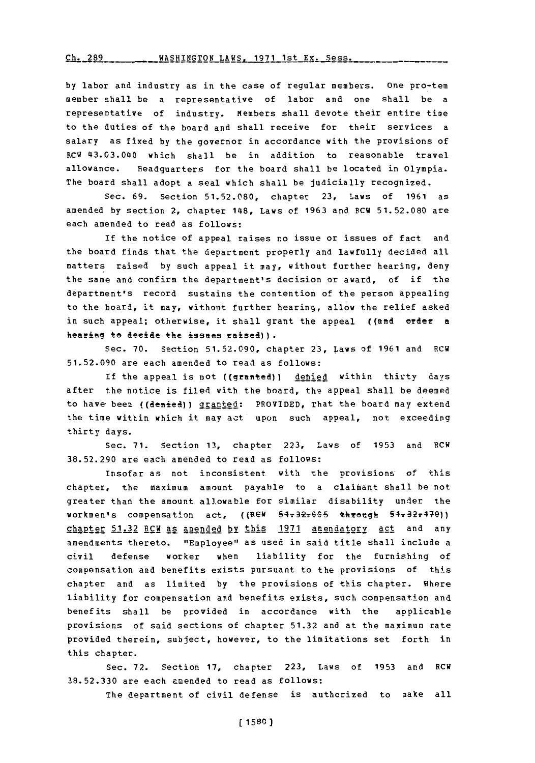by labor and industry as in the case of regular members. One pro-tem member shall be a representative of labor and one shall be a representative of industry. Members shall devote their entire time to the duties of the board and shall receive for their services a salary as fixed by the governor in accordance with the provisions of RCW 43.03.040 which shall be in addition to reasonable travel allowance. Headquarters for the board shall be located in Olympia. The board shall adopt a seal which shall be judicially recognized.

Sec. 69. Section 51.52.080, chapter 23, Laws of 1961 as amended by section 2, chapter 148, Laws of 1963 and RCW 51.52.080 are each amended to read as follows:

If the notice of appeal raises no issue or issues of fact and the board finds that the department properly and lawfully decided all matters raised by such appeal it may, without further hearing, deny the same and confirm the department's decision or award, or if the department's record sustains the contention of the person appealing to the board, it may, without further hearing, allow the relief asked in such appeal; otherwise, it shall grant the appeal ((and order a hearing to decide the issues raised)).

Sec. 70. Section 51.52.090, chapter 23, Laws of 1961 and RCW 51.52.090 are each amended to read as follows:

If the appeal is not ((granted)) denied within thirty days after the notice is filed with the board, the appeal shall be deemed to have been ((denied)) granted: PROVIDED, That the board may extend the time within which it may act upon such appeal, not exceeding thirty days.

Sec. 71. Section 13, chapter 223, Laws of 1953 and RCW 38.52.290 are each amended to read as follows:

Insofar as not inconsistent with the provisions of this chapter, the maximum amount payable to a claimant shall be not greater than the amount allowable for similar disability under the workmen's compensation act, ((RCW 51.32.005 through 51.32.170)) chapter 51.32 RCW as amended by this 1971 amendatory act and any amendments thereto. "Employee" as used in said title shall include a civil defense worker when liability for the furnishing of compensation and benefits exists pursuant to the provisions of this chapter and as limited by the provisions of this chapter. Where liability for compensation and benefits exists, such compensation and benefits shall be provided in accordance with the applicable provisions of said sections of chapter 51.32 and at the maximum rate provided therein, subject, however, to the limitations set forth in this chapter.

Sec. 72. Section 17, chapter 223, Laws of 1953 and RCW 38.52.330 are each amended to read as follows:

The department of civil defense is authorized to make all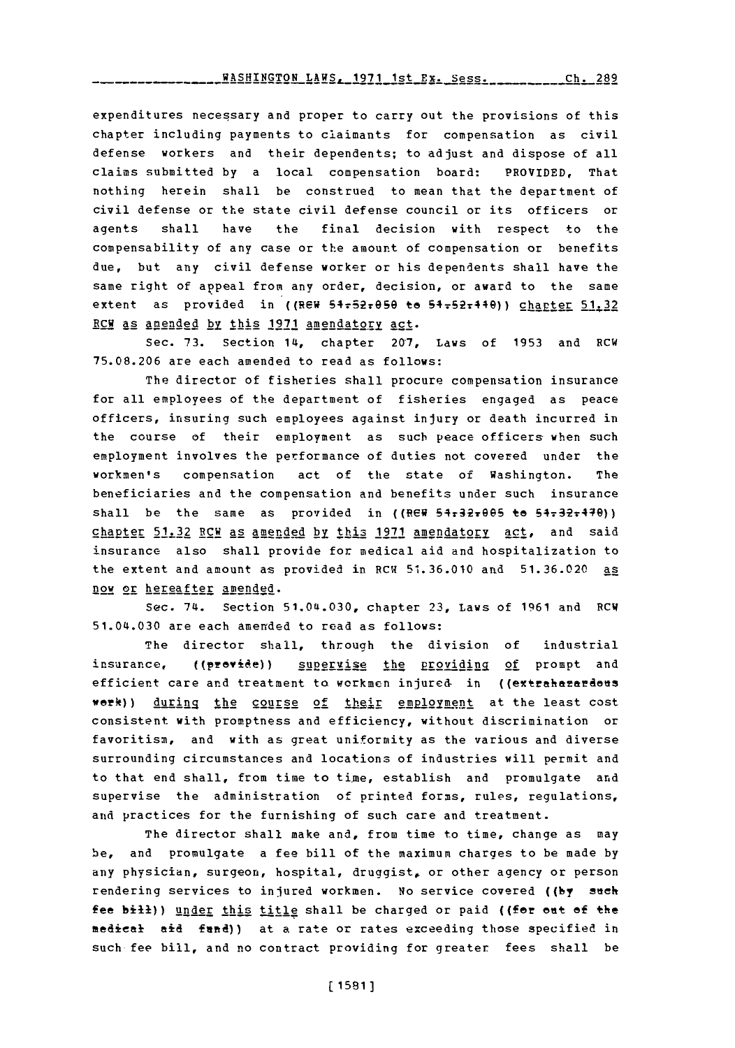expenditures necessary and proper to carry out the provisions of this chapter including payments to claimants for compensation as civil defense workers and their dependents; to adjust and dispose of all claims submitted by a local compensation board: PROVIDED, That nothing herein shall be construed to mean that the department of civil defense or the state civil defense council or its officers or agents shall have the final decision with respect to the compensability of any case or the amount of compensation or benefits due, but any civil defense worker or his dependents shall have the same right of appeal from any order, decision, or award to the same extent as provided in ((RCW 51.52.050 to 51.52.140)) chapter 51.32 RCW as amended by this 1971 amendatory act.

Sec. 73. Section 14, chapter 207, Laws of 1953 and RCW 75.08.206 are each amended to read as follows:

The director of fisheries shall procure compensation insurance for all employees of the department of fisheries engaged as peace officers, insuring such employees against injury or death incurred in the course of their employment as such peace officers when such employment involves the performance of duties not covered under the workmen's compensation act of the state of Washington. The beneficiaries and the compensation and benefits under such insurance shall be the same as provided in ((RCW 51.32.005 to 51.32.170)) chapter 51.32 RCW as amended by this 1971 amendatory act, and said insurance also shall provide for medical aid and hospitalization to the extent and amount as provided in RCW 51.36.010 and 51.36.020 as now or hereafter amended.

Sec. 74. Section 51.04.030, chapter 23, Laws of 1961 and RCW 51.04.030 are each amended to read as follows:

The director shall, through the division of industrial insurance, ((provide)) supervise the providing of prompt and efficient care and treatment to workmen injured in ((extrahazardous work)) during the course of their employment at the least cost consistent with promptness and efficiency, without discrimination or favoritism, and with as great uniformity as the various and diverse surrounding circumstances and locations of industries will permit and to that end shall, from time to time, establish and promulgate and supervise the administration of printed forms, rules, regulations, and practices for the furnishing of such care and treatment.

The director shall make and, from time to time, change as may be, and promulgate a fee bill of the maximum charges to be made by any physician, surgeon, hospital, druggist, or other agency or person rendering services to injured workmen. No service covered ((by such fee bill)) under this title shall be charged or paid ((for out of the medical aid fund)) at a rate or rates exceeding those specified in such fee bill, and no contract providing for greater fees shall be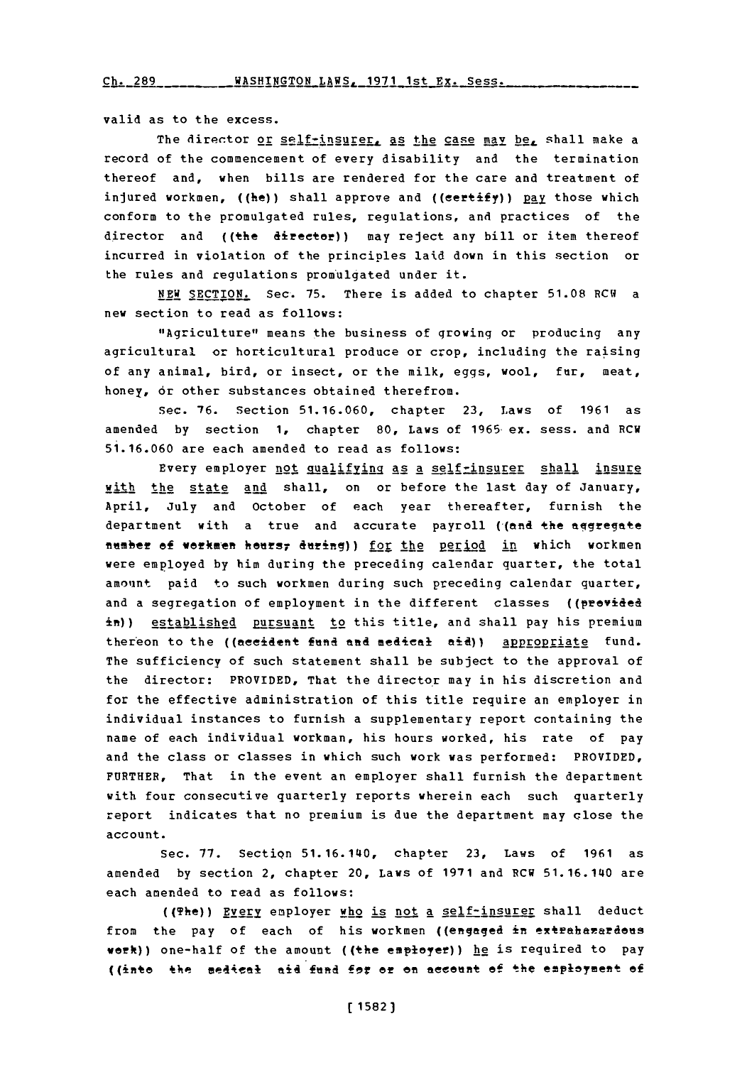valid as to the excess.

The director or self-insurer, as the case may be, shall make a record of the commencement of every disability and the termination thereof and, when bills are rendered for the care and treatment of injured workmen, ((he)) shall approve and ((certify)) pay those which conform to the promulgated rules, regulations, and practices of the director and ((the director)) may reject any bill or item thereof incurred in violation of the principles laid down in this section or the rules and regulations promulgated under it.

NEW SECTION. Sec. 75. There is added to chapter 51.08 RCW a new section to read as follows:

"Agriculture" means the business of growing or producing any agricultural or horticultural produce or crop, including the raising of any animal, bird, or insect, or the milk, eggs, wool, fur, meat, honey, or other substances obtained therefrom.

Sec. 76. Section 51.16.060, chapter 23, Laws of 1961 as amended by section 1, chapter 80, Laws of 1965 ex. sess. and RCW 51.16.060 are each amended to read as follows:

Every employer not qualifying as a self-insurer shall insure with the state and shall, on or before the last day of January, April, July and October of each year thereafter, furnish the department with a true and accurate payroll ((and the aggregate number of workmen hours, during)) for the period in which workmen were employed by him during the preceding calendar quarter, the total amount paid to such workmen during such preceding calendar quarter, and a segregation of employment in the different classes ((provided in)) established pursuant to this title, and shall pay his premium thereon to the ((accident fund and medical aid)) appropriate fund. The sufficiency of such statement shall be subject to the approval of the director: PROVIDED, That the director may in his discretion and for the effective administration of this title require an employer in individual instances to furnish a supplementary report containing the name of each individual workman, his hours worked, his rate of pay and the class or classes in which such work was performed: PROVIDED, FURTHER, That in the event an employer shall furnish the department with four consecutive quarterly reports wherein each such quarterly report indicates that no premium is due the department may close the account.

Sec. 77. Section 51.16.140, chapter 23, Laws of 1961 as amended by section 2, chapter 20, Laws of 1971 and RCW 51.16.140 are each amended to read as follows:

((The)) Every employer who is not a self-insurer shall deduct from the pay of each of his workmen ((engaged in extrahazardous work)) one-half of the amount ((the employer)) he is required to pay ((into the medical aid fund for or on account of the employment of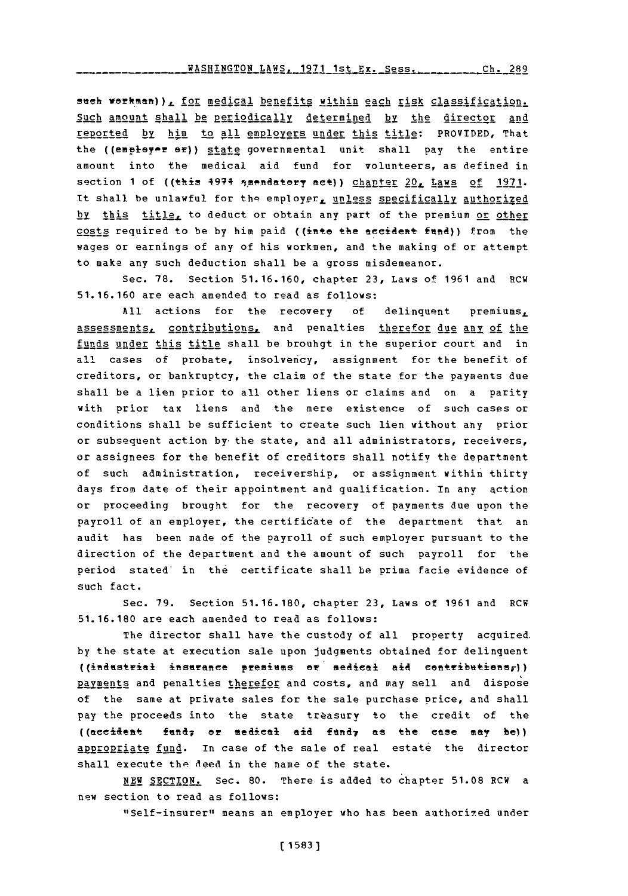such workman)), for medical benefits within each risk classification. Such amount shall be periodically determined by the director and reported by him to all employers under this title: PROVIDED, That the ((employer or)) state governmental unit shall pay the entire amount into the medical aid fund for volunteers, as defined in section 1 of ((this 1971 amendatory act)) chapter 20, Laws of 1971. It shall be unlawful for the employer, unless specifically authorized by this title, to deduct or obtain any part of the premium or other costs required to be by him paid ((into the accident fund)) from the wages or earnings of any of his workmen, and the making of or attempt to make any such deduction shall be a gross misdemeanor.

Sec. 78. Section 51.16.160, chapter 23, Laws of 1961 and RCW 51.16.160 are each amended to read as follows:

All actions for the recovery of delinquent premiums, assessments, contributions, and penalties therefor due any of the funds under this title shall be brouhgt in the superior court and in all cases of probate, insolvency, assignment for the benefit of creditors, or bankruptcy, the claim of the state for the payments due shall be a lien prior to all other liens or claims and on a parity with prior tax liens and the mere existence of such cases or conditions shall be sufficient to create such lien without any prior or subsequent action by the state, and all administrators, receivers, or assignees for the benefit of creditors shall notify the department of such administration, receivership, or assignment within thirty days from date of their appointment and qualification. In any action or proceeding brought for the recovery of payments due upon the payroll of an employer, the certificate of the department that an audit has been made of the payroll of such employer pursuant to the direction of the department and the amount of such payroll for the period stated in the certificate shall be prima facie evidence of such fact.

Sec. 79. Section 51.16.180, chapter 23, Laws of 1961 and RCW 51.16.180 are each amended to read as follows:

The director shall have the custody of all property acquired by the state at execution sale upon judgments obtained for delinquent ((industrial insurance premiums or medical aid contributions,)) payments and penalties therefor and costs, and may sell and dispose of the same at private sales for the sale purchase price, and shall pay the proceeds into the state treasury to the credit of the ((accident fund, or medical aid fund, as the case may be)) appropriate fund. In case of the sale of real estate the director shall execute the deed in the name of the state.

NEW SECTION. Sec. 80. There is added to chapter 51.08 RCW a new section to read as follows:

"Self-insurer" means an employer who has been authorized under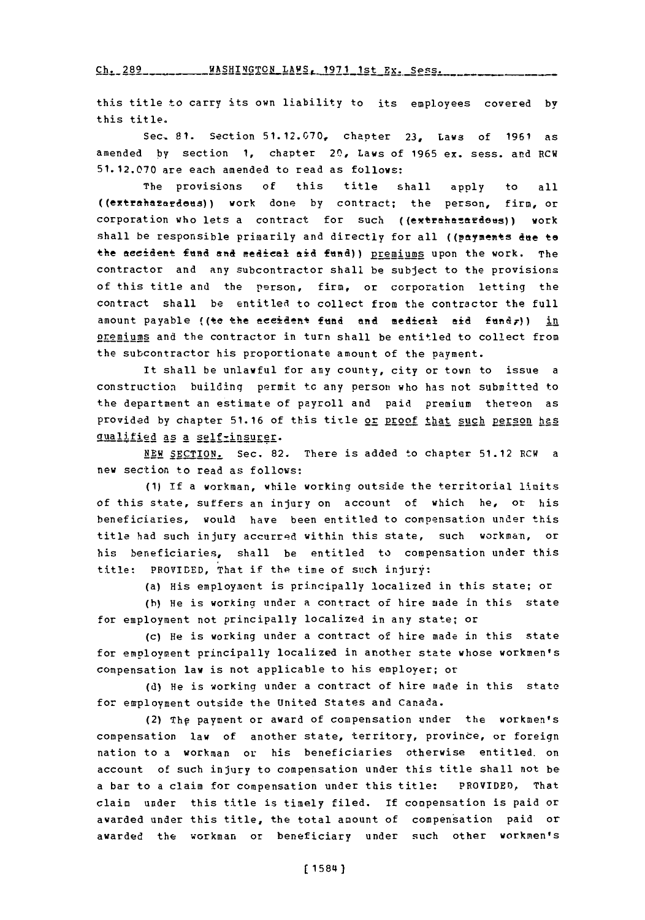this title to carry its own liability to its employees covered by this title.

Sec. 81. Section 51.12.070, chapter 23, Laws of 1961 as amended by section 1, chapter 20, Laws of 1965 ex. sess. and RCW 51.12.070 are each amended to read as follows:

The provisions of this title shall apply to all ((extrahazardous)) work done by contract; the person, firm, or corporation who lets a contract for such ((extrahazardous)) work shall be responsible primarily and directly for all ((payments due to the accident fund and medical aid fund)) premiums upon the work. The contractor and any subcontractor shall be subject to the provisions of this title and the person, firm, or corporation letting the contract shall be entitled to collect from the contractor the full amount payable ((to the accident fund and medical aid fund,)) in premiums and the contractor in turn shall be entitled to collect from the subcontractor his proportionate amount of the payment.

It shall be unlawful for any county, city or town to issue a construction building permit to any person who has not submitted to the department an estimate of payroll and paid premium thereon as provided by chapter 51.16 of this title or proof that such person has qualified as a self-insurer.

NEW SECTION. Sec. 82. There is added to chapter 51.12 RCW a new section to read as follows:

(1) If a workman, while working outside the territorial limits of this state, suffers an injury on account of which he, or his beneficiaries, would have been entitled to compensation under this title had such injury occurred within this state, such workman, or his beneficiaries, shall be entitled to compensation under this title: PROVIDED, That if the time of such injury:

(a) His employment is principally localized in this state; or

(b) He is working under a contract of hire made in this state for employment not principally localized in any state; or

(c) He is working under a contract of hire made in this state for employment principally localized in another state whose workmen's compensation law is not applicable to his employer; or

(d) He is working under a contract of hire made in this state for employment outside the United States and Canada.

(2) The payment or award of compensation under the workmen's compensation law of another state, territory, province, or foreign nation to a workman or his beneficiaries otherwise entitled on account of such injury to compensation under this title shall not be a bar to a claim for compensation under this title: PROVIDED, That claim under this title is timely filed. If compensation is paid or awarded under this title, the total amount of compensation paid or awarded the workman or beneficiary under such other workmen's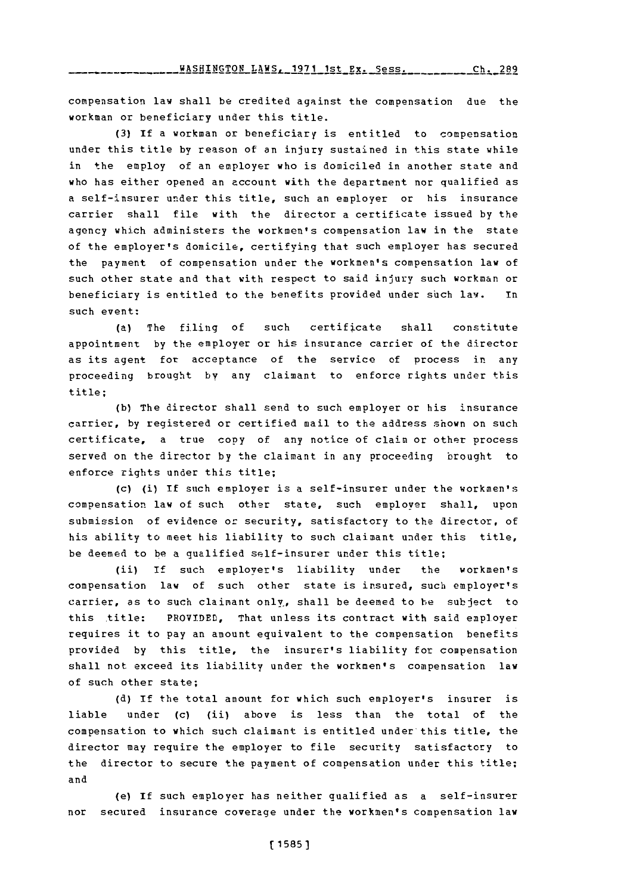compensation law shall be credited against the compensation due the workman or beneficiary under this title.

(3) If a workman or beneficiary is entitled to compensation under this title by reason of an injury sustained in this state while in the employ of an employer who is domiciled in another state and who has either opened an account with the department nor qualified as a self-insurer under this title, such an employer or his insurance carrier shall file with the director a certificate issued by the agency which administers the workmen's compensation law in the state of the employer's domicile, certifying that such employer has secured the payment of compensation under the workmen's compensation law of such other state and that with respect to said injury such workman or beneficiary is entitled to the benefits provided under such law. In such event:

(a) The filing of such certificate shall constitute appointment by the employer or his insurance carrier of the director as its agent for acceptance of the service of process in any proceeding brought by any claimant to enforce rights under this title;

(b) The director shall send to such employer or his insurance carrier, by registered or certified mail to the address shown on such certificate, a true copy of any notice of claim or other process served on the director by the claimant in any proceeding brought to enforce rights under this title;

(c) (i) If such employer is a self-insurer under the workmen's compensation law of such other state, such employer shall, upon submission of evidence or security, satisfactory to the director, of his ability to meet his liability to such claimant under this title, be deemed to be a qualified self-insurer under this title;

(ii) If such employer's liability under the workmen's compensation law of such other state is insured, such employer's carrier, as to such claimant only, shall be deemed to be subject to this title: PROVIDED, That unless its contract with said employer requires it to pay an amount equivalent to the compensation benefits provided by this title, the insurer's liability for compensation shall not exceed its liability under the workmen's compensation law of such other state;

(d) If the total amount for which such employer's insurer is liable under (c) (ii) above is less than the total of the compensation to which such claimant is entitled under this title, the director may require the employer to file security satisfactory to the director to secure the payment of compensation under this title; and

(e) If such employer has neither qualified as a self-insurer nor secured insurance coverage under the workmen's compensation law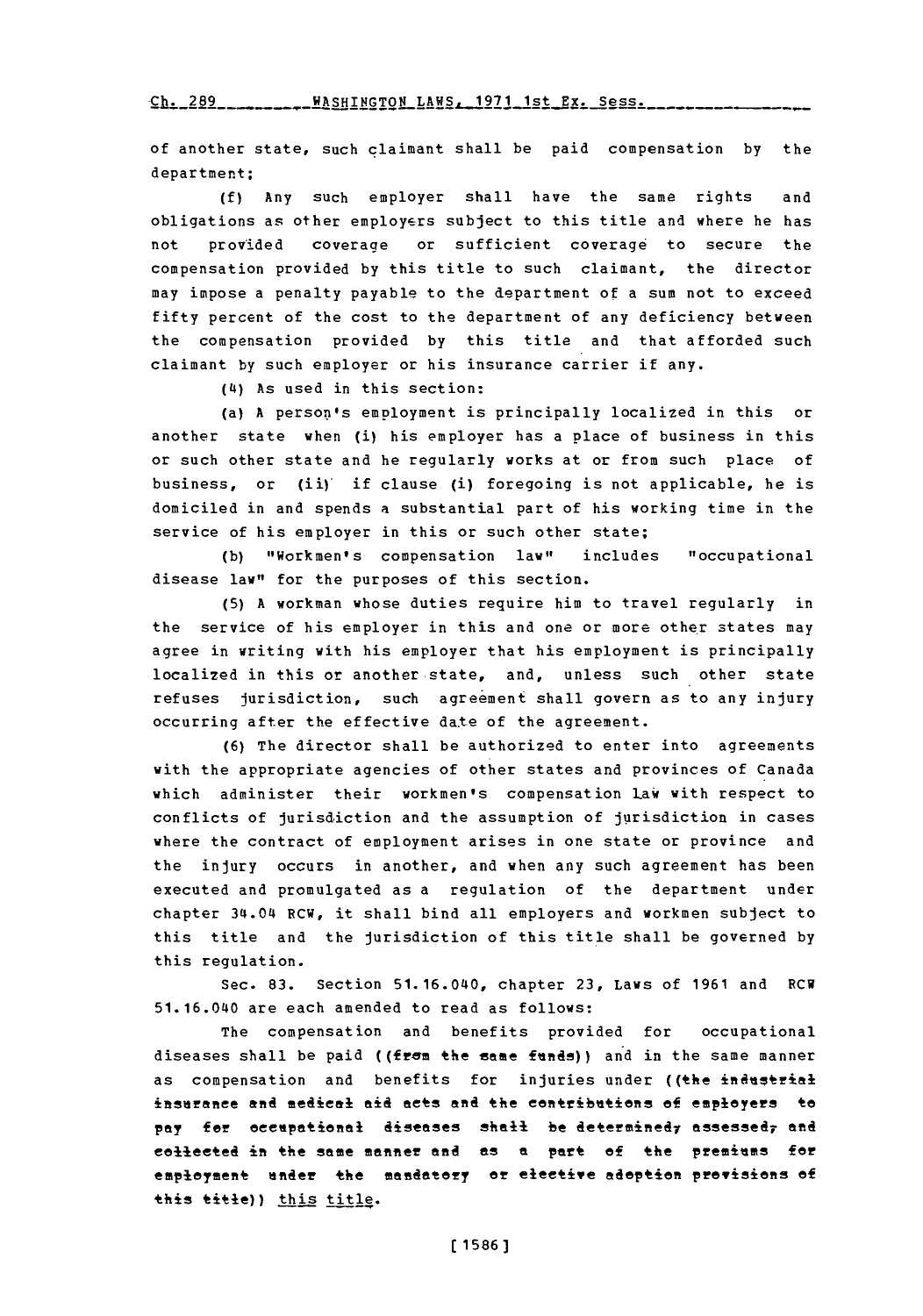of another state, such claimant shall be paid compensation by the department;

(f) Any such employer shall have the same rights and obligations as other employers subject to this title and where he has not provided coverage or sufficient coverage to secure the compensation provided by this title to such claimant, the director may impose a penalty payable to the department of a sum not to exceed fifty percent of the cost to the department of any deficiency between the compensation provided by this title and that afforded such claimant by such employer or his insurance carrier if any.

(4) As used in this section:

(a) A person's employment is principally localized in this or another state when (i) his employer has a place of business in this or such other state and he regularly works at or from such place of business, or (ii) if clause (i) foregoing is not applicable, he is domiciled in and spends a substantial part of his working time in the service of his employer in this or such other state;

(b) "Workmen's compensation law" includes "occupational disease law" for the purposes of this section.

(5) A workman whose duties require him to travel regularly in the service of his employer in this and one or more other states may agree in writing with his employer that his employment is principally localized in this or another state, and, unless such other state refuses jurisdiction, such agreement shall govern as to any injury occurring after the effective date of the agreement.

(6) The director shall be authorized to enter into agreements with the appropriate agencies of other states and provinces of Canada which administer their workmen's compensation law with respect to conflicts of jurisdiction and the assumption of jurisdiction in cases where the contract of employment arises in one state or province and the injury occurs in another, and when any such agreement has been executed and promulgated as a regulation of the department under chapter 34.04 RCW, it shall bind all employers and workmen subject to this title and the jurisdiction of this title shall be governed by this regulation.

Sec. 83. Section 51.16.040, chapter 23, Laws of 1961 and RCW 51.16.040 are each amended to read as follows:

The compensation and benefits provided for occupational diseases shall be paid ((~~from the same funds~~)) and in the same manner as compensation and benefits for injuries under ((~~the industrial insurance and medical aid acts and the contributions of employers to pay for occupational diseases shall be determined, assessed, and collected in the same manner and as a part of the premiums for employment under the mandatory or elective adoption provisions of this title~~)) <u>this title</u>.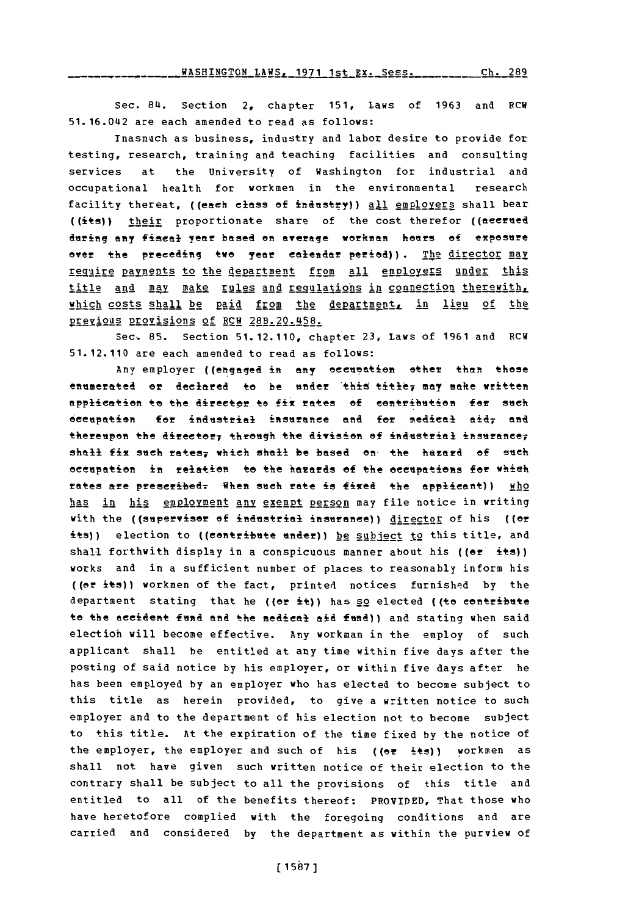Sec. 84. Section 2, chapter 151, Laws of 1963 and RCW 51.16.042 are each amended to read as follows:

Inasmuch as business, industry and labor desire to provide for testing, research, training and teaching facilities and consulting services at the University of Washington for industrial and occupational health for workmen in the environmental research facility thereat, ((each class of industry)) all employers shall bear ((its)) their proportionate share of the cost therefor ((accrued during any fiscal year based on average workman hours of exposure over the preceding two year calendar period)). The director may require payments to the department from all employers under this title and may make rules and regulations in connection therewith, which costs shall be paid from the department, in lieu of the previous provisions of RCW 28B.20.458.

Sec. 85. Section 51.12.110, chapter 23, Laws of 1961 and RCW 51.12.110 are each amended to read as follows:

Any employer ((engaged in any occupation other than those enumerated or declared to be under this title, may make written application to the director to fix rates of contribution for such occupation for industrial insurance and for medical aid, and thereupon the director, through the division of industrial insurance, shall fix such rates, which shall be based on the hazard of such occupation in relation to the hazards of the occupations for which rates are prescribed. When such rate is fixed the applicant)) who has in his employment any exempt person may file notice in writing with the ((supervisor of industrial insurance)) director of his ((or its)) election to ((contribute under)) be subject to this title, and shall forthwith display in a conspicuous manner about his ((or its)) works and in a sufficient number of places to reasonably inform his ((or its)) workmen of the fact, printed notices furnished by the department stating that he ((or it)) has so elected ((to contribute to the accident fund and the medical aid fund)) and stating when said election will become effective. Any workman in the employ of such applicant shall be entitled at any time within five days after the posting of said notice by his employer, or within five days after he has been employed by an employer who has elected to become subject to this title as herein provided, to give a written notice to such employer and to the department of his election not to become subject to this title. At the expiration of the time fixed by the notice of the employer, the employer and such of his ((or its)) workmen as shall not have given such written notice of their election to the contrary shall be subject to all the provisions of this title and entitled to all of the benefits thereof: PROVIDED, That those who have heretofore complied with the foregoing conditions and are carried and considered by the department as within the purview of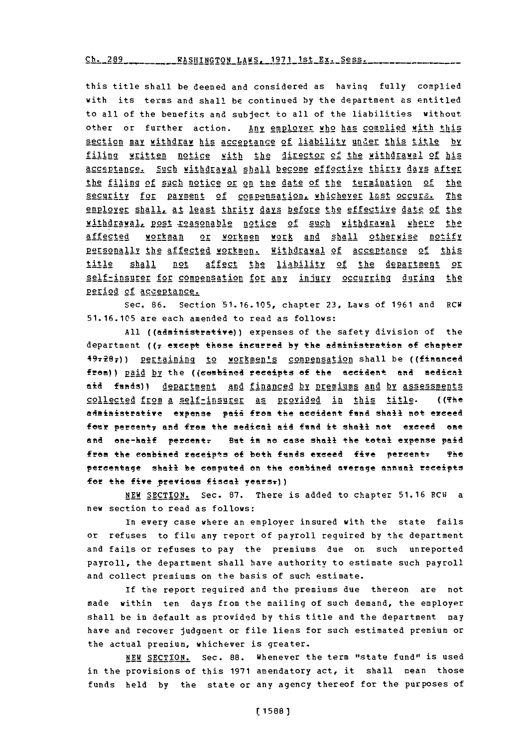this title shall be deemed and considered as having fully complied with its terms and shall be continued by the department as entitled to all of the benefits and subject to all of the liabilities without other or further action. Any employer who has complied with this section may withdraw his acceptance of liability under this title by filing written notice with the director of the withdrawal of his acceptance. Such withdrawal shall become effective thirty days after the filing of such notice or on the date of the termination of the security for payment of compensation, whichever last occurs. The employer shall, at least thrity days before the effective date of the withdrawal, post reasonable notice of such withdrawal where the affected workman or workmen work and shall otherwise notify personally the affected workmen. Withdrawal of acceptance of this title shall not affect the liability of the department or self-insurer for compensation for any injury occurring during the period of acceptance.

Sec. 86. Section 51.16.105, chapter 23, Laws of 1961 and RCW 51.16.105 are each amended to read as follows:

All ((administrative)) expenses of the safety division of the department ((, except those incurred by the administration of chapter 49.28,)) pertaining to workmen's compensation shall be ((financed from)) paid by the ((combined receipts of the accident and medical aid funds)) department and financed by premiums and by assessments collected from a self-insurer as provided in this title. ((The administrative expense paid from the accident fund shall not exceed four percent, and from the medical aid fund it shall not exceed one and one-half percent. But in no case shall the total expense paid from the combined receipts of both funds exceed five percent. The percentage shall be computed on the combined average annual receipts for the five previous fiscal years.))

NEW SECTION. Sec. 87. There is added to chapter 51.16 RCW a new section to read as follows:

In every case where an employer insured with the state fails or refuses to file any report of payroll required by the department and fails or refuses to pay the premiums due on such unreported payroll, the department shall have authority to estimate such payroll and collect premiums on the basis of such estimate.

If the report required and the premiums due thereon are not made within ten days from the mailing of such demand, the employer shall be in default as provided by this title and the department may have and recover judgment or file liens for such estimated premium or the actual premium, whichever is greater.

NEW SECTION. Sec. 88. Whenever the term "state fund" is used in the provisions of this 1971 amendatory act, it shall mean those funds held by the state or any agency thereof for the purposes of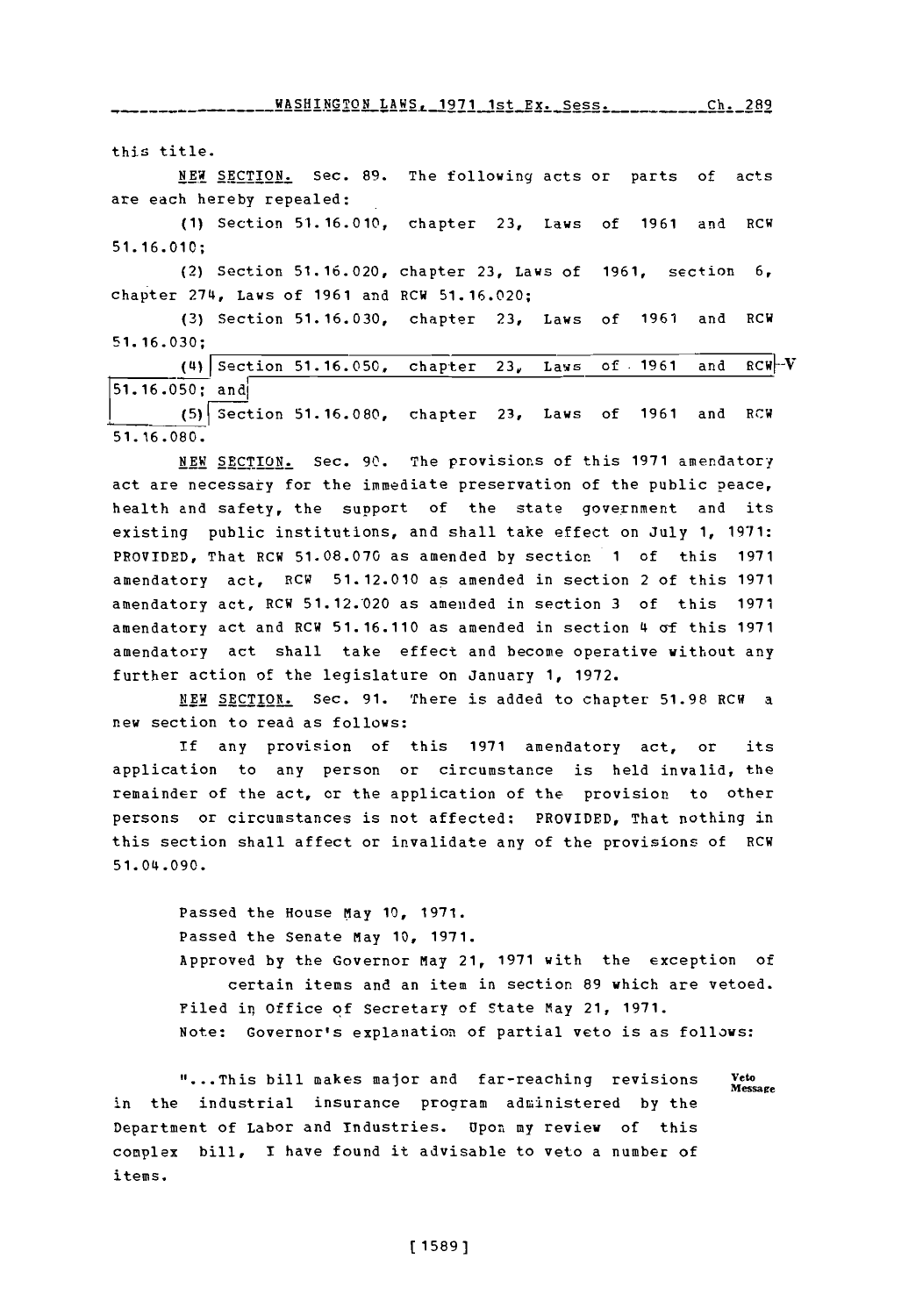this title.

NEW SECTION. Sec. 89. The following acts or parts of acts are each hereby repealed:

(1) Section 51.16.010, chapter 23, Laws of 1961 and RCW 51.16.010;

(2) Section 51.16.020, chapter 23, Laws of 1961, section 6, chapter 274, Laws of 1961 and RCW 51.16.020;

(3) Section 51.16.030, chapter 23, Laws of 1961 and RCW 51.16.030;

(4) Section 51.16.050, chapter 23, Laws of 1961 and RCW 51.16.050; and —V

(5) Section 51.16.080, chapter 23, Laws of 1961 and RCW 51.16.080.

NEW SECTION. Sec. 90. The provisions of this 1971 amendatory act are necessary for the immediate preservation of the public peace, health and safety, the support of the state government and its existing public institutions, and shall take effect on July 1, 1971: PROVIDED, That RCW 51.08.070 as amended by section 1 of this 1971 amendatory act, RCW 51.12.010 as amended in section 2 of this 1971 amendatory act, RCW 51.12.020 as amended in section 3 of this 1971 amendatory act and RCW 51.16.110 as amended in section 4 of this 1971 amendatory act shall take effect and become operative without any further action of the legislature on January 1, 1972.

NEW SECTION. Sec. 91. There is added to chapter 51.98 RCW a new section to read as follows:

If any provision of this 1971 amendatory act, or its application to any person or circumstance is held invalid, the remainder of the act, or the application of the provision to other persons or circumstances is not affected: PROVIDED, That nothing in this section shall affect or invalidate any of the provisions of RCW 51.04.090.

Passed the House May 10, 1971.
Passed the Senate May 10, 1971.
Approved by the Governor May 21, 1971 with the exception of certain items and an item in section 89 which are vetoed.
Filed in Office of Secretary of State May 21, 1971.
Note: Governor's explanation of partial veto is as follows:

Veto Message

"...This bill makes major and far-reaching revisions in the industrial insurance program administered by the Department of Labor and Industries. Upon my review of this complex bill, I have found it advisable to veto a number of items.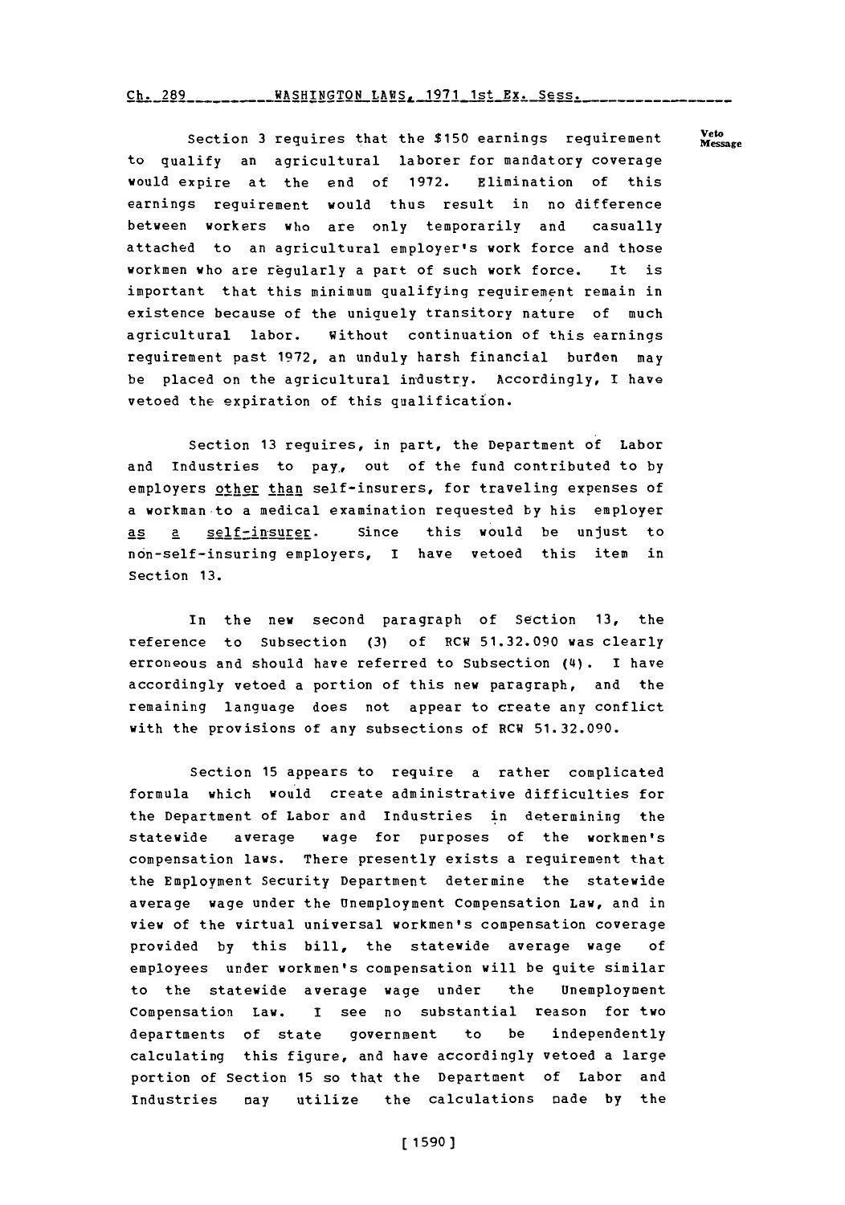Section 3 requires that the $150 earnings requirement to qualify an agricultural laborer for mandatory coverage would expire at the end of 1972. Elimination of this earnings requirement would thus result in no difference between workers who are only temporarily and casually attached to an agricultural employer's work force and those workmen who are regularly a part of such work force. It is important that this minimum qualifying requirement remain in existence because of the uniquely transitory nature of much agricultural labor. Without continuation of this earnings requirement past 1972, an unduly harsh financial burden may be placed on the agricultural industry. Accordingly, I have vetoed the expiration of this qualification.

Section 13 requires, in part, the Department of Labor and Industries to pay, out of the fund contributed to by employers other than self-insurers, for traveling expenses of a workman to a medical examination requested by his employer as a self-insurer. Since this would be unjust to non-self-insuring employers, I have vetoed this item in Section 13.

In the new second paragraph of Section 13, the reference to Subsection (3) of RCW 51.32.090 was clearly erroneous and should have referred to Subsection (4). I have accordingly vetoed a portion of this new paragraph, and the remaining language does not appear to create any conflict with the provisions of any subsections of RCW 51.32.090.

Section 15 appears to require a rather complicated formula which would create administrative difficulties for the Department of Labor and Industries in determining the statewide average wage for purposes of the workmen's compensation laws. There presently exists a requirement that the Employment Security Department determine the statewide average wage under the Unemployment Compensation Law, and in view of the virtual universal workmen's compensation coverage provided by this bill, the statewide average wage of employees under workmen's compensation will be quite similar to the statewide average wage under the Unemployment Compensation Law. I see no substantial reason for two departments of state government to be independently calculating this figure, and have accordingly vetoed a large portion of Section 15 so that the Department of Labor and Industries may utilize the calculations made by the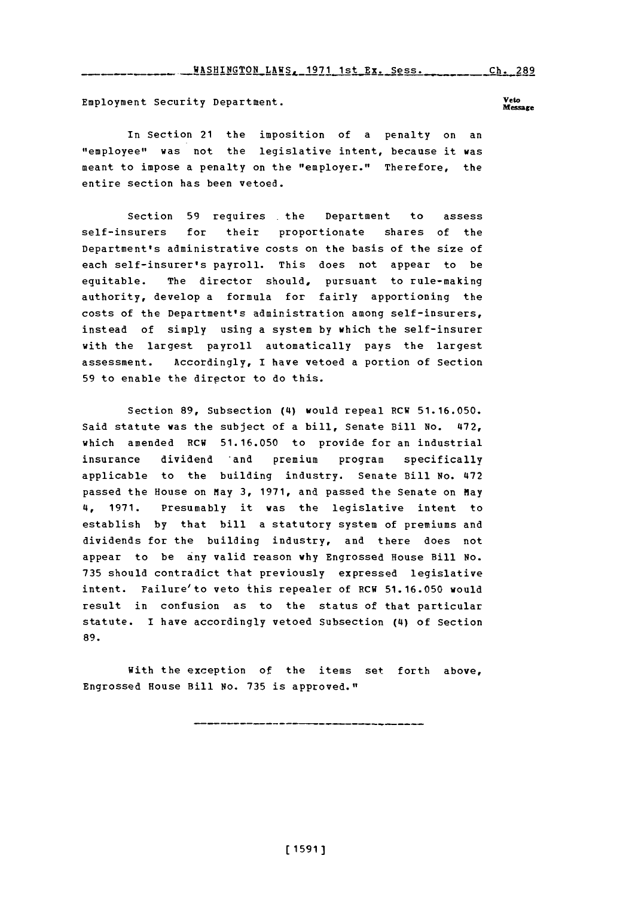Employment Security Department.

In Section 21 the imposition of a penalty on an "employee" was not the legislative intent, because it was meant to impose a penalty on the "employer." Therefore, the entire section has been vetoed.

Section 59 requires the Department to assess self-insurers for their proportionate shares of the Department's administrative costs on the basis of the size of each self-insurer's payroll. This does not appear to be equitable. The director should, pursuant to rule-making authority, develop a formula for fairly apportioning the costs of the Department's administration among self-insurers, instead of simply using a system by which the self-insurer with the largest payroll automatically pays the largest assessment. Accordingly, I have vetoed a portion of Section 59 to enable the director to do this.

Section 89, Subsection (4) would repeal RCW 51.16.050. Said statute was the subject of a bill, Senate Bill No. 472, which amended RCW 51.16.050 to provide for an industrial insurance dividend and premium program specifically applicable to the building industry. Senate Bill No. 472 passed the House on May 3, 1971, and passed the Senate on May 4, 1971. Presumably it was the legislative intent to establish by that bill a statutory system of premiums and dividends for the building industry, and there does not appear to be any valid reason why Engrossed House Bill No. 735 should contradict that previously expressed legislative intent. Failure to veto this repealer of RCW 51.16.050 would result in confusion as to the status of that particular statute. I have accordingly vetoed Subsection (4) of Section 89.

With the exception of the items set forth above, Engrossed House Bill No. 735 is approved."